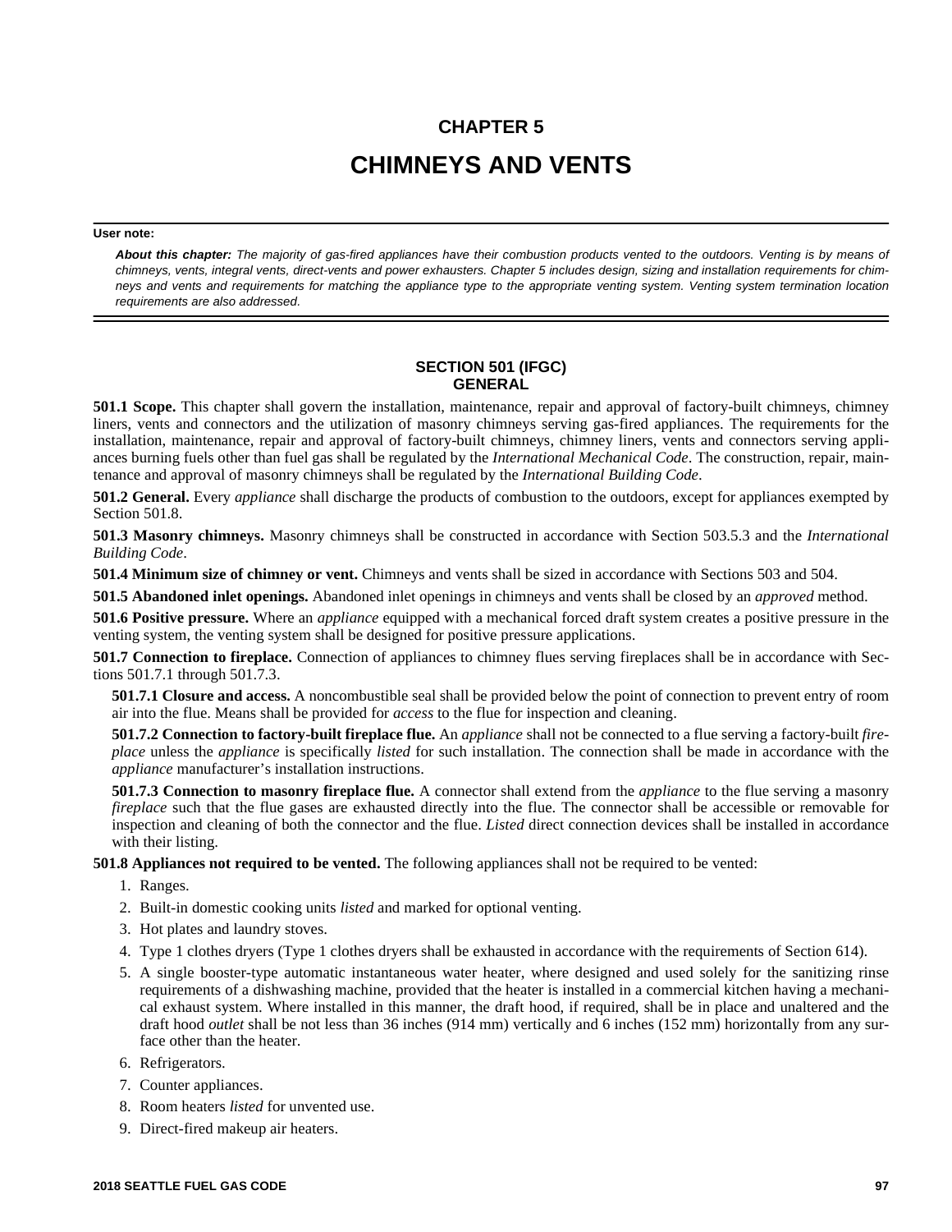# CHAPTER 5

# CHIMNEYS AND VENTS

**User note:**

***About this chapter:*** *The majority of gas-fired appliances have their combustion products vented to the outdoors. Venting is by means of chimneys, vents, integral vents, direct-vents and power exhausters. Chapter 5 includes design, sizing and installation requirements for chimneys and vents and requirements for matching the appliance type to the appropriate venting system. Venting system termination location requirements are also addressed.*

## SECTION 501 (IFGC)
## GENERAL

**501.1 Scope.** This chapter shall govern the installation, maintenance, repair and approval of factory-built chimneys, chimney liners, vents and connectors and the utilization of masonry chimneys serving gas-fired appliances. The requirements for the installation, maintenance, repair and approval of factory-built chimneys, chimney liners, vents and connectors serving appliances burning fuels other than fuel gas shall be regulated by the *International Mechanical Code*. The construction, repair, maintenance and approval of masonry chimneys shall be regulated by the *International Building Code*.

**501.2 General.** Every *appliance* shall discharge the products of combustion to the outdoors, except for appliances exempted by Section 501.8.

**501.3 Masonry chimneys.** Masonry chimneys shall be constructed in accordance with Section 503.5.3 and the *International Building Code*.

**501.4 Minimum size of chimney or vent.** Chimneys and vents shall be sized in accordance with Sections 503 and 504.

**501.5 Abandoned inlet openings.** Abandoned inlet openings in chimneys and vents shall be closed by an *approved* method.

**501.6 Positive pressure.** Where an *appliance* equipped with a mechanical forced draft system creates a positive pressure in the venting system, the venting system shall be designed for positive pressure applications.

**501.7 Connection to fireplace.** Connection of appliances to chimney flues serving fireplaces shall be in accordance with Sections 501.7.1 through 501.7.3.

**501.7.1 Closure and access.** A noncombustible seal shall be provided below the point of connection to prevent entry of room air into the flue. Means shall be provided for *access* to the flue for inspection and cleaning.

**501.7.2 Connection to factory-built fireplace flue.** An *appliance* shall not be connected to a flue serving a factory-built *fireplace* unless the *appliance* is specifically *listed* for such installation. The connection shall be made in accordance with the *appliance* manufacturer's installation instructions.

**501.7.3 Connection to masonry fireplace flue.** A connector shall extend from the *appliance* to the flue serving a masonry *fireplace* such that the flue gases are exhausted directly into the flue. The connector shall be accessible or removable for inspection and cleaning of both the connector and the flue. *Listed* direct connection devices shall be installed in accordance with their listing.

**501.8 Appliances not required to be vented.** The following appliances shall not be required to be vented:

1. Ranges.
2. Built-in domestic cooking units *listed* and marked for optional venting.
3. Hot plates and laundry stoves.
4. Type 1 clothes dryers (Type 1 clothes dryers shall be exhausted in accordance with the requirements of Section 614).
5. A single booster-type automatic instantaneous water heater, where designed and used solely for the sanitizing rinse requirements of a dishwashing machine, provided that the heater is installed in a commercial kitchen having a mechanical exhaust system. Where installed in this manner, the draft hood, if required, shall be in place and unaltered and the draft hood *outlet* shall be not less than 36 inches (914 mm) vertically and 6 inches (152 mm) horizontally from any surface other than the heater.
6. Refrigerators.
7. Counter appliances.
8. Room heaters *listed* for unvented use.
9. Direct-fired makeup air heaters.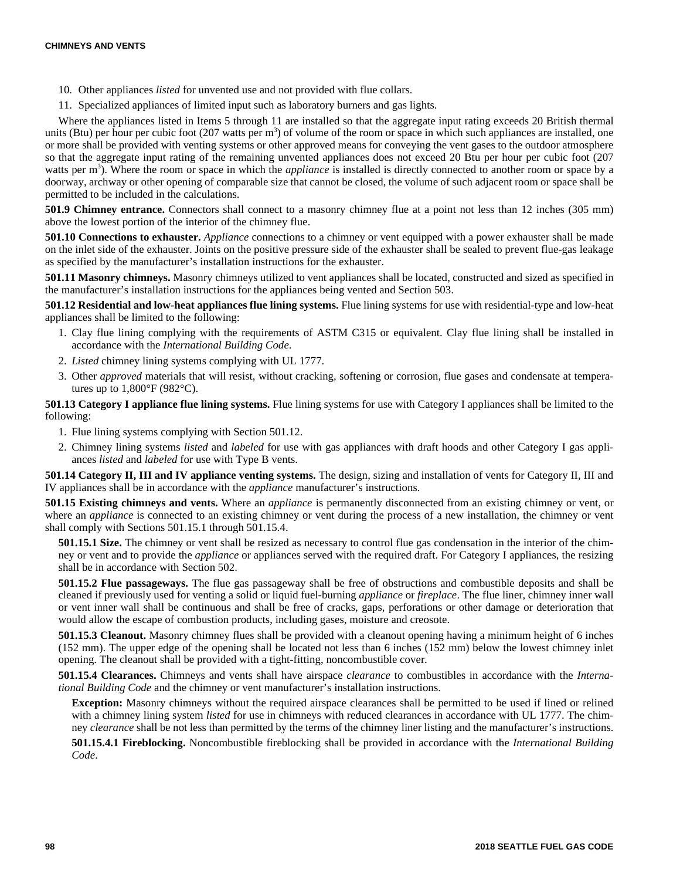10. Other appliances *listed* for unvented use and not provided with flue collars.
11. Specialized appliances of limited input such as laboratory burners and gas lights.

Where the appliances listed in Items 5 through 11 are installed so that the aggregate input rating exceeds 20 British thermal units (Btu) per hour per cubic foot (207 watts per $m^3$) of volume of the room or space in which such appliances are installed, one or more shall be provided with venting systems or other approved means for conveying the vent gases to the outdoor atmosphere so that the aggregate input rating of the remaining unvented appliances does not exceed 20 Btu per hour per cubic foot (207 watts per $m^3$). Where the room or space in which the *appliance* is installed is directly connected to another room or space by a doorway, archway or other opening of comparable size that cannot be closed, the volume of such adjacent room or space shall be permitted to be included in the calculations.

**501.9 Chimney entrance.** Connectors shall connect to a masonry chimney flue at a point not less than 12 inches (305 mm) above the lowest portion of the interior of the chimney flue.

**501.10 Connections to exhauster.** *Appliance* connections to a chimney or vent equipped with a power exhauster shall be made on the inlet side of the exhauster. Joints on the positive pressure side of the exhauster shall be sealed to prevent flue-gas leakage as specified by the manufacturer's installation instructions for the exhauster.

**501.11 Masonry chimneys.** Masonry chimneys utilized to vent appliances shall be located, constructed and sized as specified in the manufacturer's installation instructions for the appliances being vented and Section 503.

**501.12 Residential and low-heat appliances flue lining systems.** Flue lining systems for use with residential-type and low-heat appliances shall be limited to the following:

1. Clay flue lining complying with the requirements of ASTM C315 or equivalent. Clay flue lining shall be installed in accordance with the *International Building Code*.
2. *Listed* chimney lining systems complying with UL 1777.
3. Other *approved* materials that will resist, without cracking, softening or corrosion, flue gases and condensate at temperatures up to 1,800°F (982°C).

**501.13 Category I appliance flue lining systems.** Flue lining systems for use with Category I appliances shall be limited to the following:

1. Flue lining systems complying with Section 501.12.
2. Chimney lining systems *listed* and *labeled* for use with gas appliances with draft hoods and other Category I gas appliances *listed* and *labeled* for use with Type B vents.

**501.14 Category II, III and IV appliance venting systems.** The design, sizing and installation of vents for Category II, III and IV appliances shall be in accordance with the *appliance* manufacturer's instructions.

**501.15 Existing chimneys and vents.** Where an *appliance* is permanently disconnected from an existing chimney or vent, or where an *appliance* is connected to an existing chimney or vent during the process of a new installation, the chimney or vent shall comply with Sections 501.15.1 through 501.15.4.

**501.15.1 Size.** The chimney or vent shall be resized as necessary to control flue gas condensation in the interior of the chimney or vent and to provide the *appliance* or appliances served with the required draft. For Category I appliances, the resizing shall be in accordance with Section 502.

**501.15.2 Flue passageways.** The flue gas passageway shall be free of obstructions and combustible deposits and shall be cleaned if previously used for venting a solid or liquid fuel-burning *appliance* or *fireplace*. The flue liner, chimney inner wall or vent inner wall shall be continuous and shall be free of cracks, gaps, perforations or other damage or deterioration that would allow the escape of combustion products, including gases, moisture and creosote.

**501.15.3 Cleanout.** Masonry chimney flues shall be provided with a cleanout opening having a minimum height of 6 inches (152 mm). The upper edge of the opening shall be located not less than 6 inches (152 mm) below the lowest chimney inlet opening. The cleanout shall be provided with a tight-fitting, noncombustible cover.

**501.15.4 Clearances.** Chimneys and vents shall have airspace *clearance* to combustibles in accordance with the *International Building Code* and the chimney or vent manufacturer's installation instructions.

**Exception:** Masonry chimneys without the required airspace clearances shall be permitted to be used if lined or relined with a chimney lining system *listed* for use in chimneys with reduced clearances in accordance with UL 1777. The chimney *clearance* shall be not less than permitted by the terms of the chimney liner listing and the manufacturer's instructions.

**501.15.4.1 Fireblocking.** Noncombustible fireblocking shall be provided in accordance with the *International Building Code*.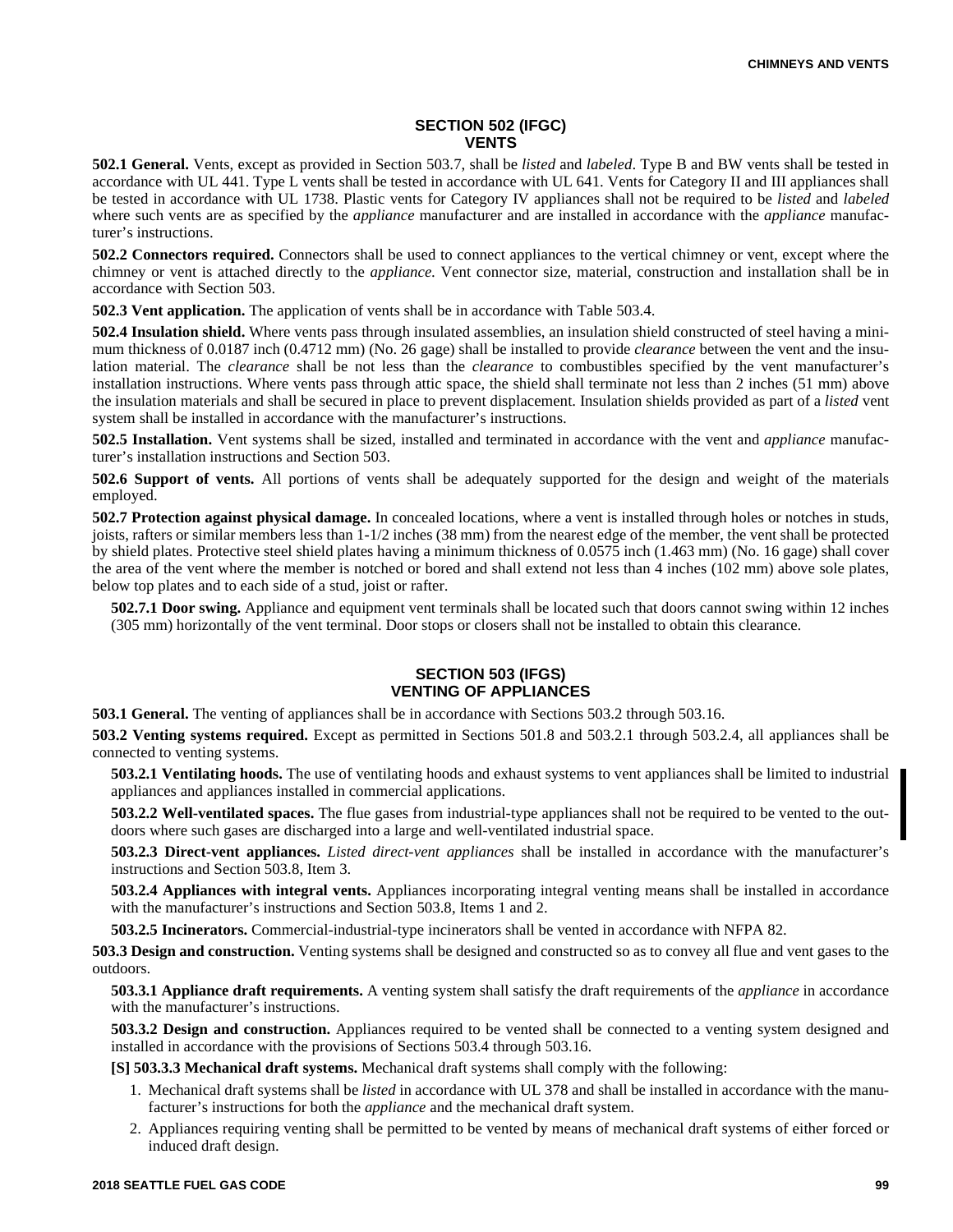## SECTION 502 (IFGC) VENTS

**502.1 General.** Vents, except as provided in Section 503.7, shall be *listed* and *labeled*. Type B and BW vents shall be tested in accordance with UL 441. Type L vents shall be tested in accordance with UL 641. Vents for Category II and III appliances shall be tested in accordance with UL 1738. Plastic vents for Category IV appliances shall not be required to be *listed* and *labeled* where such vents are as specified by the *appliance* manufacturer and are installed in accordance with the *appliance* manufacturer's instructions.

**502.2 Connectors required.** Connectors shall be used to connect appliances to the vertical chimney or vent, except where the chimney or vent is attached directly to the *appliance.* Vent connector size, material, construction and installation shall be in accordance with Section 503.

**502.3 Vent application.** The application of vents shall be in accordance with Table 503.4.

**502.4 Insulation shield.** Where vents pass through insulated assemblies, an insulation shield constructed of steel having a minimum thickness of 0.0187 inch (0.4712 mm) (No. 26 gage) shall be installed to provide *clearance* between the vent and the insulation material. The *clearance* shall be not less than the *clearance* to combustibles specified by the vent manufacturer's installation instructions. Where vents pass through attic space, the shield shall terminate not less than 2 inches (51 mm) above the insulation materials and shall be secured in place to prevent displacement. Insulation shields provided as part of a *listed* vent system shall be installed in accordance with the manufacturer's instructions.

**502.5 Installation.** Vent systems shall be sized, installed and terminated in accordance with the vent and *appliance* manufacturer's installation instructions and Section 503.

**502.6 Support of vents.** All portions of vents shall be adequately supported for the design and weight of the materials employed.

**502.7 Protection against physical damage.** In concealed locations, where a vent is installed through holes or notches in studs, joists, rafters or similar members less than 1-1/2 inches (38 mm) from the nearest edge of the member, the vent shall be protected by shield plates. Protective steel shield plates having a minimum thickness of 0.0575 inch (1.463 mm) (No. 16 gage) shall cover the area of the vent where the member is notched or bored and shall extend not less than 4 inches (102 mm) above sole plates, below top plates and to each side of a stud, joist or rafter.

**502.7.1 Door swing.** Appliance and equipment vent terminals shall be located such that doors cannot swing within 12 inches (305 mm) horizontally of the vent terminal. Door stops or closers shall not be installed to obtain this clearance.

## SECTION 503 (IFGS) VENTING OF APPLIANCES

**503.1 General.** The venting of appliances shall be in accordance with Sections 503.2 through 503.16.

**503.2 Venting systems required.** Except as permitted in Sections 501.8 and 503.2.1 through 503.2.4, all appliances shall be connected to venting systems.

**503.2.1 Ventilating hoods.** The use of ventilating hoods and exhaust systems to vent appliances shall be limited to industrial appliances and appliances installed in commercial applications.

**503.2.2 Well-ventilated spaces.** The flue gases from industrial-type appliances shall not be required to be vented to the outdoors where such gases are discharged into a large and well-ventilated industrial space.

**503.2.3 Direct-vent appliances.** *Listed direct-vent appliances* shall be installed in accordance with the manufacturer's instructions and Section 503.8, Item 3.

**503.2.4 Appliances with integral vents.** Appliances incorporating integral venting means shall be installed in accordance with the manufacturer's instructions and Section 503.8, Items 1 and 2.

**503.2.5 Incinerators.** Commercial-industrial-type incinerators shall be vented in accordance with NFPA 82.

**503.3 Design and construction.** Venting systems shall be designed and constructed so as to convey all flue and vent gases to the outdoors.

**503.3.1 Appliance draft requirements.** A venting system shall satisfy the draft requirements of the *appliance* in accordance with the manufacturer's instructions.

**503.3.2 Design and construction.** Appliances required to be vented shall be connected to a venting system designed and installed in accordance with the provisions of Sections 503.4 through 503.16.

**[S] 503.3.3 Mechanical draft systems.** Mechanical draft systems shall comply with the following:

1. Mechanical draft systems shall be *listed* in accordance with UL 378 and shall be installed in accordance with the manufacturer's instructions for both the *appliance* and the mechanical draft system.
2. Appliances requiring venting shall be permitted to be vented by means of mechanical draft systems of either forced or induced draft design.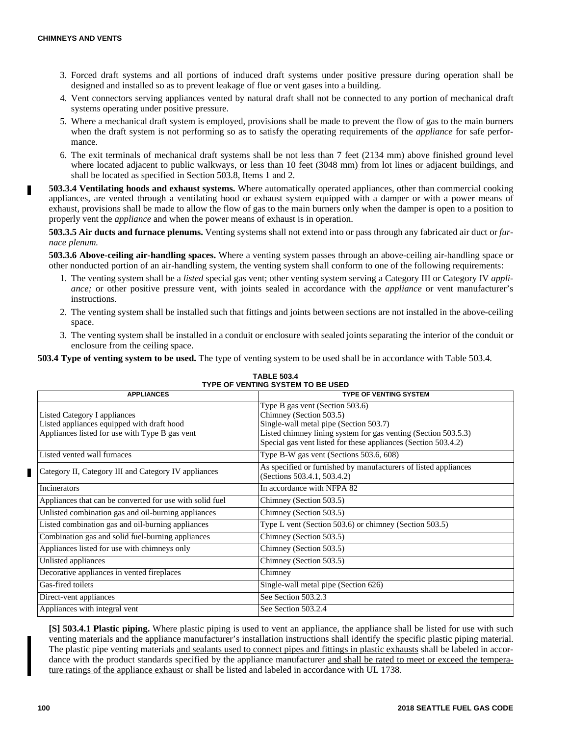3. Forced draft systems and all portions of induced draft systems under positive pressure during operation shall be designed and installed so as to prevent leakage of flue or vent gases into a building.
4. Vent connectors serving appliances vented by natural draft shall not be connected to any portion of mechanical draft systems operating under positive pressure.
5. Where a mechanical draft system is employed, provisions shall be made to prevent the flow of gas to the main burners when the draft system is not performing so as to satisfy the operating requirements of the *appliance* for safe performance.
6. The exit terminals of mechanical draft systems shall be not less than 7 feet (2134 mm) above finished ground level where located adjacent to public walkways, or less than 10 feet (3048 mm) from lot lines or adjacent buildings, and shall be located as specified in Section 503.8, Items 1 and 2.

**503.3.4 Ventilating hoods and exhaust systems.** Where automatically operated appliances, other than commercial cooking appliances, are vented through a ventilating hood or exhaust system equipped with a damper or with a power means of exhaust, provisions shall be made to allow the flow of gas to the main burners only when the damper is open to a position to properly vent the *appliance* and when the power means of exhaust is in operation.

**503.3.5 Air ducts and furnace plenums.** Venting systems shall not extend into or pass through any fabricated air duct or *furnace plenum.*

**503.3.6 Above-ceiling air-handling spaces.** Where a venting system passes through an above-ceiling air-handling space or other nonducted portion of an air-handling system, the venting system shall conform to one of the following requirements:

1. The venting system shall be a *listed* special gas vent; other venting system serving a Category III or Category IV *appliance;* or other positive pressure vent, with joints sealed in accordance with the *appliance* or vent manufacturer's instructions.
2. The venting system shall be installed such that fittings and joints between sections are not installed in the above-ceiling space.
3. The venting system shall be installed in a conduit or enclosure with sealed joints separating the interior of the conduit or enclosure from the ceiling space.

**503.4 Type of venting system to be used.** The type of venting system to be used shall be in accordance with Table 503.4.

**TABLE 503.4**
**TYPE OF VENTING SYSTEM TO BE USED**

| APPLIANCES | TYPE OF VENTING SYSTEM |
|---|---|
| Listed Category I appliances<br>Listed appliances equipped with draft hood<br>Appliances listed for use with Type B gas vent | Type B gas vent (Section 503.6)<br>Chimney (Section 503.5)<br>Single-wall metal pipe (Section 503.7)<br>Listed chimney lining system for gas venting (Section 503.5.3)<br>Special gas vent listed for these appliances (Section 503.4.2) |
| Listed vented wall furnaces | Type B-W gas vent (Sections 503.6, 608) |
| Category II, Category III and Category IV appliances | As specified or furnished by manufacturers of listed appliances (Sections 503.4.1, 503.4.2) |
| Incinerators | In accordance with NFPA 82 |
| Appliances that can be converted for use with solid fuel | Chimney (Section 503.5) |
| Unlisted combination gas and oil-burning appliances | Chimney (Section 503.5) |
| Listed combination gas and oil-burning appliances | Type L vent (Section 503.6) or chimney (Section 503.5) |
| Combination gas and solid fuel-burning appliances | Chimney (Section 503.5) |
| Appliances listed for use with chimneys only | Chimney (Section 503.5) |
| Unlisted appliances | Chimney (Section 503.5) |
| Decorative appliances in vented fireplaces | Chimney |
| Gas-fired toilets | Single-wall metal pipe (Section 626) |
| Direct-vent appliances | See Section 503.2.3 |
| Appliances with integral vent | See Section 503.2.4 |

**[S] 503.4.1 Plastic piping.** Where plastic piping is used to vent an appliance, the appliance shall be listed for use with such venting materials and the appliance manufacturer's installation instructions shall identify the specific plastic piping material. The plastic pipe venting materials and sealants used to connect pipes and fittings in plastic exhausts shall be labeled in accordance with the product standards specified by the appliance manufacturer and shall be rated to meet or exceed the temperature ratings of the appliance exhaust or shall be listed and labeled in accordance with UL 1738.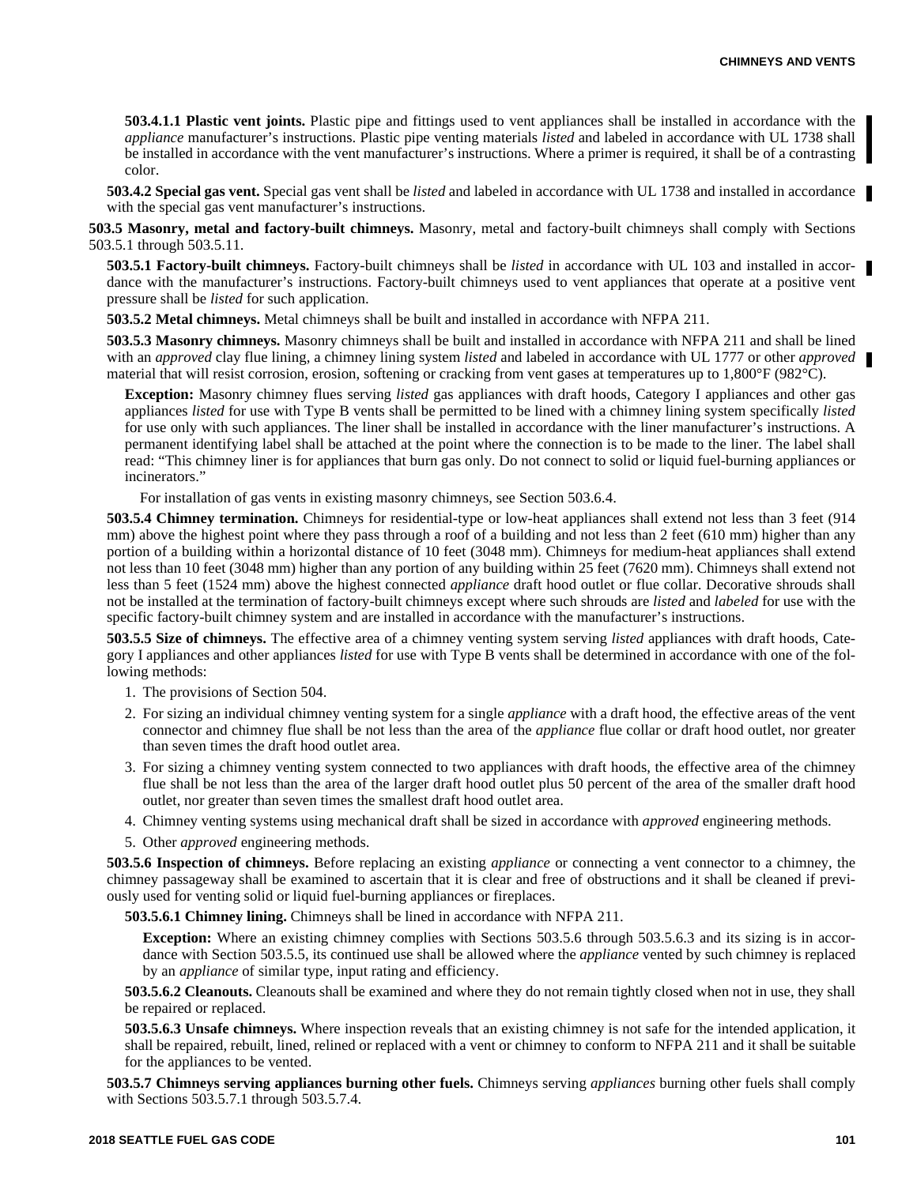**503.4.1.1 Plastic vent joints.** Plastic pipe and fittings used to vent appliances shall be installed in accordance with the *appliance* manufacturer's instructions. Plastic pipe venting materials *listed* and labeled in accordance with UL 1738 shall be installed in accordance with the vent manufacturer's instructions. Where a primer is required, it shall be of a contrasting color.

**503.4.2 Special gas vent.** Special gas vent shall be *listed* and labeled in accordance with UL 1738 and installed in accordance with the special gas vent manufacturer's instructions.

**503.5 Masonry, metal and factory-built chimneys.** Masonry, metal and factory-built chimneys shall comply with Sections 503.5.1 through 503.5.11.

**503.5.1 Factory-built chimneys.** Factory-built chimneys shall be *listed* in accordance with UL 103 and installed in accordance with the manufacturer's instructions. Factory-built chimneys used to vent appliances that operate at a positive vent pressure shall be *listed* for such application.

**503.5.2 Metal chimneys.** Metal chimneys shall be built and installed in accordance with NFPA 211.

**503.5.3 Masonry chimneys.** Masonry chimneys shall be built and installed in accordance with NFPA 211 and shall be lined with an *approved* clay flue lining, a chimney lining system *listed* and labeled in accordance with UL 1777 or other *approved* material that will resist corrosion, erosion, softening or cracking from vent gases at temperatures up to 1,800°F (982°C).

**Exception:** Masonry chimney flues serving *listed* gas appliances with draft hoods, Category I appliances and other gas appliances *listed* for use with Type B vents shall be permitted to be lined with a chimney lining system specifically *listed* for use only with such appliances. The liner shall be installed in accordance with the liner manufacturer's instructions. A permanent identifying label shall be attached at the point where the connection is to be made to the liner. The label shall read: "This chimney liner is for appliances that burn gas only. Do not connect to solid or liquid fuel-burning appliances or incinerators."

For installation of gas vents in existing masonry chimneys, see Section 503.6.4.

**503.5.4 Chimney termination.** Chimneys for residential-type or low-heat appliances shall extend not less than 3 feet (914 mm) above the highest point where they pass through a roof of a building and not less than 2 feet (610 mm) higher than any portion of a building within a horizontal distance of 10 feet (3048 mm). Chimneys for medium-heat appliances shall extend not less than 10 feet (3048 mm) higher than any portion of any building within 25 feet (7620 mm). Chimneys shall extend not less than 5 feet (1524 mm) above the highest connected *appliance* draft hood outlet or flue collar. Decorative shrouds shall not be installed at the termination of factory-built chimneys except where such shrouds are *listed* and *labeled* for use with the specific factory-built chimney system and are installed in accordance with the manufacturer's instructions.

**503.5.5 Size of chimneys.** The effective area of a chimney venting system serving *listed* appliances with draft hoods, Category I appliances and other appliances *listed* for use with Type B vents shall be determined in accordance with one of the following methods:

1. The provisions of Section 504.
2. For sizing an individual chimney venting system for a single *appliance* with a draft hood, the effective areas of the vent connector and chimney flue shall be not less than the area of the *appliance* flue collar or draft hood outlet, nor greater than seven times the draft hood outlet area.
3. For sizing a chimney venting system connected to two appliances with draft hoods, the effective area of the chimney flue shall be not less than the area of the larger draft hood outlet plus 50 percent of the area of the smaller draft hood outlet, nor greater than seven times the smallest draft hood outlet area.
4. Chimney venting systems using mechanical draft shall be sized in accordance with *approved* engineering methods.
5. Other *approved* engineering methods.

**503.5.6 Inspection of chimneys.** Before replacing an existing *appliance* or connecting a vent connector to a chimney, the chimney passageway shall be examined to ascertain that it is clear and free of obstructions and it shall be cleaned if previously used for venting solid or liquid fuel-burning appliances or fireplaces.

**503.5.6.1 Chimney lining.** Chimneys shall be lined in accordance with NFPA 211.

**Exception:** Where an existing chimney complies with Sections 503.5.6 through 503.5.6.3 and its sizing is in accordance with Section 503.5.5, its continued use shall be allowed where the *appliance* vented by such chimney is replaced by an *appliance* of similar type, input rating and efficiency.

**503.5.6.2 Cleanouts.** Cleanouts shall be examined and where they do not remain tightly closed when not in use, they shall be repaired or replaced.

**503.5.6.3 Unsafe chimneys.** Where inspection reveals that an existing chimney is not safe for the intended application, it shall be repaired, rebuilt, lined, relined or replaced with a vent or chimney to conform to NFPA 211 and it shall be suitable for the appliances to be vented.

**503.5.7 Chimneys serving appliances burning other fuels.** Chimneys serving *appliances* burning other fuels shall comply with Sections 503.5.7.1 through 503.5.7.4.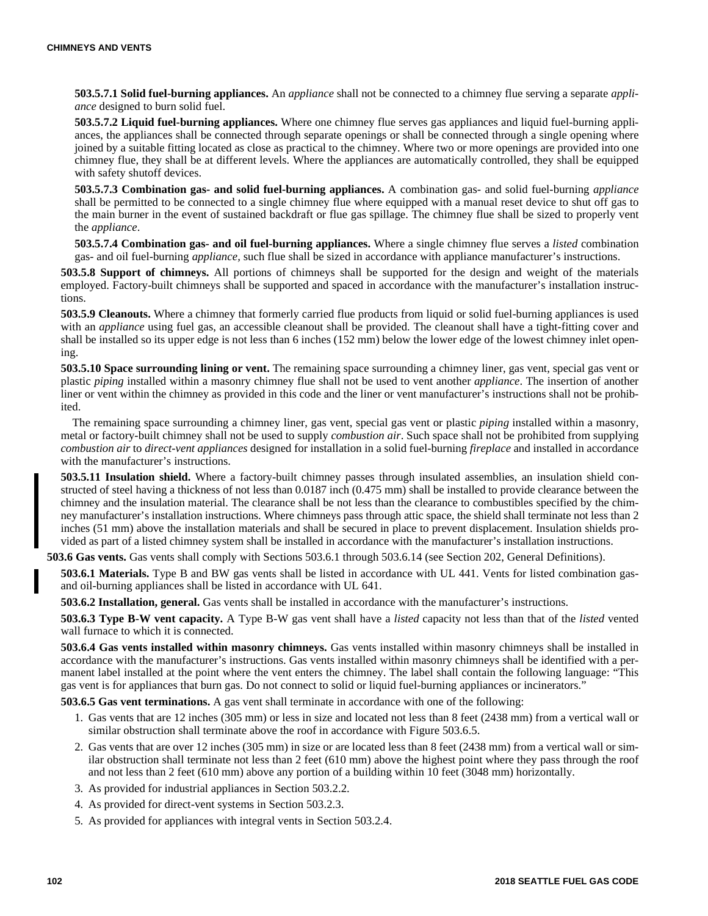**503.5.7.1 Solid fuel-burning appliances.** An *appliance* shall not be connected to a chimney flue serving a separate *appliance* designed to burn solid fuel.

**503.5.7.2 Liquid fuel-burning appliances.** Where one chimney flue serves gas appliances and liquid fuel-burning appliances, the appliances shall be connected through separate openings or shall be connected through a single opening where joined by a suitable fitting located as close as practical to the chimney. Where two or more openings are provided into one chimney flue, they shall be at different levels. Where the appliances are automatically controlled, they shall be equipped with safety shutoff devices.

**503.5.7.3 Combination gas- and solid fuel-burning appliances.** A combination gas- and solid fuel-burning *appliance* shall be permitted to be connected to a single chimney flue where equipped with a manual reset device to shut off gas to the main burner in the event of sustained backdraft or flue gas spillage. The chimney flue shall be sized to properly vent the *appliance*.

**503.5.7.4 Combination gas- and oil fuel-burning appliances.** Where a single chimney flue serves a *listed* combination gas- and oil fuel-burning *appliance,* such flue shall be sized in accordance with appliance manufacturer's instructions.

**503.5.8 Support of chimneys.** All portions of chimneys shall be supported for the design and weight of the materials employed. Factory-built chimneys shall be supported and spaced in accordance with the manufacturer's installation instructions.

**503.5.9 Cleanouts.** Where a chimney that formerly carried flue products from liquid or solid fuel-burning appliances is used with an *appliance* using fuel gas, an accessible cleanout shall be provided. The cleanout shall have a tight-fitting cover and shall be installed so its upper edge is not less than 6 inches (152 mm) below the lower edge of the lowest chimney inlet opening.

**503.5.10 Space surrounding lining or vent.** The remaining space surrounding a chimney liner, gas vent, special gas vent or plastic *piping* installed within a masonry chimney flue shall not be used to vent another *appliance*. The insertion of another liner or vent within the chimney as provided in this code and the liner or vent manufacturer's instructions shall not be prohibited.

The remaining space surrounding a chimney liner, gas vent, special gas vent or plastic *piping* installed within a masonry, metal or factory-built chimney shall not be used to supply *combustion air*. Such space shall not be prohibited from supplying *combustion air* to *direct-vent appliances* designed for installation in a solid fuel-burning *fireplace* and installed in accordance with the manufacturer's instructions.

**503.5.11 Insulation shield.** Where a factory-built chimney passes through insulated assemblies, an insulation shield constructed of steel having a thickness of not less than 0.0187 inch (0.475 mm) shall be installed to provide clearance between the chimney and the insulation material. The clearance shall be not less than the clearance to combustibles specified by the chimney manufacturer's installation instructions. Where chimneys pass through attic space, the shield shall terminate not less than 2 inches (51 mm) above the installation materials and shall be secured in place to prevent displacement. Insulation shields provided as part of a listed chimney system shall be installed in accordance with the manufacturer's installation instructions.

**503.6 Gas vents.** Gas vents shall comply with Sections 503.6.1 through 503.6.14 (see Section 202, General Definitions).

**503.6.1 Materials.** Type B and BW gas vents shall be listed in accordance with UL 441. Vents for listed combination gas- and oil-burning appliances shall be listed in accordance with UL 641.

**503.6.2 Installation, general.** Gas vents shall be installed in accordance with the manufacturer's instructions.

**503.6.3 Type B-W vent capacity.** A Type B-W gas vent shall have a *listed* capacity not less than that of the *listed* vented wall furnace to which it is connected.

**503.6.4 Gas vents installed within masonry chimneys.** Gas vents installed within masonry chimneys shall be installed in accordance with the manufacturer's instructions. Gas vents installed within masonry chimneys shall be identified with a permanent label installed at the point where the vent enters the chimney. The label shall contain the following language: "This gas vent is for appliances that burn gas. Do not connect to solid or liquid fuel-burning appliances or incinerators."

**503.6.5 Gas vent terminations.** A gas vent shall terminate in accordance with one of the following:

1. Gas vents that are 12 inches (305 mm) or less in size and located not less than 8 feet (2438 mm) from a vertical wall or similar obstruction shall terminate above the roof in accordance with Figure 503.6.5.
2. Gas vents that are over 12 inches (305 mm) in size or are located less than 8 feet (2438 mm) from a vertical wall or similar obstruction shall terminate not less than 2 feet (610 mm) above the highest point where they pass through the roof and not less than 2 feet (610 mm) above any portion of a building within 10 feet (3048 mm) horizontally.
3. As provided for industrial appliances in Section 503.2.2.
4. As provided for direct-vent systems in Section 503.2.3.
5. As provided for appliances with integral vents in Section 503.2.4.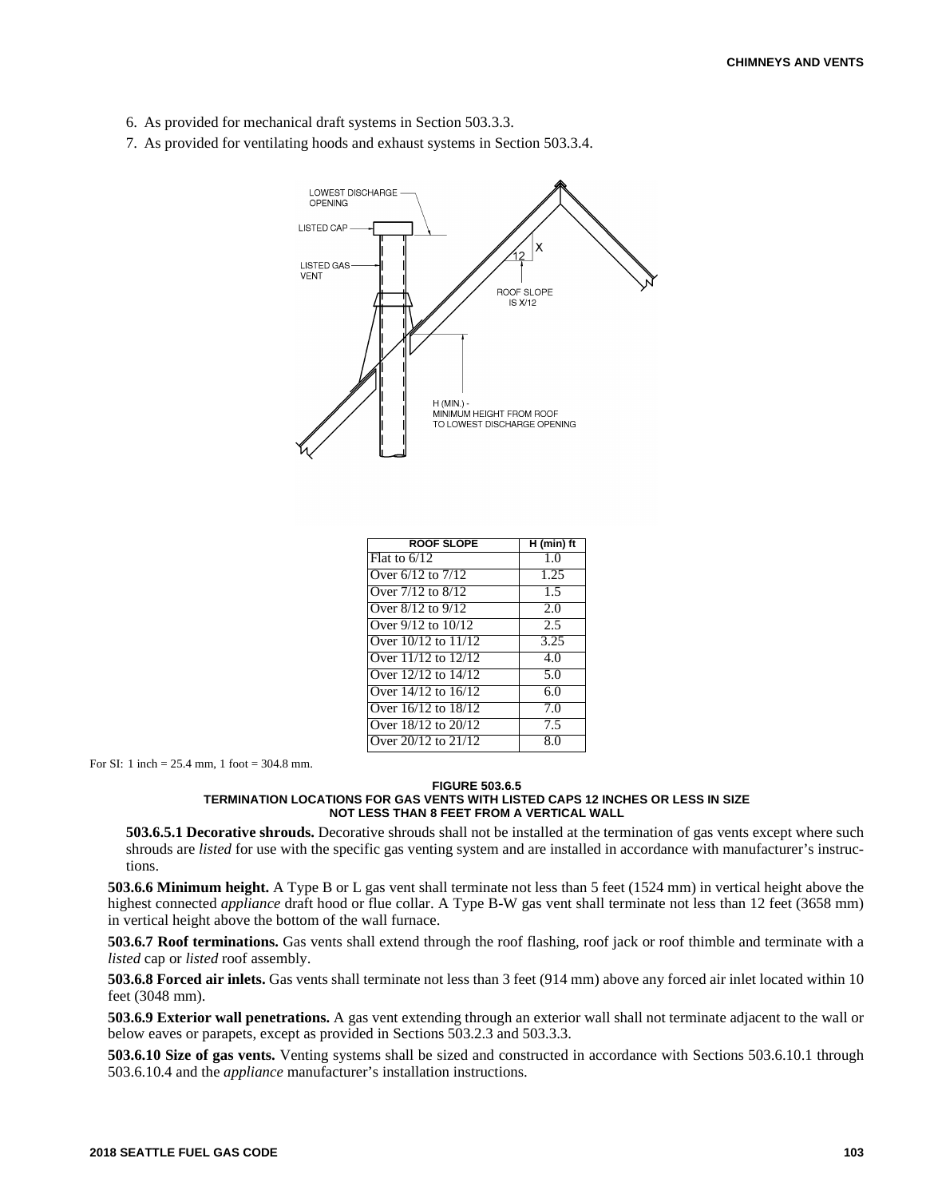6. As provided for mechanical draft systems in Section 503.3.3.
7. As provided for ventilating hoods and exhaust systems in Section 503.3.4.

| ROOF SLOPE | H (min) ft |
|---|---|
| Flat to 6/12 | 1.0 |
| Over 6/12 to 7/12 | 1.25 |
| Over 7/12 to 8/12 | 1.5 |
| Over 8/12 to 9/12 | 2.0 |
| Over 9/12 to 10/12 | 2.5 |
| Over 10/12 to 11/12 | 3.25 |
| Over 11/12 to 12/12 | 4.0 |
| Over 12/12 to 14/12 | 5.0 |
| Over 14/12 to 16/12 | 6.0 |
| Over 16/12 to 18/12 | 7.0 |
| Over 18/12 to 20/12 | 7.5 |
| Over 20/12 to 21/12 | 8.0 |

For SI: 1 inch = 25.4 mm, 1 foot = 304.8 mm.

**FIGURE 503.6.5**
**TERMINATION LOCATIONS FOR GAS VENTS WITH LISTED CAPS 12 INCHES OR LESS IN SIZE NOT LESS THAN 8 FEET FROM A VERTICAL WALL**

**503.6.5.1 Decorative shrouds.** Decorative shrouds shall not be installed at the termination of gas vents except where such shrouds are *listed* for use with the specific gas venting system and are installed in accordance with manufacturer's instructions.

**503.6.6 Minimum height.** A Type B or L gas vent shall terminate not less than 5 feet (1524 mm) in vertical height above the highest connected *appliance* draft hood or flue collar. A Type B-W gas vent shall terminate not less than 12 feet (3658 mm) in vertical height above the bottom of the wall furnace.

**503.6.7 Roof terminations.** Gas vents shall extend through the roof flashing, roof jack or roof thimble and terminate with a *listed* cap or *listed* roof assembly.

**503.6.8 Forced air inlets.** Gas vents shall terminate not less than 3 feet (914 mm) above any forced air inlet located within 10 feet (3048 mm).

**503.6.9 Exterior wall penetrations.** A gas vent extending through an exterior wall shall not terminate adjacent to the wall or below eaves or parapets, except as provided in Sections 503.2.3 and 503.3.3.

**503.6.10 Size of gas vents.** Venting systems shall be sized and constructed in accordance with Sections 503.6.10.1 through 503.6.10.4 and the *appliance* manufacturer's installation instructions.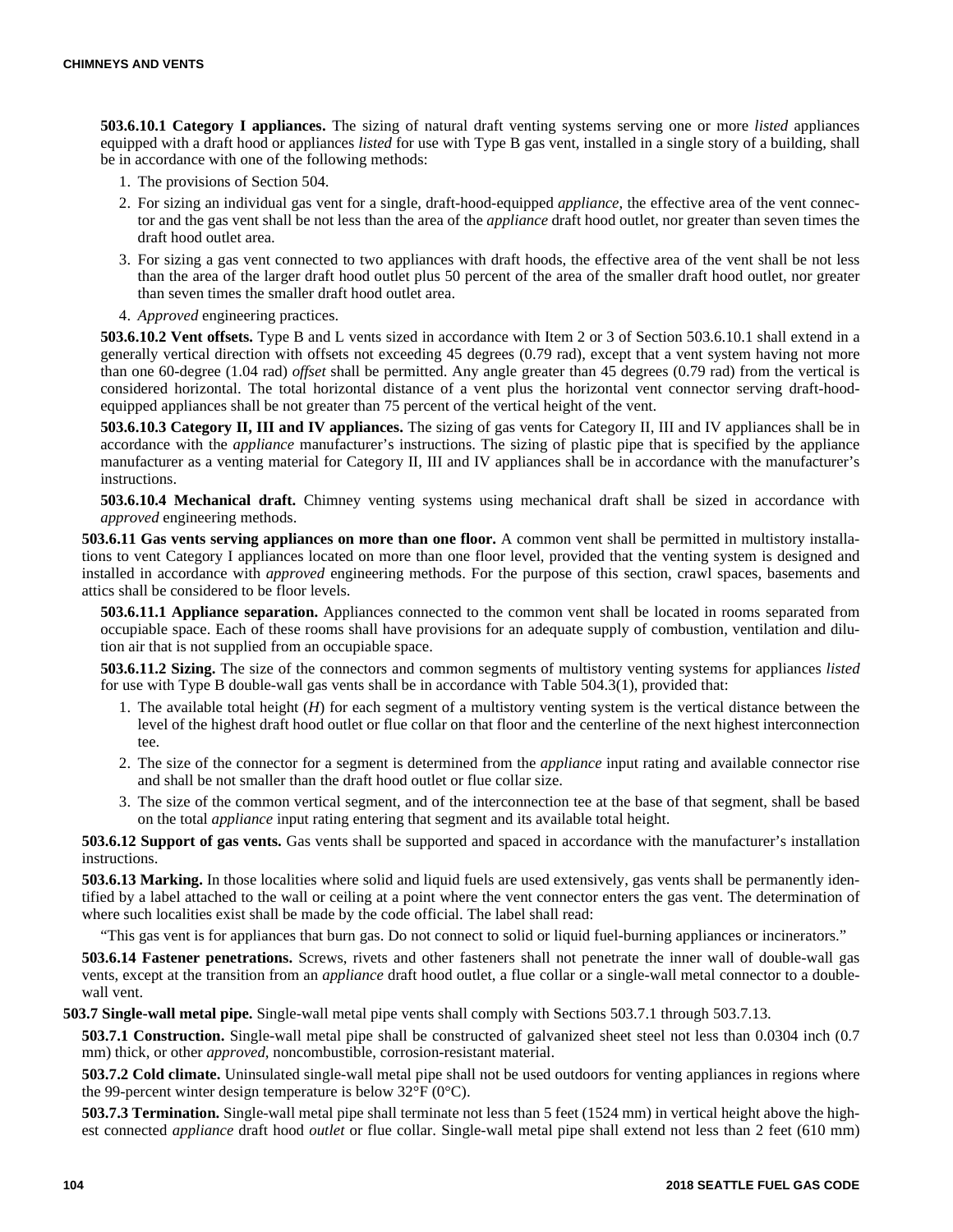**503.6.10.1 Category I appliances.** The sizing of natural draft venting systems serving one or more *listed* appliances equipped with a draft hood or appliances *listed* for use with Type B gas vent, installed in a single story of a building, shall be in accordance with one of the following methods:

1. The provisions of Section 504.
2. For sizing an individual gas vent for a single, draft-hood-equipped *appliance*, the effective area of the vent connector and the gas vent shall be not less than the area of the *appliance* draft hood outlet, nor greater than seven times the draft hood outlet area.
3. For sizing a gas vent connected to two appliances with draft hoods, the effective area of the vent shall be not less than the area of the larger draft hood outlet plus 50 percent of the area of the smaller draft hood outlet, nor greater than seven times the smaller draft hood outlet area.
4. *Approved* engineering practices.

**503.6.10.2 Vent offsets.** Type B and L vents sized in accordance with Item 2 or 3 of Section 503.6.10.1 shall extend in a generally vertical direction with offsets not exceeding 45 degrees (0.79 rad), except that a vent system having not more than one 60-degree (1.04 rad) *offset* shall be permitted. Any angle greater than 45 degrees (0.79 rad) from the vertical is considered horizontal. The total horizontal distance of a vent plus the horizontal vent connector serving draft-hood-equipped appliances shall be not greater than 75 percent of the vertical height of the vent.

**503.6.10.3 Category II, III and IV appliances.** The sizing of gas vents for Category II, III and IV appliances shall be in accordance with the *appliance* manufacturer's instructions. The sizing of plastic pipe that is specified by the appliance manufacturer as a venting material for Category II, III and IV appliances shall be in accordance with the manufacturer's instructions.

**503.6.10.4 Mechanical draft.** Chimney venting systems using mechanical draft shall be sized in accordance with *approved* engineering methods.

**503.6.11 Gas vents serving appliances on more than one floor.** A common vent shall be permitted in multistory installations to vent Category I appliances located on more than one floor level, provided that the venting system is designed and installed in accordance with *approved* engineering methods. For the purpose of this section, crawl spaces, basements and attics shall be considered to be floor levels.

**503.6.11.1 Appliance separation.** Appliances connected to the common vent shall be located in rooms separated from occupiable space. Each of these rooms shall have provisions for an adequate supply of combustion, ventilation and dilution air that is not supplied from an occupiable space.

**503.6.11.2 Sizing.** The size of the connectors and common segments of multistory venting systems for appliances *listed* for use with Type B double-wall gas vents shall be in accordance with Table 504.3(1), provided that:

1. The available total height ($H$) for each segment of a multistory venting system is the vertical distance between the level of the highest draft hood outlet or flue collar on that floor and the centerline of the next highest interconnection tee.
2. The size of the connector for a segment is determined from the *appliance* input rating and available connector rise and shall be not smaller than the draft hood outlet or flue collar size.
3. The size of the common vertical segment, and of the interconnection tee at the base of that segment, shall be based on the total *appliance* input rating entering that segment and its available total height.

**503.6.12 Support of gas vents.** Gas vents shall be supported and spaced in accordance with the manufacturer's installation instructions.

**503.6.13 Marking.** In those localities where solid and liquid fuels are used extensively, gas vents shall be permanently identified by a label attached to the wall or ceiling at a point where the vent connector enters the gas vent. The determination of where such localities exist shall be made by the code official. The label shall read:

"This gas vent is for appliances that burn gas. Do not connect to solid or liquid fuel-burning appliances or incinerators."

**503.6.14 Fastener penetrations.** Screws, rivets and other fasteners shall not penetrate the inner wall of double-wall gas vents, except at the transition from an *appliance* draft hood outlet, a flue collar or a single-wall metal connector to a double-wall vent.

**503.7 Single-wall metal pipe.** Single-wall metal pipe vents shall comply with Sections 503.7.1 through 503.7.13.

**503.7.1 Construction.** Single-wall metal pipe shall be constructed of galvanized sheet steel not less than 0.0304 inch (0.7 mm) thick, or other *approved*, noncombustible, corrosion-resistant material.

**503.7.2 Cold climate.** Uninsulated single-wall metal pipe shall not be used outdoors for venting appliances in regions where the 99-percent winter design temperature is below 32°F (0°C).

**503.7.3 Termination.** Single-wall metal pipe shall terminate not less than 5 feet (1524 mm) in vertical height above the highest connected *appliance* draft hood *outlet* or flue collar. Single-wall metal pipe shall extend not less than 2 feet (610 mm)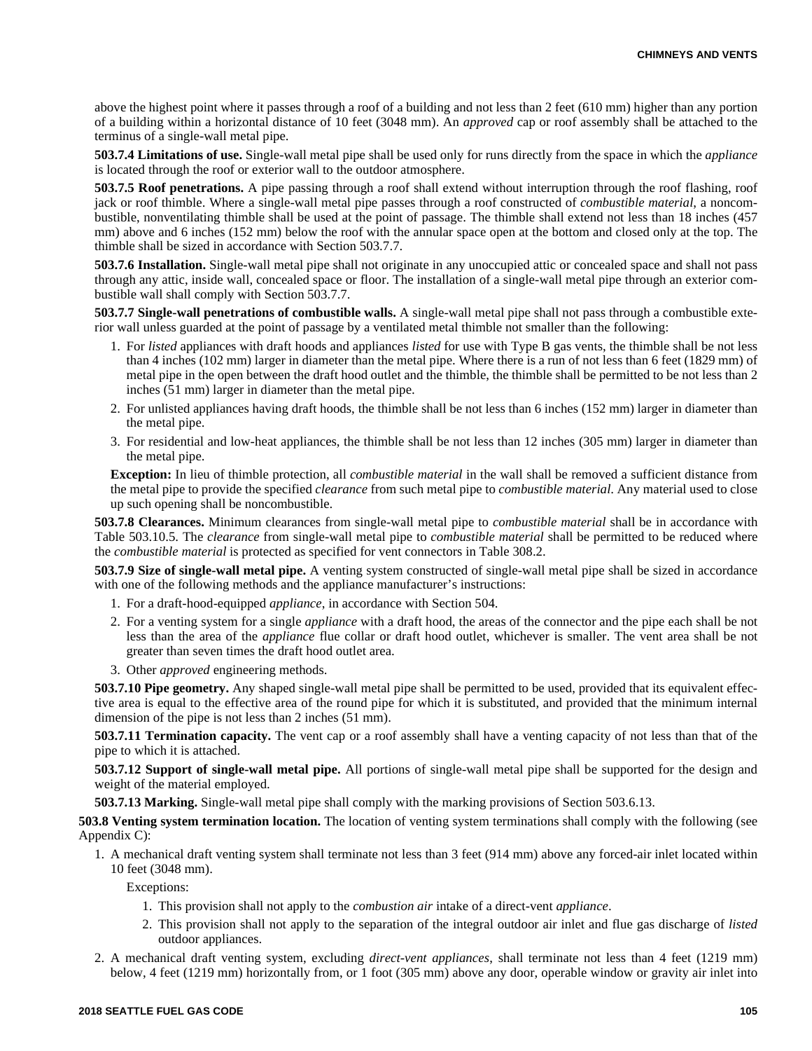above the highest point where it passes through a roof of a building and not less than 2 feet (610 mm) higher than any portion of a building within a horizontal distance of 10 feet (3048 mm). An *approved* cap or roof assembly shall be attached to the terminus of a single-wall metal pipe.

**503.7.4 Limitations of use.** Single-wall metal pipe shall be used only for runs directly from the space in which the *appliance* is located through the roof or exterior wall to the outdoor atmosphere.

**503.7.5 Roof penetrations.** A pipe passing through a roof shall extend without interruption through the roof flashing, roof jack or roof thimble. Where a single-wall metal pipe passes through a roof constructed of *combustible material*, a noncombustible, nonventilating thimble shall be used at the point of passage. The thimble shall extend not less than 18 inches (457 mm) above and 6 inches (152 mm) below the roof with the annular space open at the bottom and closed only at the top. The thimble shall be sized in accordance with Section 503.7.7.

**503.7.6 Installation.** Single-wall metal pipe shall not originate in any unoccupied attic or concealed space and shall not pass through any attic, inside wall, concealed space or floor. The installation of a single-wall metal pipe through an exterior combustible wall shall comply with Section 503.7.7.

**503.7.7 Single-wall penetrations of combustible walls.** A single-wall metal pipe shall not pass through a combustible exterior wall unless guarded at the point of passage by a ventilated metal thimble not smaller than the following:

1. For *listed* appliances with draft hoods and appliances *listed* for use with Type B gas vents, the thimble shall be not less than 4 inches (102 mm) larger in diameter than the metal pipe. Where there is a run of not less than 6 feet (1829 mm) of metal pipe in the open between the draft hood outlet and the thimble, the thimble shall be permitted to be not less than 2 inches (51 mm) larger in diameter than the metal pipe.
2. For unlisted appliances having draft hoods, the thimble shall be not less than 6 inches (152 mm) larger in diameter than the metal pipe.
3. For residential and low-heat appliances, the thimble shall be not less than 12 inches (305 mm) larger in diameter than the metal pipe.

**Exception:** In lieu of thimble protection, all *combustible material* in the wall shall be removed a sufficient distance from the metal pipe to provide the specified *clearance* from such metal pipe to *combustible material*. Any material used to close up such opening shall be noncombustible.

**503.7.8 Clearances.** Minimum clearances from single-wall metal pipe to *combustible material* shall be in accordance with Table 503.10.5. The *clearance* from single-wall metal pipe to *combustible material* shall be permitted to be reduced where the *combustible material* is protected as specified for vent connectors in Table 308.2.

**503.7.9 Size of single-wall metal pipe.** A venting system constructed of single-wall metal pipe shall be sized in accordance with one of the following methods and the appliance manufacturer's instructions:

1. For a draft-hood-equipped *appliance*, in accordance with Section 504.
2. For a venting system for a single *appliance* with a draft hood, the areas of the connector and the pipe each shall be not less than the area of the *appliance* flue collar or draft hood outlet, whichever is smaller. The vent area shall be not greater than seven times the draft hood outlet area.
3. Other *approved* engineering methods.

**503.7.10 Pipe geometry.** Any shaped single-wall metal pipe shall be permitted to be used, provided that its equivalent effective area is equal to the effective area of the round pipe for which it is substituted, and provided that the minimum internal dimension of the pipe is not less than 2 inches (51 mm).

**503.7.11 Termination capacity.** The vent cap or a roof assembly shall have a venting capacity of not less than that of the pipe to which it is attached.

**503.7.12 Support of single-wall metal pipe.** All portions of single-wall metal pipe shall be supported for the design and weight of the material employed.

**503.7.13 Marking.** Single-wall metal pipe shall comply with the marking provisions of Section 503.6.13.

**503.8 Venting system termination location.** The location of venting system terminations shall comply with the following (see Appendix C):

1. A mechanical draft venting system shall terminate not less than 3 feet (914 mm) above any forced-air inlet located within 10 feet (3048 mm).

   Exceptions:

   1. This provision shall not apply to the *combustion air* intake of a direct-vent *appliance*.
   2. This provision shall not apply to the separation of the integral outdoor air inlet and flue gas discharge of *listed* outdoor appliances.

2. A mechanical draft venting system, excluding *direct-vent appliances*, shall terminate not less than 4 feet (1219 mm) below, 4 feet (1219 mm) horizontally from, or 1 foot (305 mm) above any door, operable window or gravity air inlet into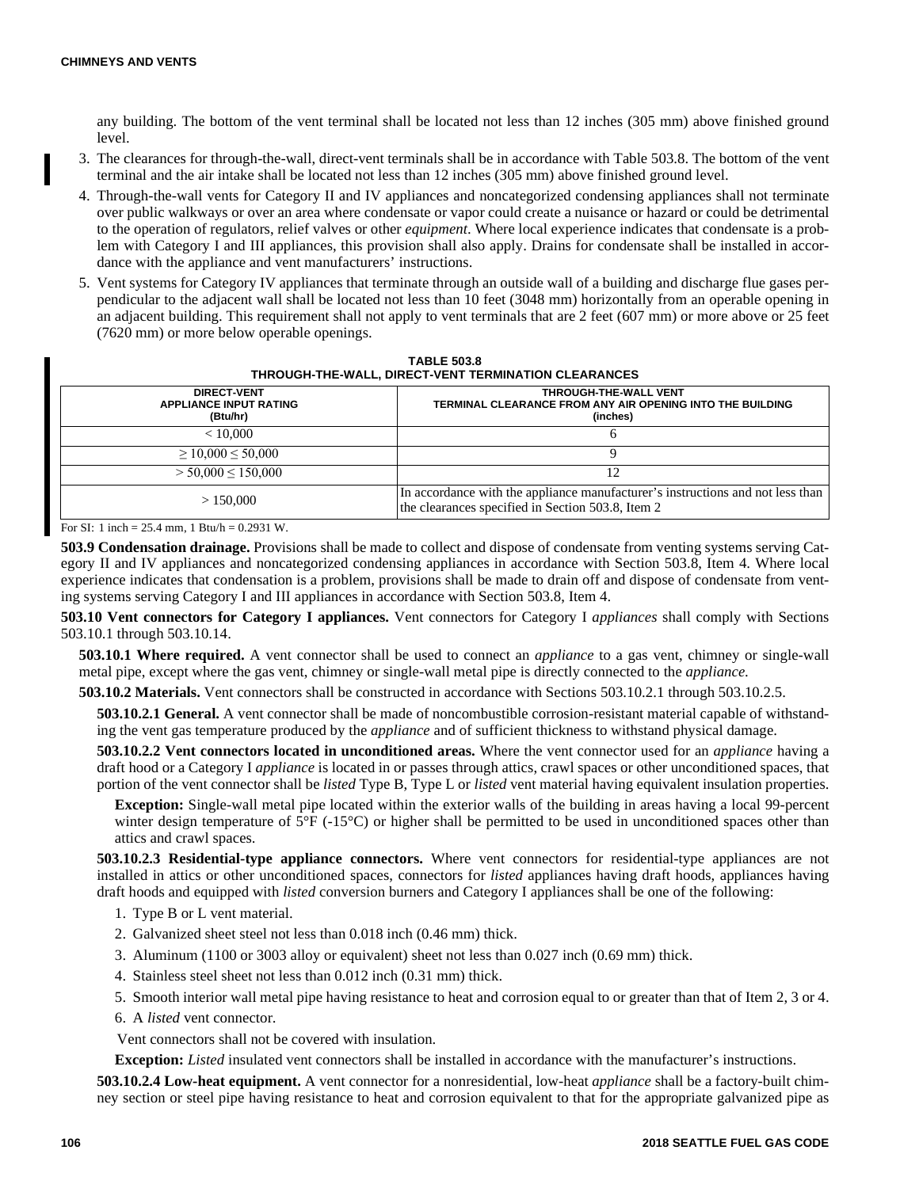any building. The bottom of the vent terminal shall be located not less than 12 inches (305 mm) above finished ground level.

3. The clearances for through-the-wall, direct-vent terminals shall be in accordance with Table 503.8. The bottom of the vent terminal and the air intake shall be located not less than 12 inches (305 mm) above finished ground level.
4. Through-the-wall vents for Category II and IV appliances and noncategorized condensing appliances shall not terminate over public walkways or over an area where condensate or vapor could create a nuisance or hazard or could be detrimental to the operation of regulators, relief valves or other *equipment*. Where local experience indicates that condensate is a problem with Category I and III appliances, this provision shall also apply. Drains for condensate shall be installed in accordance with the appliance and vent manufacturers' instructions.
5. Vent systems for Category IV appliances that terminate through an outside wall of a building and discharge flue gases perpendicular to the adjacent wall shall be located not less than 10 feet (3048 mm) horizontally from an operable opening in an adjacent building. This requirement shall not apply to vent terminals that are 2 feet (607 mm) or more above or 25 feet (7620 mm) or more below operable openings.

**TABLE 503.8**
**THROUGH-THE-WALL, DIRECT-VENT TERMINATION CLEARANCES**

| DIRECT-VENT APPLIANCE INPUT RATING (Btu/hr) | THROUGH-THE-WALL VENT TERMINAL CLEARANCE FROM ANY AIR OPENING INTO THE BUILDING (inches) |
|---|---|
| < 10,000 | 6 |
| ≥ 10,000 ≤ 50,000 | 9 |
| > 50,000 ≤ 150,000 | 12 |
| > 150,000 | In accordance with the appliance manufacturer's instructions and not less than the clearances specified in Section 503.8, Item 2 |

For SI: 1 inch = 25.4 mm, 1 Btu/h = 0.2931 W.

**503.9 Condensation drainage.** Provisions shall be made to collect and dispose of condensate from venting systems serving Category II and IV appliances and noncategorized condensing appliances in accordance with Section 503.8, Item 4. Where local experience indicates that condensation is a problem, provisions shall be made to drain off and dispose of condensate from venting systems serving Category I and III appliances in accordance with Section 503.8, Item 4.

**503.10 Vent connectors for Category I appliances.** Vent connectors for Category I *appliances* shall comply with Sections 503.10.1 through 503.10.14.

**503.10.1 Where required.** A vent connector shall be used to connect an *appliance* to a gas vent, chimney or single-wall metal pipe, except where the gas vent, chimney or single-wall metal pipe is directly connected to the *appliance*.

**503.10.2 Materials.** Vent connectors shall be constructed in accordance with Sections 503.10.2.1 through 503.10.2.5.

**503.10.2.1 General.** A vent connector shall be made of noncombustible corrosion-resistant material capable of withstanding the vent gas temperature produced by the *appliance* and of sufficient thickness to withstand physical damage.

**503.10.2.2 Vent connectors located in unconditioned areas.** Where the vent connector used for an *appliance* having a draft hood or a Category I *appliance* is located in or passes through attics, crawl spaces or other unconditioned spaces, that portion of the vent connector shall be *listed* Type B, Type L or *listed* vent material having equivalent insulation properties.

**Exception:** Single-wall metal pipe located within the exterior walls of the building in areas having a local 99-percent winter design temperature of 5°F (-15°C) or higher shall be permitted to be used in unconditioned spaces other than attics and crawl spaces.

**503.10.2.3 Residential-type appliance connectors.** Where vent connectors for residential-type appliances are not installed in attics or other unconditioned spaces, connectors for *listed* appliances having draft hoods, appliances having draft hoods and equipped with *listed* conversion burners and Category I appliances shall be one of the following:

1. Type B or L vent material.
2. Galvanized sheet steel not less than 0.018 inch (0.46 mm) thick.
3. Aluminum (1100 or 3003 alloy or equivalent) sheet not less than 0.027 inch (0.69 mm) thick.
4. Stainless steel sheet not less than 0.012 inch (0.31 mm) thick.
5. Smooth interior wall metal pipe having resistance to heat and corrosion equal to or greater than that of Item 2, 3 or 4.
6. A *listed* vent connector.

Vent connectors shall not be covered with insulation.

**Exception:** *Listed* insulated vent connectors shall be installed in accordance with the manufacturer's instructions.

**503.10.2.4 Low-heat equipment.** A vent connector for a nonresidential, low-heat *appliance* shall be a factory-built chimney section or steel pipe having resistance to heat and corrosion equivalent to that for the appropriate galvanized pipe as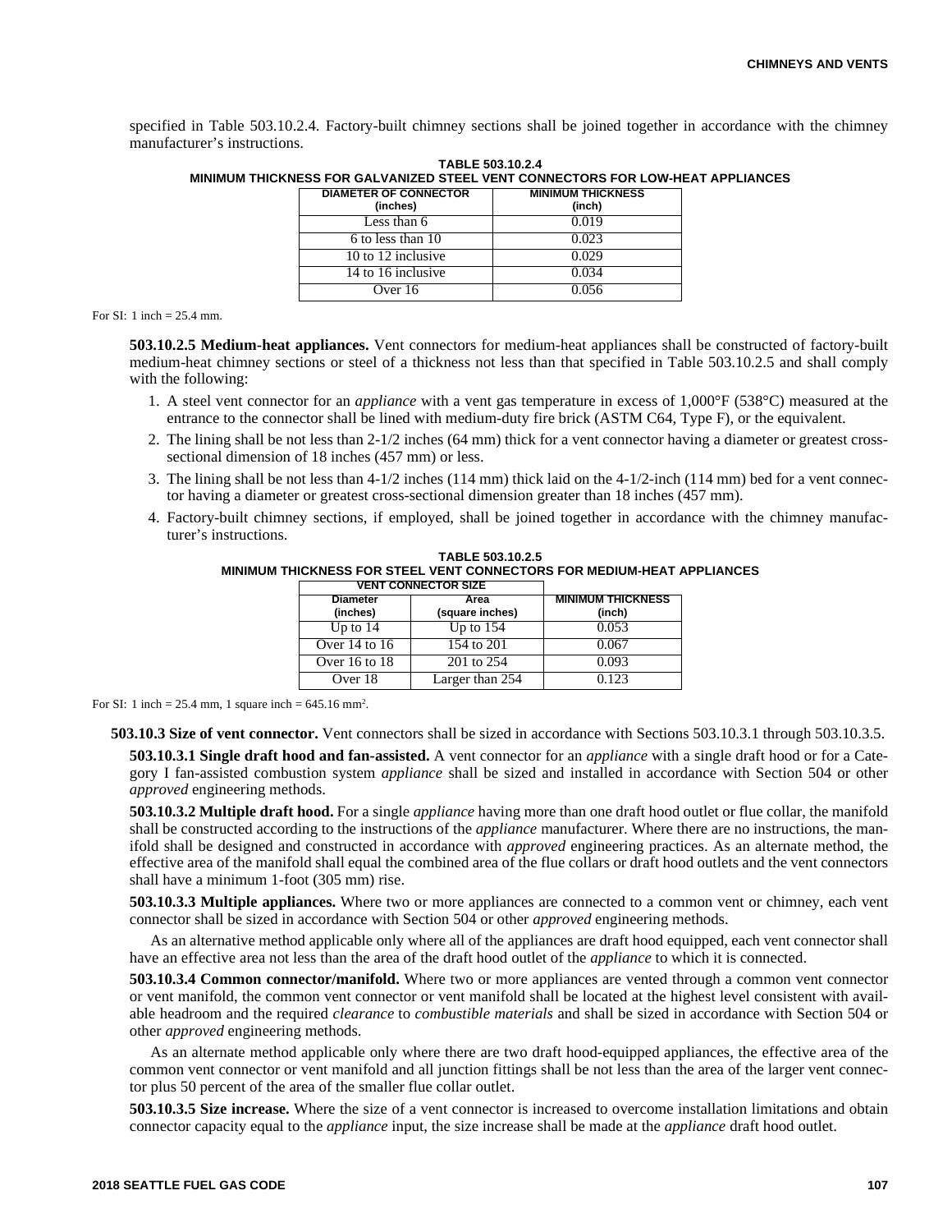specified in Table 503.10.2.4. Factory-built chimney sections shall be joined together in accordance with the chimney manufacturer's instructions.

**TABLE 503.10.2.4**
**MINIMUM THICKNESS FOR GALVANIZED STEEL VENT CONNECTORS FOR LOW-HEAT APPLIANCES**

| DIAMETER OF CONNECTOR (inches) | MINIMUM THICKNESS (inch) |
|---|---|
| Less than 6 | 0.019 |
| 6 to less than 10 | 0.023 |
| 10 to 12 inclusive | 0.029 |
| 14 to 16 inclusive | 0.034 |
| Over 16 | 0.056 |

For SI: 1 inch = 25.4 mm.

**503.10.2.5 Medium-heat appliances.** Vent connectors for medium-heat appliances shall be constructed of factory-built medium-heat chimney sections or steel of a thickness not less than that specified in Table 503.10.2.5 and shall comply with the following:

1. A steel vent connector for an *appliance* with a vent gas temperature in excess of 1,000°F (538°C) measured at the entrance to the connector shall be lined with medium-duty fire brick (ASTM C64, Type F), or the equivalent.
2. The lining shall be not less than 2-1/2 inches (64 mm) thick for a vent connector having a diameter or greatest cross-sectional dimension of 18 inches (457 mm) or less.
3. The lining shall be not less than 4-1/2 inches (114 mm) thick laid on the 4-1/2-inch (114 mm) bed for a vent connector having a diameter or greatest cross-sectional dimension greater than 18 inches (457 mm).
4. Factory-built chimney sections, if employed, shall be joined together in accordance with the chimney manufacturer's instructions.

**TABLE 503.10.2.5**
**MINIMUM THICKNESS FOR STEEL VENT CONNECTORS FOR MEDIUM-HEAT APPLIANCES**

| VENT CONNECTOR SIZE | | MINIMUM THICKNESS (inch) |
|---|---|---|
| Diameter (inches) | Area (square inches) | |
| Up to 14 | Up to 154 | 0.053 |
| Over 14 to 16 | 154 to 201 | 0.067 |
| Over 16 to 18 | 201 to 254 | 0.093 |
| Over 18 | Larger than 254 | 0.123 |

For SI: 1 inch = 25.4 mm, 1 square inch = 645.16 mm$^2$.

**503.10.3 Size of vent connector.** Vent connectors shall be sized in accordance with Sections 503.10.3.1 through 503.10.3.5.

**503.10.3.1 Single draft hood and fan-assisted.** A vent connector for an *appliance* with a single draft hood or for a Category I fan-assisted combustion system *appliance* shall be sized and installed in accordance with Section 504 or other *approved* engineering methods.

**503.10.3.2 Multiple draft hood.** For a single *appliance* having more than one draft hood outlet or flue collar, the manifold shall be constructed according to the instructions of the *appliance* manufacturer. Where there are no instructions, the manifold shall be designed and constructed in accordance with *approved* engineering practices. As an alternate method, the effective area of the manifold shall equal the combined area of the flue collars or draft hood outlets and the vent connectors shall have a minimum 1-foot (305 mm) rise.

**503.10.3.3 Multiple appliances.** Where two or more appliances are connected to a common vent or chimney, each vent connector shall be sized in accordance with Section 504 or other *approved* engineering methods.

As an alternative method applicable only where all of the appliances are draft hood equipped, each vent connector shall have an effective area not less than the area of the draft hood outlet of the *appliance* to which it is connected.

**503.10.3.4 Common connector/manifold.** Where two or more appliances are vented through a common vent connector or vent manifold, the common vent connector or vent manifold shall be located at the highest level consistent with available headroom and the required *clearance* to *combustible materials* and shall be sized in accordance with Section 504 or other *approved* engineering methods.

As an alternate method applicable only where there are two draft hood-equipped appliances, the effective area of the common vent connector or vent manifold and all junction fittings shall be not less than the area of the larger vent connector plus 50 percent of the area of the smaller flue collar outlet.

**503.10.3.5 Size increase.** Where the size of a vent connector is increased to overcome installation limitations and obtain connector capacity equal to the *appliance* input, the size increase shall be made at the *appliance* draft hood outlet.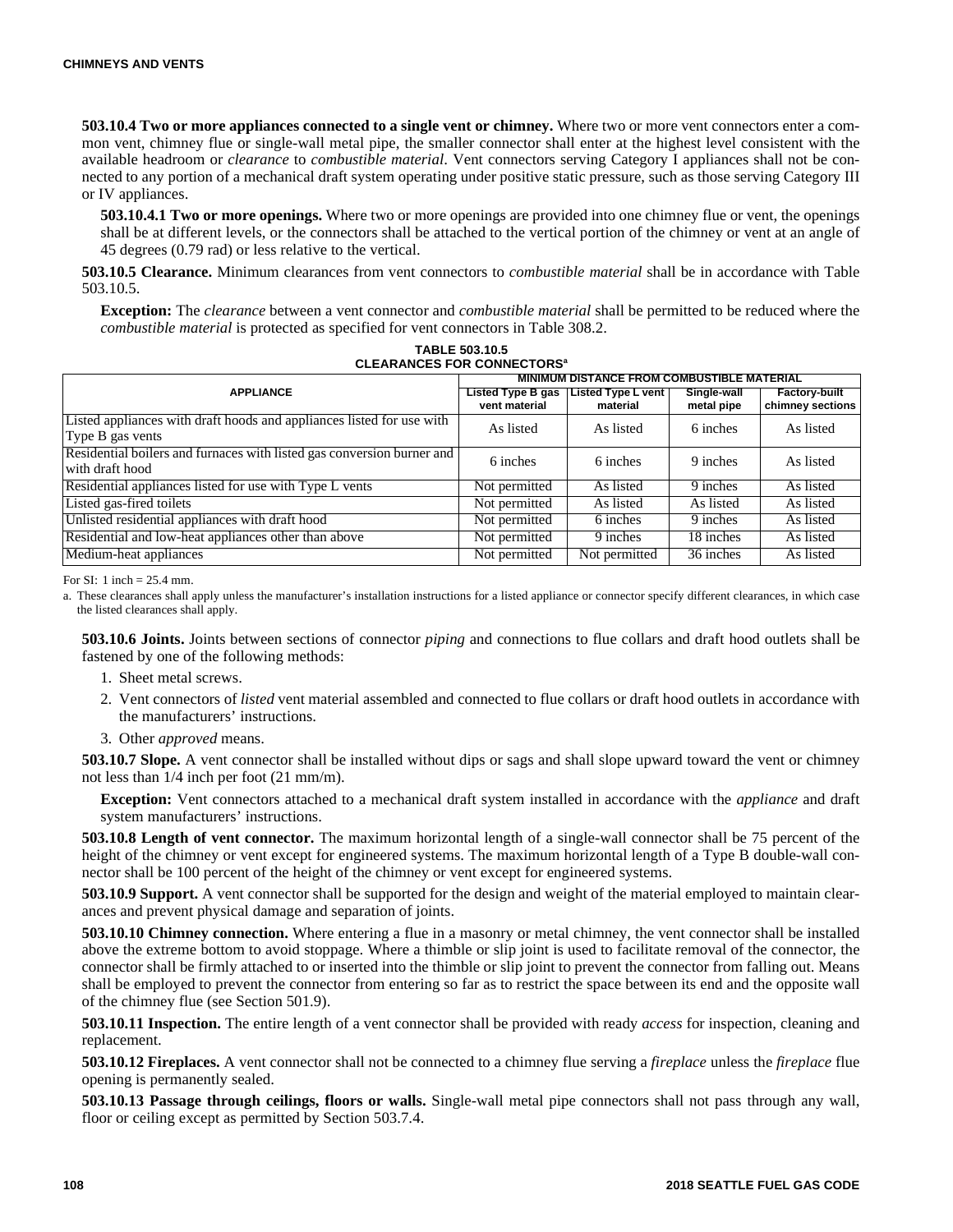**503.10.4 Two or more appliances connected to a single vent or chimney.** Where two or more vent connectors enter a common vent, chimney flue or single-wall metal pipe, the smaller connector shall enter at the highest level consistent with the available headroom or *clearance* to *combustible material*. Vent connectors serving Category I appliances shall not be connected to any portion of a mechanical draft system operating under positive static pressure, such as those serving Category III or IV appliances.

**503.10.4.1 Two or more openings.** Where two or more openings are provided into one chimney flue or vent, the openings shall be at different levels, or the connectors shall be attached to the vertical portion of the chimney or vent at an angle of 45 degrees (0.79 rad) or less relative to the vertical.

**503.10.5 Clearance.** Minimum clearances from vent connectors to *combustible material* shall be in accordance with Table 503.10.5.

**Exception:** The *clearance* between a vent connector and *combustible material* shall be permitted to be reduced where the *combustible material* is protected as specified for vent connectors in Table 308.2.

**TABLE 503.10.5**
**CLEARANCES FOR CONNECTORS[a]**

| APPLIANCE | MINIMUM DISTANCE FROM COMBUSTIBLE MATERIAL | | | |
|---|---|---|---|---|
| | Listed Type B gas vent material | Listed Type L vent material | Single-wall metal pipe | Factory-built chimney sections |
| Listed appliances with draft hoods and appliances listed for use with Type B gas vents | As listed | As listed | 6 inches | As listed |
| Residential boilers and furnaces with listed gas conversion burner and with draft hood | 6 inches | 6 inches | 9 inches | As listed |
| Residential appliances listed for use with Type L vents | Not permitted | As listed | 9 inches | As listed |
| Listed gas-fired toilets | Not permitted | As listed | As listed | As listed |
| Unlisted residential appliances with draft hood | Not permitted | 6 inches | 9 inches | As listed |
| Residential and low-heat appliances other than above | Not permitted | 9 inches | 18 inches | As listed |
| Medium-heat appliances | Not permitted | Not permitted | 36 inches | As listed |

For SI: 1 inch = 25.4 mm.

a. These clearances shall apply unless the manufacturer's installation instructions for a listed appliance or connector specify different clearances, in which case the listed clearances shall apply.

**503.10.6 Joints.** Joints between sections of connector *piping* and connections to flue collars and draft hood outlets shall be fastened by one of the following methods:

1. Sheet metal screws.
2. Vent connectors of *listed* vent material assembled and connected to flue collars or draft hood outlets in accordance with the manufacturers' instructions.
3. Other *approved* means.

**503.10.7 Slope.** A vent connector shall be installed without dips or sags and shall slope upward toward the vent or chimney not less than 1/4 inch per foot (21 mm/m).

**Exception:** Vent connectors attached to a mechanical draft system installed in accordance with the *appliance* and draft system manufacturers' instructions.

**503.10.8 Length of vent connector.** The maximum horizontal length of a single-wall connector shall be 75 percent of the height of the chimney or vent except for engineered systems. The maximum horizontal length of a Type B double-wall connector shall be 100 percent of the height of the chimney or vent except for engineered systems.

**503.10.9 Support.** A vent connector shall be supported for the design and weight of the material employed to maintain clearances and prevent physical damage and separation of joints.

**503.10.10 Chimney connection.** Where entering a flue in a masonry or metal chimney, the vent connector shall be installed above the extreme bottom to avoid stoppage. Where a thimble or slip joint is used to facilitate removal of the connector, the connector shall be firmly attached to or inserted into the thimble or slip joint to prevent the connector from falling out. Means shall be employed to prevent the connector from entering so far as to restrict the space between its end and the opposite wall of the chimney flue (see Section 501.9).

**503.10.11 Inspection.** The entire length of a vent connector shall be provided with ready *access* for inspection, cleaning and replacement.

**503.10.12 Fireplaces.** A vent connector shall not be connected to a chimney flue serving a *fireplace* unless the *fireplace* flue opening is permanently sealed.

**503.10.13 Passage through ceilings, floors or walls.** Single-wall metal pipe connectors shall not pass through any wall, floor or ceiling except as permitted by Section 503.7.4.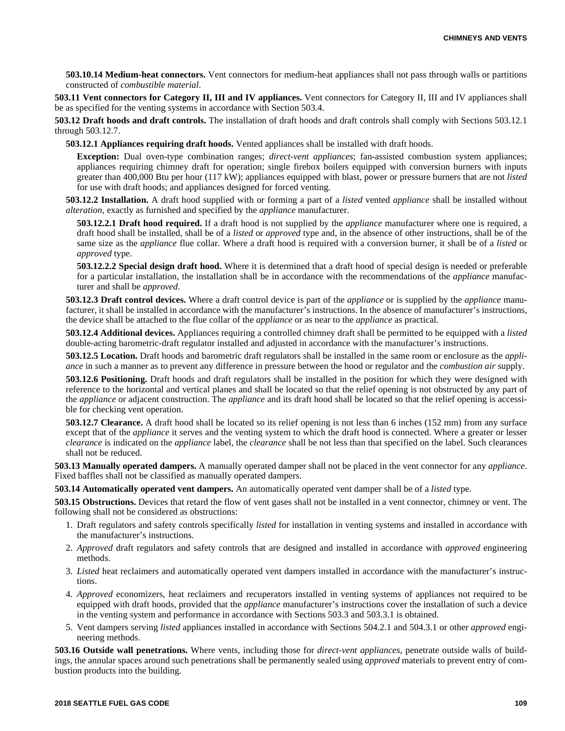**503.10.14 Medium-heat connectors.** Vent connectors for medium-heat appliances shall not pass through walls or partitions constructed of *combustible material*.

**503.11 Vent connectors for Category II, III and IV appliances.** Vent connectors for Category II, III and IV appliances shall be as specified for the venting systems in accordance with Section 503.4.

**503.12 Draft hoods and draft controls.** The installation of draft hoods and draft controls shall comply with Sections 503.12.1 through 503.12.7.

**503.12.1 Appliances requiring draft hoods.** Vented appliances shall be installed with draft hoods.

**Exception:** Dual oven-type combination ranges; *direct-vent appliances*; fan-assisted combustion system appliances; appliances requiring chimney draft for operation; single firebox boilers equipped with conversion burners with inputs greater than 400,000 Btu per hour (117 kW); appliances equipped with blast, power or pressure burners that are not *listed* for use with draft hoods; and appliances designed for forced venting.

**503.12.2 Installation.** A draft hood supplied with or forming a part of a *listed* vented *appliance* shall be installed without *alteration*, exactly as furnished and specified by the *appliance* manufacturer.

**503.12.2.1 Draft hood required.** If a draft hood is not supplied by the *appliance* manufacturer where one is required, a draft hood shall be installed, shall be of a *listed* or *approved* type and, in the absence of other instructions, shall be of the same size as the *appliance* flue collar. Where a draft hood is required with a conversion burner, it shall be of a *listed* or *approved* type.

**503.12.2.2 Special design draft hood.** Where it is determined that a draft hood of special design is needed or preferable for a particular installation, the installation shall be in accordance with the recommendations of the *appliance* manufacturer and shall be *approved*.

**503.12.3 Draft control devices.** Where a draft control device is part of the *appliance* or is supplied by the *appliance* manufacturer, it shall be installed in accordance with the manufacturer's instructions. In the absence of manufacturer's instructions, the device shall be attached to the flue collar of the *appliance* or as near to the *appliance* as practical.

**503.12.4 Additional devices.** Appliances requiring a controlled chimney draft shall be permitted to be equipped with a *listed* double-acting barometric-draft regulator installed and adjusted in accordance with the manufacturer's instructions.

**503.12.5 Location.** Draft hoods and barometric draft regulators shall be installed in the same room or enclosure as the *appliance* in such a manner as to prevent any difference in pressure between the hood or regulator and the *combustion air* supply.

**503.12.6 Positioning.** Draft hoods and draft regulators shall be installed in the position for which they were designed with reference to the horizontal and vertical planes and shall be located so that the relief opening is not obstructed by any part of the *appliance* or adjacent construction. The *appliance* and its draft hood shall be located so that the relief opening is accessible for checking vent operation.

**503.12.7 Clearance.** A draft hood shall be located so its relief opening is not less than 6 inches (152 mm) from any surface except that of the *appliance* it serves and the venting system to which the draft hood is connected. Where a greater or lesser *clearance* is indicated on the *appliance* label, the *clearance* shall be not less than that specified on the label. Such clearances shall not be reduced.

**503.13 Manually operated dampers.** A manually operated damper shall not be placed in the vent connector for any *appliance*. Fixed baffles shall not be classified as manually operated dampers.

**503.14 Automatically operated vent dampers.** An automatically operated vent damper shall be of a *listed* type.

**503.15 Obstructions.** Devices that retard the flow of vent gases shall not be installed in a vent connector, chimney or vent. The following shall not be considered as obstructions:

1. Draft regulators and safety controls specifically *listed* for installation in venting systems and installed in accordance with the manufacturer's instructions.
2. *Approved* draft regulators and safety controls that are designed and installed in accordance with *approved* engineering methods.
3. *Listed* heat reclaimers and automatically operated vent dampers installed in accordance with the manufacturer's instructions.
4. *Approved* economizers, heat reclaimers and recuperators installed in venting systems of appliances not required to be equipped with draft hoods, provided that the *appliance* manufacturer's instructions cover the installation of such a device in the venting system and performance in accordance with Sections 503.3 and 503.3.1 is obtained.
5. Vent dampers serving *listed* appliances installed in accordance with Sections 504.2.1 and 504.3.1 or other *approved* engineering methods.

**503.16 Outside wall penetrations.** Where vents, including those for *direct-vent appliances*, penetrate outside walls of buildings, the annular spaces around such penetrations shall be permanently sealed using *approved* materials to prevent entry of combustion products into the building.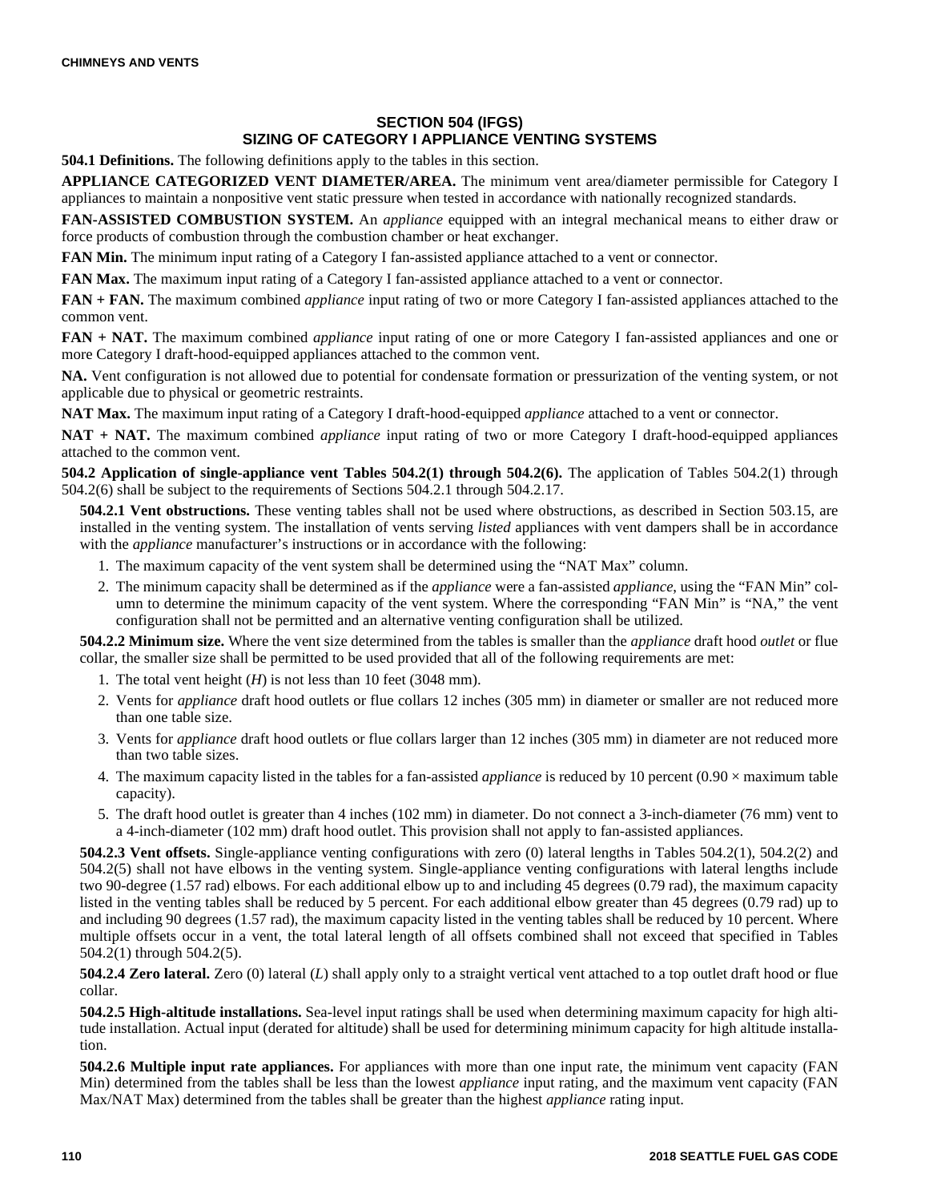## SECTION 504 (IFGS)
## SIZING OF CATEGORY I APPLIANCE VENTING SYSTEMS

**504.1 Definitions.** The following definitions apply to the tables in this section.

**APPLIANCE CATEGORIZED VENT DIAMETER/AREA.** The minimum vent area/diameter permissible for Category I appliances to maintain a nonpositive vent static pressure when tested in accordance with nationally recognized standards.

**FAN-ASSISTED COMBUSTION SYSTEM.** An *appliance* equipped with an integral mechanical means to either draw or force products of combustion through the combustion chamber or heat exchanger.

**FAN Min.** The minimum input rating of a Category I fan-assisted appliance attached to a vent or connector.

**FAN Max.** The maximum input rating of a Category I fan-assisted appliance attached to a vent or connector.

**FAN + FAN.** The maximum combined *appliance* input rating of two or more Category I fan-assisted appliances attached to the common vent.

**FAN + NAT.** The maximum combined *appliance* input rating of one or more Category I fan-assisted appliances and one or more Category I draft-hood-equipped appliances attached to the common vent.

**NA.** Vent configuration is not allowed due to potential for condensate formation or pressurization of the venting system, or not applicable due to physical or geometric restraints.

**NAT Max.** The maximum input rating of a Category I draft-hood-equipped *appliance* attached to a vent or connector.

**NAT + NAT.** The maximum combined *appliance* input rating of two or more Category I draft-hood-equipped appliances attached to the common vent.

**504.2 Application of single-appliance vent Tables 504.2(1) through 504.2(6).** The application of Tables 504.2(1) through 504.2(6) shall be subject to the requirements of Sections 504.2.1 through 504.2.17.

**504.2.1 Vent obstructions.** These venting tables shall not be used where obstructions, as described in Section 503.15, are installed in the venting system. The installation of vents serving *listed* appliances with vent dampers shall be in accordance with the *appliance* manufacturer's instructions or in accordance with the following:

1. The maximum capacity of the vent system shall be determined using the "NAT Max" column.
2. The minimum capacity shall be determined as if the *appliance* were a fan-assisted *appliance*, using the "FAN Min" column to determine the minimum capacity of the vent system. Where the corresponding "FAN Min" is "NA," the vent configuration shall not be permitted and an alternative venting configuration shall be utilized.

**504.2.2 Minimum size.** Where the vent size determined from the tables is smaller than the *appliance* draft hood *outlet* or flue collar, the smaller size shall be permitted to be used provided that all of the following requirements are met:

1. The total vent height ($H$) is not less than 10 feet (3048 mm).
2. Vents for *appliance* draft hood outlets or flue collars 12 inches (305 mm) in diameter or smaller are not reduced more than one table size.
3. Vents for *appliance* draft hood outlets or flue collars larger than 12 inches (305 mm) in diameter are not reduced more than two table sizes.
4. The maximum capacity listed in the tables for a fan-assisted *appliance* is reduced by 10 percent (0.90 × maximum table capacity).
5. The draft hood outlet is greater than 4 inches (102 mm) in diameter. Do not connect a 3-inch-diameter (76 mm) vent to a 4-inch-diameter (102 mm) draft hood outlet. This provision shall not apply to fan-assisted appliances.

**504.2.3 Vent offsets.** Single-appliance venting configurations with zero (0) lateral lengths in Tables 504.2(1), 504.2(2) and 504.2(5) shall not have elbows in the venting system. Single-appliance venting configurations with lateral lengths include two 90-degree (1.57 rad) elbows. For each additional elbow up to and including 45 degrees (0.79 rad), the maximum capacity listed in the venting tables shall be reduced by 5 percent. For each additional elbow greater than 45 degrees (0.79 rad) up to and including 90 degrees (1.57 rad), the maximum capacity listed in the venting tables shall be reduced by 10 percent. Where multiple offsets occur in a vent, the total lateral length of all offsets combined shall not exceed that specified in Tables 504.2(1) through 504.2(5).

**504.2.4 Zero lateral.** Zero (0) lateral ($L$) shall apply only to a straight vertical vent attached to a top outlet draft hood or flue collar.

**504.2.5 High-altitude installations.** Sea-level input ratings shall be used when determining maximum capacity for high altitude installation. Actual input (derated for altitude) shall be used for determining minimum capacity for high altitude installation.

**504.2.6 Multiple input rate appliances.** For appliances with more than one input rate, the minimum vent capacity (FAN Min) determined from the tables shall be less than the lowest *appliance* input rating, and the maximum vent capacity (FAN Max/NAT Max) determined from the tables shall be greater than the highest *appliance* rating input.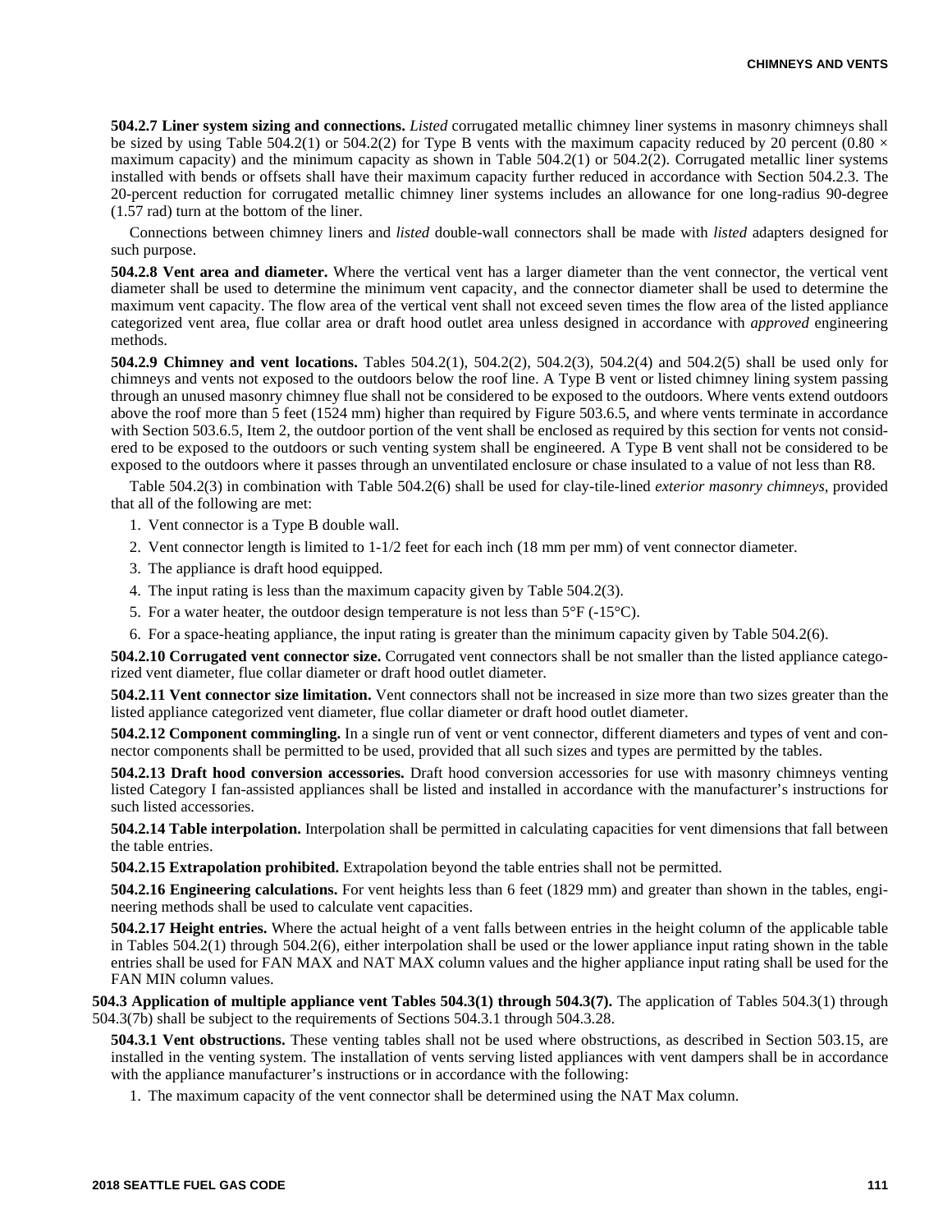**504.2.7 Liner system sizing and connections.** *Listed* corrugated metallic chimney liner systems in masonry chimneys shall be sized by using Table 504.2(1) or 504.2(2) for Type B vents with the maximum capacity reduced by 20 percent (0.80 × maximum capacity) and the minimum capacity as shown in Table 504.2(1) or 504.2(2). Corrugated metallic liner systems installed with bends or offsets shall have their maximum capacity further reduced in accordance with Section 504.2.3. The 20-percent reduction for corrugated metallic chimney liner systems includes an allowance for one long-radius 90-degree (1.57 rad) turn at the bottom of the liner.

Connections between chimney liners and *listed* double-wall connectors shall be made with *listed* adapters designed for such purpose.

**504.2.8 Vent area and diameter.** Where the vertical vent has a larger diameter than the vent connector, the vertical vent diameter shall be used to determine the minimum vent capacity, and the connector diameter shall be used to determine the maximum vent capacity. The flow area of the vertical vent shall not exceed seven times the flow area of the listed appliance categorized vent area, flue collar area or draft hood outlet area unless designed in accordance with *approved* engineering methods.

**504.2.9 Chimney and vent locations.** Tables 504.2(1), 504.2(2), 504.2(3), 504.2(4) and 504.2(5) shall be used only for chimneys and vents not exposed to the outdoors below the roof line. A Type B vent or listed chimney lining system passing through an unused masonry chimney flue shall not be considered to be exposed to the outdoors. Where vents extend outdoors above the roof more than 5 feet (1524 mm) higher than required by Figure 503.6.5, and where vents terminate in accordance with Section 503.6.5, Item 2, the outdoor portion of the vent shall be enclosed as required by this section for vents not considered to be exposed to the outdoors or such venting system shall be engineered. A Type B vent shall not be considered to be exposed to the outdoors where it passes through an unventilated enclosure or chase insulated to a value of not less than R8.

Table 504.2(3) in combination with Table 504.2(6) shall be used for clay-tile-lined *exterior masonry chimneys*, provided that all of the following are met:

1. Vent connector is a Type B double wall.
2. Vent connector length is limited to 1-1/2 feet for each inch (18 mm per mm) of vent connector diameter.
3. The appliance is draft hood equipped.
4. The input rating is less than the maximum capacity given by Table 504.2(3).
5. For a water heater, the outdoor design temperature is not less than 5°F (-15°C).
6. For a space-heating appliance, the input rating is greater than the minimum capacity given by Table 504.2(6).

**504.2.10 Corrugated vent connector size.** Corrugated vent connectors shall be not smaller than the listed appliance categorized vent diameter, flue collar diameter or draft hood outlet diameter.

**504.2.11 Vent connector size limitation.** Vent connectors shall not be increased in size more than two sizes greater than the listed appliance categorized vent diameter, flue collar diameter or draft hood outlet diameter.

**504.2.12 Component commingling.** In a single run of vent or vent connector, different diameters and types of vent and connector components shall be permitted to be used, provided that all such sizes and types are permitted by the tables.

**504.2.13 Draft hood conversion accessories.** Draft hood conversion accessories for use with masonry chimneys venting listed Category I fan-assisted appliances shall be listed and installed in accordance with the manufacturer's instructions for such listed accessories.

**504.2.14 Table interpolation.** Interpolation shall be permitted in calculating capacities for vent dimensions that fall between the table entries.

**504.2.15 Extrapolation prohibited.** Extrapolation beyond the table entries shall not be permitted.

**504.2.16 Engineering calculations.** For vent heights less than 6 feet (1829 mm) and greater than shown in the tables, engineering methods shall be used to calculate vent capacities.

**504.2.17 Height entries.** Where the actual height of a vent falls between entries in the height column of the applicable table in Tables 504.2(1) through 504.2(6), either interpolation shall be used or the lower appliance input rating shown in the table entries shall be used for FAN MAX and NAT MAX column values and the higher appliance input rating shall be used for the FAN MIN column values.

**504.3 Application of multiple appliance vent Tables 504.3(1) through 504.3(7).** The application of Tables 504.3(1) through 504.3(7b) shall be subject to the requirements of Sections 504.3.1 through 504.3.28.

**504.3.1 Vent obstructions.** These venting tables shall not be used where obstructions, as described in Section 503.15, are installed in the venting system. The installation of vents serving listed appliances with vent dampers shall be in accordance with the appliance manufacturer's instructions or in accordance with the following:

1. The maximum capacity of the vent connector shall be determined using the NAT Max column.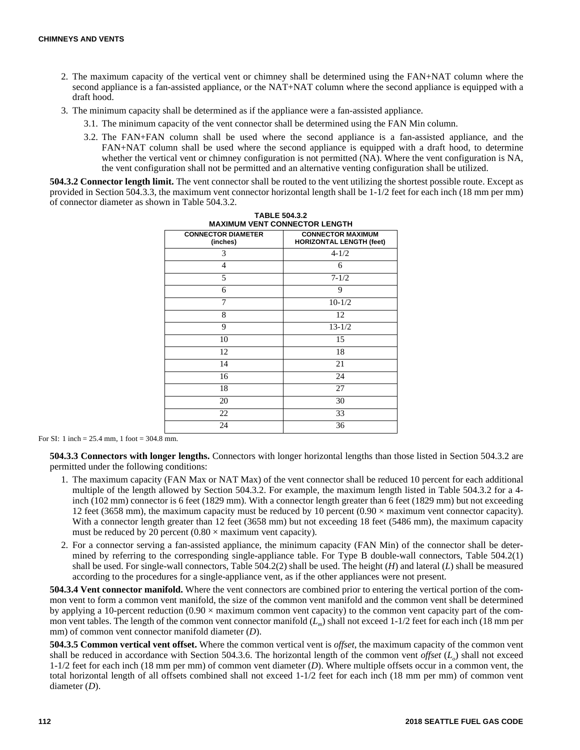2. The maximum capacity of the vertical vent or chimney shall be determined using the FAN+NAT column where the second appliance is a fan-assisted appliance, or the NAT+NAT column where the second appliance is equipped with a draft hood.
3. The minimum capacity shall be determined as if the appliance were a fan-assisted appliance.
   - 3.1. The minimum capacity of the vent connector shall be determined using the FAN Min column.
   - 3.2. The FAN+FAN column shall be used where the second appliance is a fan-assisted appliance, and the FAN+NAT column shall be used where the second appliance is equipped with a draft hood, to determine whether the vertical vent or chimney configuration is not permitted (NA). Where the vent configuration is NA, the vent configuration shall not be permitted and an alternative venting configuration shall be utilized.

**504.3.2 Connector length limit.** The vent connector shall be routed to the vent utilizing the shortest possible route. Except as provided in Section 504.3.3, the maximum vent connector horizontal length shall be 1-1/2 feet for each inch (18 mm per mm) of connector diameter as shown in Table 504.3.2.

**TABLE 504.3.2
MAXIMUM VENT CONNECTOR LENGTH**

| CONNECTOR DIAMETER (inches) | CONNECTOR MAXIMUM HORIZONTAL LENGTH (feet) |
|---|---|
| 3 | 4-1/2 |
| 4 | 6 |
| 5 | 7-1/2 |
| 6 | 9 |
| 7 | 10-1/2 |
| 8 | 12 |
| 9 | 13-1/2 |
| 10 | 15 |
| 12 | 18 |
| 14 | 21 |
| 16 | 24 |
| 18 | 27 |
| 20 | 30 |
| 22 | 33 |
| 24 | 36 |

For SI: 1 inch = 25.4 mm, 1 foot = 304.8 mm.

**504.3.3 Connectors with longer lengths.** Connectors with longer horizontal lengths than those listed in Section 504.3.2 are permitted under the following conditions:

1. The maximum capacity (FAN Max or NAT Max) of the vent connector shall be reduced 10 percent for each additional multiple of the length allowed by Section 504.3.2. For example, the maximum length listed in Table 504.3.2 for a 4-inch (102 mm) connector is 6 feet (1829 mm). With a connector length greater than 6 feet (1829 mm) but not exceeding 12 feet (3658 mm), the maximum capacity must be reduced by 10 percent (0.90 × maximum vent connector capacity). With a connector length greater than 12 feet (3658 mm) but not exceeding 18 feet (5486 mm), the maximum capacity must be reduced by 20 percent (0.80 × maximum vent capacity).
2. For a connector serving a fan-assisted appliance, the minimum capacity (FAN Min) of the connector shall be determined by referring to the corresponding single-appliance table. For Type B double-wall connectors, Table 504.2(1) shall be used. For single-wall connectors, Table 504.2(2) shall be used. The height (*H*) and lateral (*L*) shall be measured according to the procedures for a single-appliance vent, as if the other appliances were not present.

**504.3.4 Vent connector manifold.** Where the vent connectors are combined prior to entering the vertical portion of the common vent to form a common vent manifold, the size of the common vent manifold and the common vent shall be determined by applying a 10-percent reduction (0.90 × maximum common vent capacity) to the common vent capacity part of the common vent tables. The length of the common vent connector manifold ($L_m$) shall not exceed 1-1/2 feet for each inch (18 mm per mm) of common vent connector manifold diameter (*D*).

**504.3.5 Common vertical vent offset.** Where the common vertical vent is *offset*, the maximum capacity of the common vent shall be reduced in accordance with Section 504.3.6. The horizontal length of the common vent *offset* ($L_o$) shall not exceed 1-1/2 feet for each inch (18 mm per mm) of common vent diameter (*D*). Where multiple offsets occur in a common vent, the total horizontal length of all offsets combined shall not exceed 1-1/2 feet for each inch (18 mm per mm) of common vent diameter (*D*).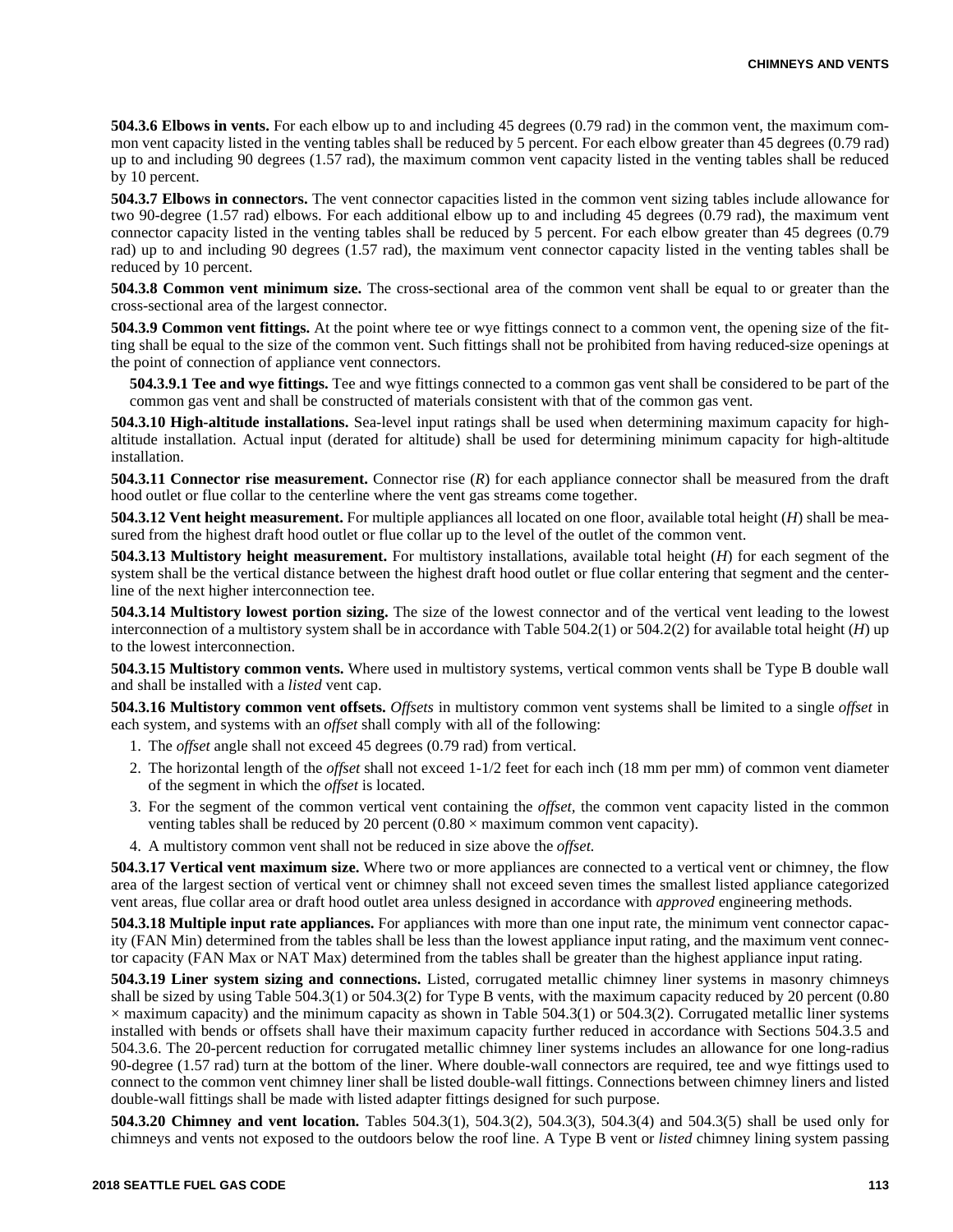**504.3.6 Elbows in vents.** For each elbow up to and including 45 degrees (0.79 rad) in the common vent, the maximum common vent capacity listed in the venting tables shall be reduced by 5 percent. For each elbow greater than 45 degrees (0.79 rad) up to and including 90 degrees (1.57 rad), the maximum common vent capacity listed in the venting tables shall be reduced by 10 percent.

**504.3.7 Elbows in connectors.** The vent connector capacities listed in the common vent sizing tables include allowance for two 90-degree (1.57 rad) elbows. For each additional elbow up to and including 45 degrees (0.79 rad), the maximum vent connector capacity listed in the venting tables shall be reduced by 5 percent. For each elbow greater than 45 degrees (0.79 rad) up to and including 90 degrees (1.57 rad), the maximum vent connector capacity listed in the venting tables shall be reduced by 10 percent.

**504.3.8 Common vent minimum size.** The cross-sectional area of the common vent shall be equal to or greater than the cross-sectional area of the largest connector.

**504.3.9 Common vent fittings.** At the point where tee or wye fittings connect to a common vent, the opening size of the fitting shall be equal to the size of the common vent. Such fittings shall not be prohibited from having reduced-size openings at the point of connection of appliance vent connectors.

**504.3.9.1 Tee and wye fittings.** Tee and wye fittings connected to a common gas vent shall be considered to be part of the common gas vent and shall be constructed of materials consistent with that of the common gas vent.

**504.3.10 High-altitude installations.** Sea-level input ratings shall be used when determining maximum capacity for high-altitude installation. Actual input (derated for altitude) shall be used for determining minimum capacity for high-altitude installation.

**504.3.11 Connector rise measurement.** Connector rise (*R*) for each appliance connector shall be measured from the draft hood outlet or flue collar to the centerline where the vent gas streams come together.

**504.3.12 Vent height measurement.** For multiple appliances all located on one floor, available total height (*H*) shall be measured from the highest draft hood outlet or flue collar up to the level of the outlet of the common vent.

**504.3.13 Multistory height measurement.** For multistory installations, available total height (*H*) for each segment of the system shall be the vertical distance between the highest draft hood outlet or flue collar entering that segment and the centerline of the next higher interconnection tee.

**504.3.14 Multistory lowest portion sizing.** The size of the lowest connector and of the vertical vent leading to the lowest interconnection of a multistory system shall be in accordance with Table 504.2(1) or 504.2(2) for available total height (*H*) up to the lowest interconnection.

**504.3.15 Multistory common vents.** Where used in multistory systems, vertical common vents shall be Type B double wall and shall be installed with a *listed* vent cap.

**504.3.16 Multistory common vent offsets.** *Offsets* in multistory common vent systems shall be limited to a single *offset* in each system, and systems with an *offset* shall comply with all of the following:

1. The *offset* angle shall not exceed 45 degrees (0.79 rad) from vertical.
2. The horizontal length of the *offset* shall not exceed 1-1/2 feet for each inch (18 mm per mm) of common vent diameter of the segment in which the *offset* is located.
3. For the segment of the common vertical vent containing the *offset*, the common vent capacity listed in the common venting tables shall be reduced by 20 percent (0.80 × maximum common vent capacity).
4. A multistory common vent shall not be reduced in size above the *offset.*

**504.3.17 Vertical vent maximum size.** Where two or more appliances are connected to a vertical vent or chimney, the flow area of the largest section of vertical vent or chimney shall not exceed seven times the smallest listed appliance categorized vent areas, flue collar area or draft hood outlet area unless designed in accordance with *approved* engineering methods.

**504.3.18 Multiple input rate appliances.** For appliances with more than one input rate, the minimum vent connector capacity (FAN Min) determined from the tables shall be less than the lowest appliance input rating, and the maximum vent connector capacity (FAN Max or NAT Max) determined from the tables shall be greater than the highest appliance input rating.

**504.3.19 Liner system sizing and connections.** Listed, corrugated metallic chimney liner systems in masonry chimneys shall be sized by using Table 504.3(1) or 504.3(2) for Type B vents, with the maximum capacity reduced by 20 percent (0.80 × maximum capacity) and the minimum capacity as shown in Table 504.3(1) or 504.3(2). Corrugated metallic liner systems installed with bends or offsets shall have their maximum capacity further reduced in accordance with Sections 504.3.5 and 504.3.6. The 20-percent reduction for corrugated metallic chimney liner systems includes an allowance for one long-radius 90-degree (1.57 rad) turn at the bottom of the liner. Where double-wall connectors are required, tee and wye fittings used to connect to the common vent chimney liner shall be listed double-wall fittings. Connections between chimney liners and listed double-wall fittings shall be made with listed adapter fittings designed for such purpose.

**504.3.20 Chimney and vent location.** Tables 504.3(1), 504.3(2), 504.3(3), 504.3(4) and 504.3(5) shall be used only for chimneys and vents not exposed to the outdoors below the roof line. A Type B vent or *listed* chimney lining system passing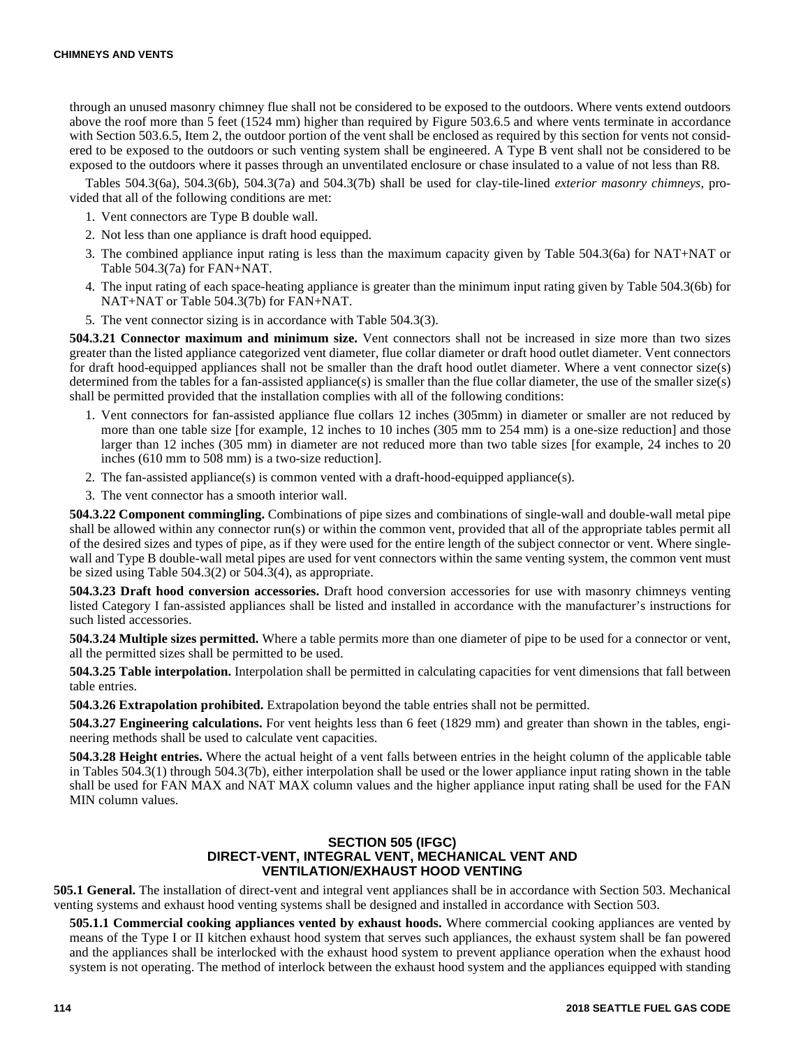through an unused masonry chimney flue shall not be considered to be exposed to the outdoors. Where vents extend outdoors above the roof more than 5 feet (1524 mm) higher than required by Figure 503.6.5 and where vents terminate in accordance with Section 503.6.5, Item 2, the outdoor portion of the vent shall be enclosed as required by this section for vents not considered to be exposed to the outdoors or such venting system shall be engineered. A Type B vent shall not be considered to be exposed to the outdoors where it passes through an unventilated enclosure or chase insulated to a value of not less than R8.

Tables 504.3(6a), 504.3(6b), 504.3(7a) and 504.3(7b) shall be used for clay-tile-lined *exterior masonry chimneys*, provided that all of the following conditions are met:

1. Vent connectors are Type B double wall.
2. Not less than one appliance is draft hood equipped.
3. The combined appliance input rating is less than the maximum capacity given by Table 504.3(6a) for NAT+NAT or Table 504.3(7a) for FAN+NAT.
4. The input rating of each space-heating appliance is greater than the minimum input rating given by Table 504.3(6b) for NAT+NAT or Table 504.3(7b) for FAN+NAT.
5. The vent connector sizing is in accordance with Table 504.3(3).

**504.3.21 Connector maximum and minimum size.** Vent connectors shall not be increased in size more than two sizes greater than the listed appliance categorized vent diameter, flue collar diameter or draft hood outlet diameter. Vent connectors for draft hood-equipped appliances shall not be smaller than the draft hood outlet diameter. Where a vent connector size(s) determined from the tables for a fan-assisted appliance(s) is smaller than the flue collar diameter, the use of the smaller size(s) shall be permitted provided that the installation complies with all of the following conditions:

1. Vent connectors for fan-assisted appliance flue collars 12 inches (305mm) in diameter or smaller are not reduced by more than one table size [for example, 12 inches to 10 inches (305 mm to 254 mm) is a one-size reduction] and those larger than 12 inches (305 mm) in diameter are not reduced more than two table sizes [for example, 24 inches to 20 inches (610 mm to 508 mm) is a two-size reduction].
2. The fan-assisted appliance(s) is common vented with a draft-hood-equipped appliance(s).
3. The vent connector has a smooth interior wall.

**504.3.22 Component commingling.** Combinations of pipe sizes and combinations of single-wall and double-wall metal pipe shall be allowed within any connector run(s) or within the common vent, provided that all of the appropriate tables permit all of the desired sizes and types of pipe, as if they were used for the entire length of the subject connector or vent. Where single-wall and Type B double-wall metal pipes are used for vent connectors within the same venting system, the common vent must be sized using Table 504.3(2) or 504.3(4), as appropriate.

**504.3.23 Draft hood conversion accessories.** Draft hood conversion accessories for use with masonry chimneys venting listed Category I fan-assisted appliances shall be listed and installed in accordance with the manufacturer's instructions for such listed accessories.

**504.3.24 Multiple sizes permitted.** Where a table permits more than one diameter of pipe to be used for a connector or vent, all the permitted sizes shall be permitted to be used.

**504.3.25 Table interpolation.** Interpolation shall be permitted in calculating capacities for vent dimensions that fall between table entries.

**504.3.26 Extrapolation prohibited.** Extrapolation beyond the table entries shall not be permitted.

**504.3.27 Engineering calculations.** For vent heights less than 6 feet (1829 mm) and greater than shown in the tables, engineering methods shall be used to calculate vent capacities.

**504.3.28 Height entries.** Where the actual height of a vent falls between entries in the height column of the applicable table in Tables 504.3(1) through 504.3(7b), either interpolation shall be used or the lower appliance input rating shown in the table shall be used for FAN MAX and NAT MAX column values and the higher appliance input rating shall be used for the FAN MIN column values.

## SECTION 505 (IFGC) DIRECT-VENT, INTEGRAL VENT, MECHANICAL VENT AND VENTILATION/EXHAUST HOOD VENTING

**505.1 General.** The installation of direct-vent and integral vent appliances shall be in accordance with Section 503. Mechanical venting systems and exhaust hood venting systems shall be designed and installed in accordance with Section 503.

**505.1.1 Commercial cooking appliances vented by exhaust hoods.** Where commercial cooking appliances are vented by means of the Type I or II kitchen exhaust hood system that serves such appliances, the exhaust system shall be fan powered and the appliances shall be interlocked with the exhaust hood system to prevent appliance operation when the exhaust hood system is not operating. The method of interlock between the exhaust hood system and the appliances equipped with standing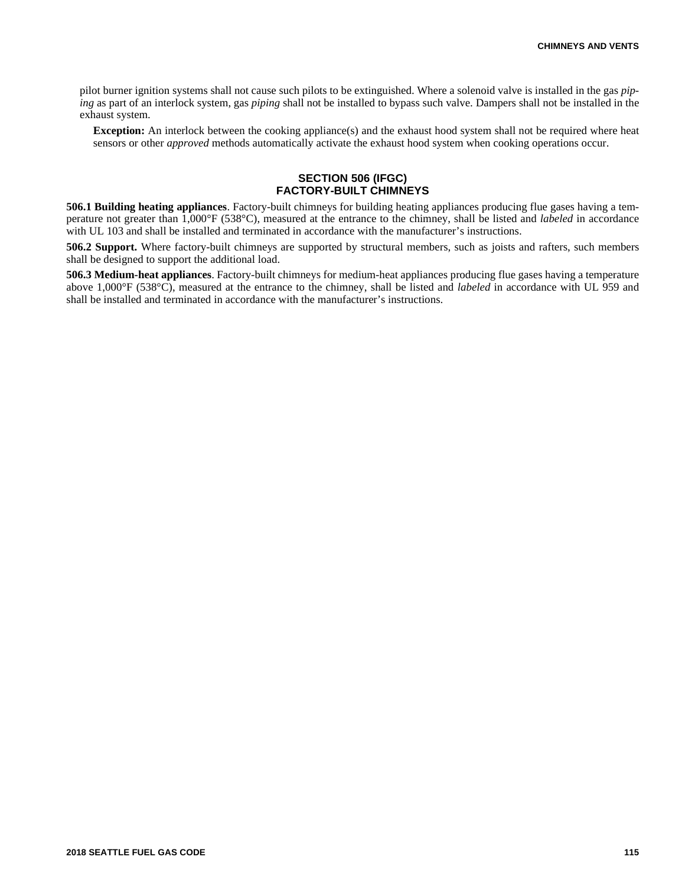pilot burner ignition systems shall not cause such pilots to be extinguished. Where a solenoid valve is installed in the gas *piping* as part of an interlock system, gas *piping* shall not be installed to bypass such valve. Dampers shall not be installed in the exhaust system.

**Exception:** An interlock between the cooking appliance(s) and the exhaust hood system shall not be required where heat sensors or other *approved* methods automatically activate the exhaust hood system when cooking operations occur.

## SECTION 506 (IFGC) FACTORY-BUILT CHIMNEYS

**506.1 Building heating appliances**. Factory-built chimneys for building heating appliances producing flue gases having a temperature not greater than 1,000°F (538°C), measured at the entrance to the chimney, shall be listed and *labeled* in accordance with UL 103 and shall be installed and terminated in accordance with the manufacturer's instructions.

**506.2 Support.** Where factory-built chimneys are supported by structural members, such as joists and rafters, such members shall be designed to support the additional load.

**506.3 Medium-heat appliances**. Factory-built chimneys for medium-heat appliances producing flue gases having a temperature above 1,000°F (538°C), measured at the entrance to the chimney, shall be listed and *labeled* in accordance with UL 959 and shall be installed and terminated in accordance with the manufacturer's instructions.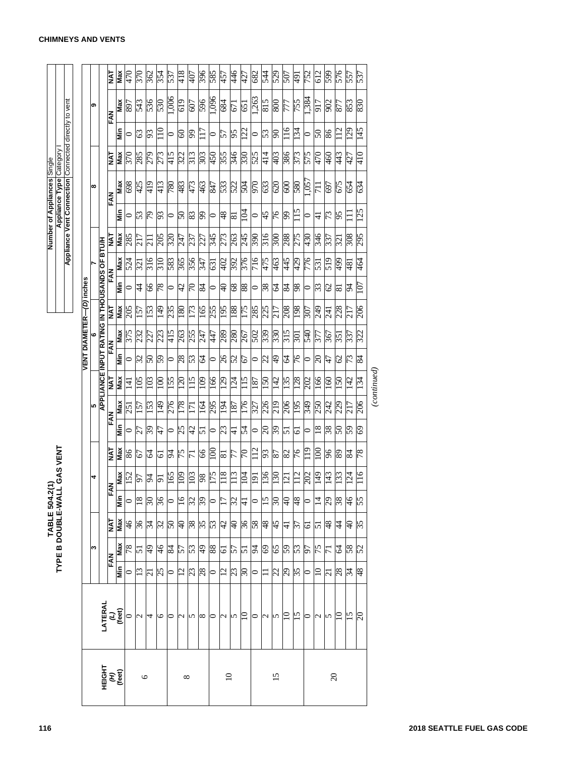## TABLE 504.2(1) TYPE B DOUBLE-WALL GAS VENT

| Number of Appliances | Single |
|---|---|
| Appliance Type | Category I |
| Appliance Vent Connection | Connected directly to vent |

| HEIGHT (H) (feet) | LATERAL (L) (feet) | VENT DIAMETER—(D) inches | | | | | | | | | | | | | | | | | | | | | |
|---|---|---|---|---|---|---|---|---|---|---|---|---|---|---|---|---|---|---|---|---|---|---|---|
| | | 3 | | | 4 | | | 5 | | | 6 | | | 7 | | | 8 | | | 9 | | | |
| | | APPLIANCE INPUT RATING IN THOUSANDS OF BTU/H | | | | | | | | | | | | | | | | | | | | | |
| | | FAN | | NAT | FAN | | NAT | FAN | | NAT | FAN | | NAT | FAN | | NAT | FAN | | NAT | FAN | | NAT | |
| | | Min | Max | Max | Min | Max | Max | Min | Max | Max | Min | Max | Max | Min | Max | Max | Min | Max | Max | Min | Max | Max | |
| 6 | 0 | 0 | 78 | 46 | 0 | 152 | 86 | 0 | 251 | 141 | 0 | 375 | 205 | 0 | 524 | 285 | 0 | 698 | 370 | 0 | 897 | 470 | |
| | 2 | 13 | 51 | 36 | 18 | 97 | 67 | 27 | 157 | 105 | 32 | 232 | 157 | 44 | 321 | 217 | 53 | 425 | 285 | 63 | 543 | 370 | |
| | 4 | 21 | 49 | 34 | 30 | 94 | 64 | 39 | 153 | 103 | 50 | 227 | 153 | 66 | 316 | 211 | 79 | 419 | 279 | 93 | 536 | 362 | |
| | 6 | 25 | 46 | 32 | 36 | 91 | 61 | 47 | 149 | 100 | 59 | 223 | 149 | 78 | 310 | 205 | 93 | 413 | 273 | 110 | 530 | 354 | |
| 8 | 0 | 0 | 84 | 50 | 0 | 165 | 94 | 0 | 276 | 155 | 0 | 415 | 235 | 0 | 583 | 320 | 0 | 780 | 415 | 0 | 1,006 | 537 | |
| | 2 | 12 | 57 | 40 | 16 | 109 | 75 | 25 | 178 | 120 | 28 | 263 | 180 | 42 | 365 | 247 | 50 | 483 | 322 | 60 | 619 | 418 | |
| | 5 | 23 | 53 | 38 | 32 | 103 | 71 | 42 | 171 | 115 | 53 | 255 | 173 | 70 | 356 | 237 | 83 | 473 | 313 | 99 | 607 | 407 | |
| | 8 | 28 | 49 | 35 | 39 | 98 | 66 | 51 | 164 | 109 | 64 | 247 | 165 | 84 | 347 | 227 | 99 | 463 | 303 | 117 | 596 | 396 | |
| 10 | 0 | 0 | 88 | 53 | 0 | 175 | 100 | 0 | 295 | 166 | 0 | 447 | 255 | 0 | 631 | 345 | 0 | 847 | 450 | 0 | 1,096 | 585 | |
| | 2 | 12 | 61 | 42 | 17 | 118 | 81 | 23 | 194 | 129 | 26 | 289 | 195 | 40 | 402 | 273 | 48 | 533 | 355 | 57 | 684 | 457 | |
| | 5 | 23 | 57 | 40 | 32 | 113 | 77 | 41 | 187 | 124 | 52 | 280 | 188 | 68 | 392 | 263 | 81 | 522 | 346 | 95 | 671 | 446 | |
| | 10 | 30 | 51 | 36 | 41 | 104 | 70 | 54 | 176 | 115 | 67 | 267 | 175 | 88 | 376 | 245 | 104 | 504 | 330 | 122 | 651 | 427 | |
| 15 | 0 | 0 | 94 | 58 | 0 | 191 | 112 | 0 | 327 | 187 | 0 | 502 | 285 | 0 | 716 | 390 | 0 | 970 | 525 | 0 | 1,263 | 682 | |
| | 2 | 11 | 69 | 48 | 15 | 136 | 93 | 20 | 226 | 150 | 22 | 339 | 225 | 38 | 475 | 316 | 45 | 633 | 414 | 53 | 815 | 544 | |
| | 5 | 22 | 65 | 45 | 30 | 130 | 87 | 39 | 219 | 142 | 49 | 330 | 217 | 64 | 463 | 300 | 76 | 620 | 403 | 90 | 800 | 529 | |
| | 10 | 29 | 59 | 41 | 40 | 121 | 82 | 51 | 206 | 135 | 64 | 315 | 208 | 84 | 445 | 288 | 99 | 600 | 386 | 116 | 777 | 507 | |
| | 15 | 35 | 53 | 37 | 48 | 112 | 76 | 61 | 195 | 128 | 76 | 301 | 198 | 98 | 429 | 275 | 115 | 580 | 373 | 134 | 755 | 491 | |
| 20 | 0 | 0 | 97 | 61 | 0 | 202 | 119 | 0 | 349 | 202 | 0 | 540 | 307 | 0 | 776 | 430 | 0 | 1,057 | 575 | 0 | 1,384 | 752 | |
| | 2 | 10 | 75 | 51 | 14 | 149 | 100 | 18 | 250 | 166 | 20 | 377 | 249 | 33 | 531 | 346 | 41 | 711 | 470 | 50 | 917 | 612 | |
| | 5 | 21 | 71 | 48 | 29 | 143 | 96 | 38 | 242 | 160 | 47 | 367 | 241 | 62 | 519 | 337 | 73 | 697 | 460 | 86 | 902 | 599 | |
| | 10 | 28 | 64 | 44 | 38 | 133 | 89 | 50 | 229 | 150 | 62 | 351 | 228 | 81 | 499 | 321 | 95 | 675 | 443 | 112 | 877 | 576 | |
| | 15 | 34 | 58 | 40 | 46 | 124 | 84 | 59 | 217 | 142 | 73 | 337 | 217 | 94 | 481 | 308 | 111 | 654 | 427 | 129 | 853 | 557 | |
| | 20 | 48 | 52 | 35 | 55 | 116 | 78 | 69 | 206 | 134 | 84 | 322 | 206 | 107 | 464 | 295 | 125 | 634 | 410 | 145 | 830 | 537 | |

*(continued)*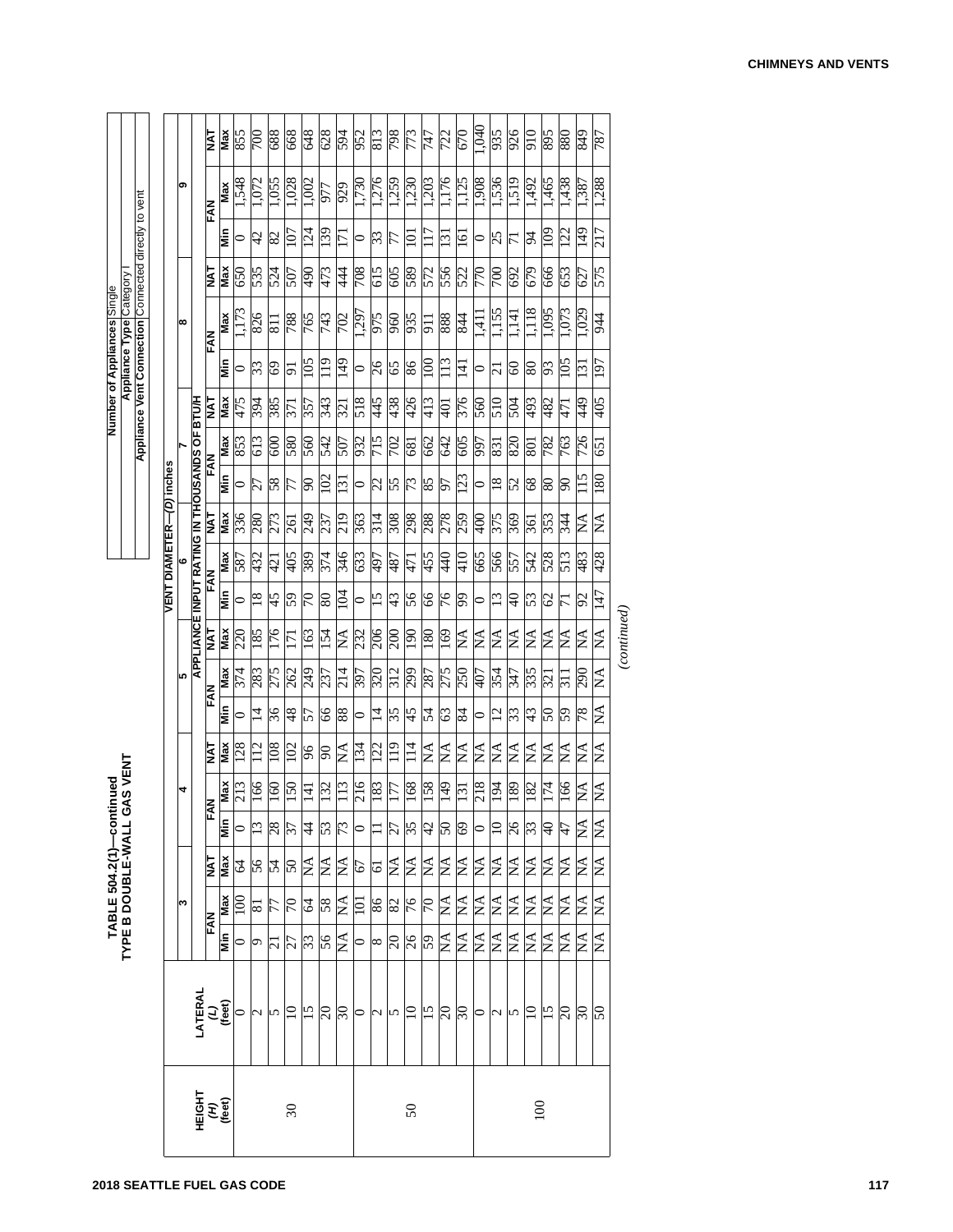**TABLE 504.2(1)—continued**
**TYPE B DOUBLE-WALL GAS VENT**

| Number of Appliances | Single |
|---|---|
| Appliance Type | Category I |
| Appliance Vent Connection | Connected directly to vent |

| HEIGHT (*H*) (feet) | LATERAL (*L*) (feet) | VENT DIAMETER—(*D*) inches | | | | | | | | | | | | | | | | | | | | |
|---|---|---|---|---|---|---|---|---|---|---|---|---|---|---|---|---|---|---|---|---|---|---|
| | | 3 | | | 4 | | | 5 | | | 6 | | | 7 | | | 8 | | | 9 | | |
| | | APPLIANCE INPUT RATING IN THOUSANDS OF BTU/H | | | | | | | | | | | | | | | | | | | | |
| | | FAN | | NAT | FAN | | NAT | FAN | | NAT | FAN | | NAT | FAN | | NAT | FAN | | NAT | FAN | | NAT |
| | | Min | Max | Max | Min | Max | Max | Min | Max | Max | Min | Max | Max | Min | Max | Max | Min | Max | Max | Min | Max | Max |
| 30 | 0 | 0 | 100 | 64 | 0 | 213 | 128 | 0 | 374 | 220 | 0 | 587 | 336 | 0 | 853 | 475 | 0 | 1,173 | 650 | 0 | 1,548 | 855 |
| | 2 | 9 | 81 | 56 | 13 | 166 | 112 | 14 | 283 | 185 | 18 | 432 | 280 | 27 | 613 | 394 | 33 | 826 | 535 | 42 | 1,072 | 700 |
| | 5 | 21 | 77 | 54 | 28 | 160 | 108 | 36 | 275 | 176 | 45 | 421 | 273 | 58 | 600 | 385 | 69 | 811 | 524 | 82 | 1,055 | 688 |
| | 10 | 27 | 70 | 50 | 37 | 150 | 102 | 48 | 262 | 171 | 59 | 405 | 261 | 77 | 580 | 371 | 91 | 788 | 507 | 107 | 1,028 | 668 |
| | 15 | 33 | 64 | NA | 44 | 141 | 96 | 57 | 249 | 163 | 70 | 389 | 249 | 90 | 560 | 357 | 105 | 765 | 490 | 124 | 1,002 | 648 |
| | 20 | 56 | 58 | NA | 53 | 132 | 90 | 66 | 237 | 154 | 80 | 374 | 237 | 102 | 542 | 343 | 119 | 743 | 473 | 139 | 977 | 628 |
| | 30 | NA | NA | NA | 73 | 113 | NA | 88 | 214 | NA | 104 | 346 | 219 | 131 | 507 | 321 | 149 | 702 | 444 | 171 | 929 | 594 |
| 50 | 0 | 0 | 101 | 67 | 0 | 216 | 134 | 0 | 397 | 232 | 0 | 633 | 363 | 0 | 932 | 518 | 0 | 1,297 | 708 | 0 | 1,730 | 952 |
| | 2 | 8 | 86 | 61 | 11 | 183 | 122 | 14 | 320 | 206 | 15 | 497 | 314 | 22 | 715 | 445 | 26 | 975 | 615 | 33 | 1,276 | 813 |
| | 5 | 20 | 82 | NA | 27 | 177 | 119 | 35 | 312 | 200 | 43 | 487 | 308 | 55 | 702 | 438 | 65 | 960 | 605 | 77 | 1,259 | 798 |
| | 10 | 26 | 76 | NA | 35 | 168 | 114 | 45 | 299 | 190 | 56 | 471 | 298 | 73 | 681 | 426 | 86 | 935 | 589 | 101 | 1,230 | 773 |
| | 15 | 59 | 70 | NA | 42 | 158 | NA | 54 | 287 | 180 | 66 | 455 | 288 | 85 | 662 | 413 | 100 | 911 | 572 | 117 | 1,203 | 747 |
| | 20 | NA | NA | NA | 50 | 149 | NA | 63 | 275 | 169 | 76 | 440 | 278 | 97 | 642 | 401 | 113 | 888 | 556 | 131 | 1,176 | 722 |
| | 30 | NA | NA | NA | 69 | 131 | NA | 84 | 250 | NA | 99 | 410 | 259 | 123 | 605 | 376 | 141 | 844 | 522 | 161 | 1,125 | 670 |
| 100 | 0 | NA | NA | NA | 0 | 218 | NA | 0 | 407 | NA | 0 | 665 | 400 | 0 | 997 | 560 | 0 | 1,411 | 770 | 0 | 1,908 | 1,040 |
| | 2 | NA | NA | NA | 10 | 194 | NA | 12 | 354 | NA | 13 | 566 | 375 | 18 | 831 | 510 | 21 | 1,155 | 700 | 25 | 1,536 | 935 |
| | 5 | NA | NA | NA | 26 | 189 | NA | 33 | 347 | NA | 40 | 557 | 369 | 52 | 820 | 504 | 60 | 1,141 | 692 | 71 | 1,519 | 926 |
| | 10 | NA | NA | NA | 33 | 182 | NA | 43 | 335 | NA | 53 | 542 | 361 | 68 | 801 | 493 | 80 | 1,118 | 679 | 94 | 1,492 | 910 |
| | 15 | NA | NA | NA | 40 | 174 | NA | 50 | 321 | NA | 62 | 528 | 353 | 80 | 782 | 482 | 93 | 1,095 | 666 | 109 | 1,465 | 895 |
| | 20 | NA | NA | NA | 47 | 166 | NA | 59 | 311 | NA | 71 | 513 | 344 | 90 | 763 | 471 | 105 | 1,073 | 653 | 122 | 1,438 | 880 |
| | 30 | NA | NA | NA | NA | NA | NA | 78 | 290 | NA | 92 | 483 | NA | 115 | 726 | 449 | 131 | 1,029 | 627 | 149 | 1,387 | 849 |
| | 50 | NA | NA | NA | NA | NA | NA | NA | NA | NA | 147 | 428 | NA | 180 | 651 | 405 | 197 | 944 | 575 | 217 | 1,288 | 787 |

*(continued)*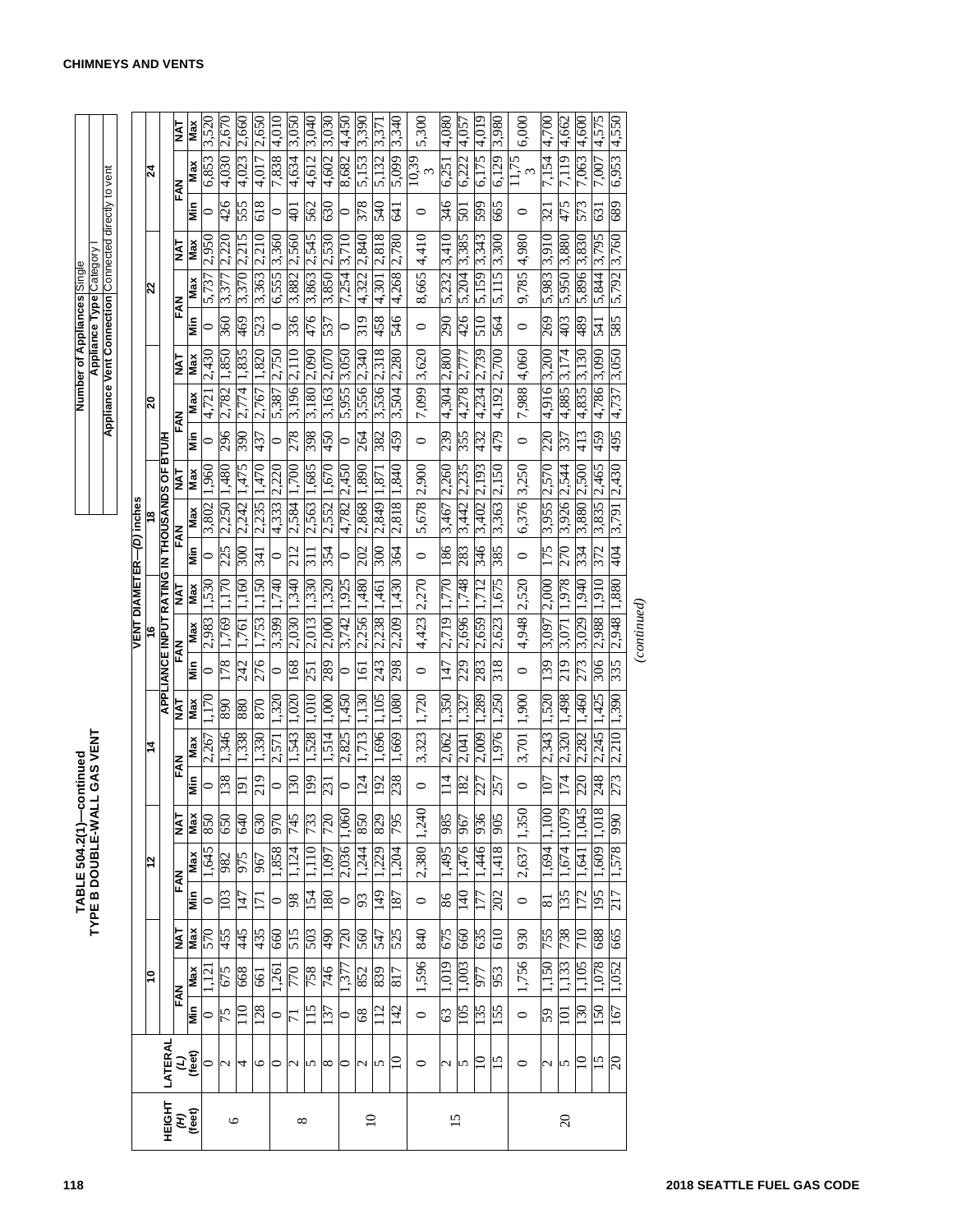## TABLE 504.2(1)—continued
## TYPE B DOUBLE-WALL GAS VENT

| Number of Appliances | Single |
|---|---|
| Appliance Type | Category I |
| Appliance Vent Connection | Connected directly to vent |

| HEIGHT (*H*) (feet) | LATERAL (*L*) (feet) | VENT DIAMETER—(*D*) inches | | | | | | | | | | | | | | | | | | | | | | | | | | |
|---|---|---|---|---|---|---|---|---|---|---|---|---|---|---|---|---|---|---|---|---|---|---|---|---|---|---|---|---|
| | | 10 | | | 12 | | | 14 | | | 16 | | | 18 | | | 20 | | | 22 | | | 24 | | | | | |
| | | APPLIANCE INPUT RATING IN THOUSANDS OF BTU/H | | | | | | | | | | | | | | | | | | | | | | | | | | |
| | | FAN | | NAT | FAN | | NAT | FAN | | NAT | FAN | | NAT | FAN | | NAT | FAN | | NAT | FAN | | NAT | FAN | | NAT | | | |
| | | Min | Max | Max | Min | Max | Max | Min | Max | Max | Min | Max | Max | Min | Max | Max | Min | Max | Max | Min | Max | Max | Min | Max | Max | | | |
| 6 | 0 | 0 | 1,121 | 570 | 0 | 1,645 | 850 | 0 | 2,267 | 1,170 | 0 | 2,983 | 1,530 | 0 | 3,802 | 1,960 | 0 | 4,721 | 2,430 | 0 | 5,737 | 2,950 | 0 | 6,853 | 3,520 | | | |
| | 2 | 75 | 675 | 455 | 103 | 982 | 650 | 138 | 1,346 | 890 | 178 | 1,769 | 1,170 | 225 | 2,250 | 1,480 | 296 | 2,782 | 1,850 | 360 | 3,377 | 2,220 | 426 | 4,030 | 2,670 | | | |
| | 4 | 110 | 668 | 445 | 147 | 975 | 640 | 191 | 1,338 | 880 | 242 | 1,761 | 1,160 | 300 | 2,242 | 1,475 | 390 | 2,774 | 1,835 | 469 | 3,370 | 2,215 | 555 | 4,023 | 2,660 | | | |
| | 6 | 128 | 661 | 435 | 171 | 967 | 630 | 219 | 1,330 | 870 | 276 | 1,753 | 1,150 | 341 | 2,235 | 1,470 | 437 | 2,767 | 1,820 | 523 | 3,363 | 2,210 | 618 | 4,017 | 2,650 | | | |
| 8 | 0 | 0 | 1,261 | 660 | 0 | 1,858 | 970 | 0 | 2,571 | 1,320 | 0 | 3,399 | 1,740 | 0 | 4,333 | 2,220 | 0 | 5,387 | 2,750 | 0 | 6,555 | 3,360 | 0 | 7,838 | 4,010 | | | |
| | 2 | 71 | 770 | 515 | 98 | 1,124 | 745 | 130 | 1,543 | 1,020 | 168 | 2,030 | 1,340 | 212 | 2,584 | 1,700 | 278 | 3,196 | 2,110 | 336 | 3,882 | 2,560 | 401 | 4,634 | 3,050 | | | |
| | 5 | 115 | 758 | 503 | 154 | 1,110 | 733 | 199 | 1,528 | 1,010 | 251 | 2,013 | 1,330 | 311 | 2,563 | 1,685 | 398 | 3,180 | 2,090 | 476 | 3,863 | 2,545 | 562 | 4,612 | 3,040 | | | |
| | 8 | 137 | 746 | 490 | 180 | 1,097 | 720 | 231 | 1,514 | 1,000 | 289 | 2,000 | 1,320 | 354 | 2,552 | 1,670 | 450 | 3,163 | 2,070 | 537 | 3,850 | 2,530 | 630 | 4,602 | 3,030 | | | |
| 10 | 0 | 0 | 1,377 | 720 | 0 | 2,036 | 1,060 | 0 | 2,825 | 1,450 | 0 | 3,742 | 1,925 | 0 | 4,782 | 2,450 | 0 | 5,955 | 3,050 | 0 | 7,254 | 3,710 | 0 | 8,682 | 4,450 | | | |
| | 2 | 68 | 852 | 560 | 93 | 1,244 | 850 | 124 | 1,713 | 1,130 | 161 | 2,256 | 1,480 | 202 | 2,868 | 1,890 | 264 | 3,556 | 2,340 | 319 | 4,322 | 2,840 | 378 | 5,153 | 3,390 | | | |
| | 5 | 112 | 839 | 547 | 149 | 1,229 | 829 | 192 | 1,696 | 1,105 | 243 | 2,238 | 1,461 | 300 | 2,849 | 1,871 | 382 | 3,536 | 2,318 | 458 | 4,301 | 2,818 | 540 | 5,132 | 3,371 | | | |
| | 10 | 142 | 817 | 525 | 187 | 1,204 | 795 | 238 | 1,669 | 1,080 | 298 | 2,209 | 1,430 | 364 | 2,818 | 1,840 | 459 | 3,504 | 2,280 | 546 | 4,268 | 2,780 | 641 | 5,099 | 3,340 | | | |
| 15 | 0 | 0 | 1,596 | 840 | 0 | 2,380 | 1,240 | 0 | 3,323 | 1,720 | 0 | 4,423 | 2,270 | 0 | 5,678 | 2,900 | 0 | 7,099 | 3,620 | 0 | 8,665 | 4,410 | 0 | 10,393 | 5,300 | | | |
| | 2 | 63 | 1,019 | 675 | 86 | 1,495 | 985 | 114 | 2,062 | 1,350 | 147 | 2,719 | 1,770 | 186 | 3,467 | 2,260 | 239 | 4,304 | 2,800 | 290 | 5,232 | 3,410 | 346 | 6,251 | 4,080 | | | |
| | 5 | 105 | 1,003 | 660 | 140 | 1,476 | 967 | 182 | 2,041 | 1,327 | 229 | 2,696 | 1,748 | 283 | 3,442 | 2,235 | 355 | 4,278 | 2,777 | 426 | 5,204 | 3,385 | 501 | 6,222 | 4,057 | | | |
| | 10 | 135 | 977 | 635 | 177 | 1,446 | 936 | 227 | 2,009 | 1,289 | 283 | 2,659 | 1,712 | 346 | 3,402 | 2,193 | 432 | 4,234 | 2,739 | 510 | 5,159 | 3,343 | 599 | 6,175 | 4,019 | | | |
| | 15 | 155 | 953 | 610 | 202 | 1,418 | 905 | 257 | 1,976 | 1,250 | 318 | 2,623 | 1,675 | 385 | 3,363 | 2,150 | 479 | 4,192 | 2,700 | 564 | 5,115 | 3,300 | 665 | 6,129 | 3,980 | | | |
| 20 | 0 | 0 | 1,756 | 930 | 0 | 2,637 | 1,350 | 0 | 3,701 | 1,900 | 0 | 4,948 | 2,520 | 0 | 6,376 | 3,250 | 0 | 7,988 | 4,060 | 0 | 9,785 | 4,980 | 0 | 11,753 | 6,000 | | | |
| | 2 | 59 | 1,150 | 755 | 81 | 1,694 | 1,100 | 107 | 2,343 | 1,520 | 139 | 3,097 | 2,000 | 175 | 3,955 | 2,570 | 220 | 4,916 | 3,200 | 269 | 5,983 | 3,910 | 321 | 7,154 | 4,700 | | | |
| | 5 | 101 | 1,133 | 738 | 135 | 1,674 | 1,079 | 174 | 2,320 | 1,498 | 219 | 3,071 | 1,978 | 270 | 3,926 | 2,544 | 337 | 4,885 | 3,174 | 403 | 5,950 | 3,880 | 475 | 7,119 | 4,662 | | | |
| | 10 | 130 | 1,105 | 710 | 172 | 1,641 | 1,045 | 220 | 2,282 | 1,460 | 273 | 3,029 | 1,940 | 334 | 3,880 | 2,500 | 413 | 4,835 | 3,130 | 489 | 5,896 | 3,830 | 573 | 7,063 | 4,600 | | | |
| | 15 | 150 | 1,078 | 688 | 195 | 1,609 | 1,018 | 248 | 2,245 | 1,425 | 306 | 2,988 | 1,910 | 372 | 3,835 | 2,465 | 459 | 4,786 | 3,090 | 541 | 5,844 | 3,795 | 631 | 7,007 | 4,575 | | | |
| | 20 | 167 | 1,052 | 665 | 217 | 1,578 | 990 | 273 | 2,210 | 1,390 | 335 | 2,948 | 1,880 | 404 | 3,791 | 2,430 | 495 | 4,737 | 3,050 | 585 | 5,792 | 3,760 | 689 | 6,953 | 4,550 | | | |

*(continued)*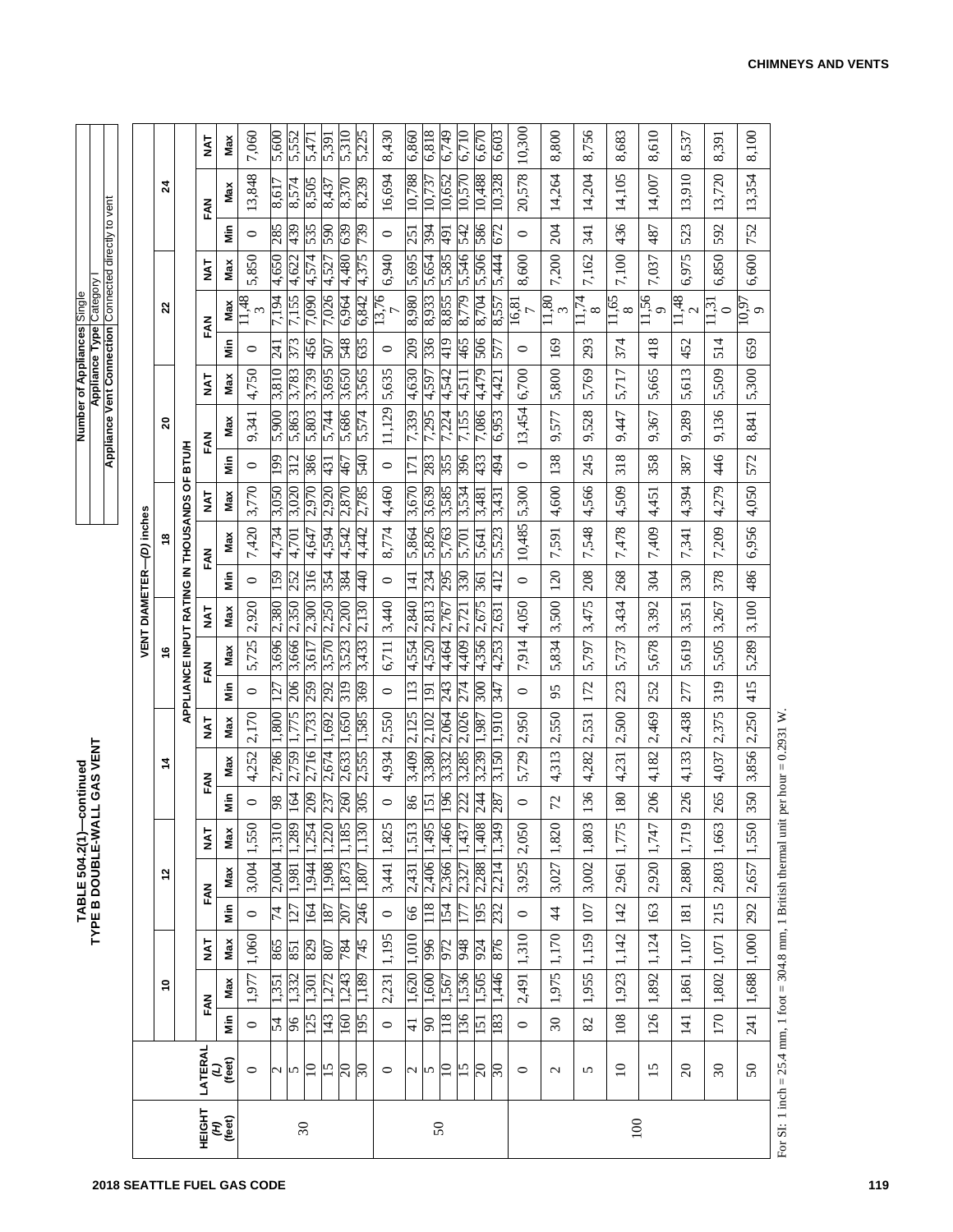## TABLE 504.2(1)—continued
## TYPE B DOUBLE-WALL GAS VENT

| Number of Appliances | Single |
|---|---|
| Appliance Type | Category I |
| Appliance Vent Connection | Connected directly to vent |

| HEIGHT (H) (feet) | LATERAL (L) (feet) | VENT DIAMETER—(D) inches | | | | | | | | | | | | | | | | | | | | | | | |
|---|---|---|---|---|---|---|---|---|---|---|---|---|---|---|---|---|---|---|---|---|---|---|---|---|---|
| | | 10 | | | 12 | | | 14 | | | 16 | | | 18 | | | 20 | | | 22 | | | 24 | | |
| | | APPLIANCE INPUT RATING IN THOUSANDS OF BTU/H | | | | | | | | | | | | | | | | | | | | | | | |
| | | FAN | | NAT | FAN | | NAT | FAN | | NAT | FAN | | NAT | FAN | | NAT | FAN | | NAT | FAN | | NAT | FAN | | NAT |
| | | Min | Max | Max | Min | Max | Max | Min | Max | Max | Min | Max | Max | Min | Max | Max | Min | Max | Max | Min | Max | Max | Min | Max | Max |
| 30 | 0 | 0 | 1,977 | 1,060 | 0 | 3,004 | 1,550 | 0 | 4,252 | 2,170 | 0 | 5,725 | 2,920 | 0 | 7,420 | 3,770 | 0 | 9,341 | 4,750 | 0 | 11,483 | 5,850 | 0 | 13,848 | 7,060 |
| | 2 | 54 | 1,351 | 865 | 74 | 2,004 | 1,310 | 98 | 2,786 | 1,800 | 127 | 3,696 | 2,380 | 159 | 4,734 | 3,050 | 199 | 5,900 | 3,810 | 241 | 7,194 | 4,650 | 285 | 8,617 | 5,600 |
| | 5 | 96 | 1,332 | 851 | 127 | 1,981 | 1,289 | 164 | 2,759 | 1,775 | 206 | 3,666 | 2,350 | 252 | 4,701 | 3,020 | 312 | 5,863 | 3,783 | 373 | 7,155 | 4,622 | 439 | 8,574 | 5,552 |
| | 10 | 125 | 1,301 | 829 | 164 | 1,944 | 1,254 | 209 | 2,716 | 1,733 | 259 | 3,617 | 2,300 | 316 | 4,647 | 2,970 | 386 | 5,803 | 3,739 | 456 | 7,090 | 4,574 | 535 | 8,505 | 5,471 |
| | 15 | 143 | 1,272 | 807 | 187 | 1,908 | 1,220 | 237 | 2,674 | 1,692 | 292 | 3,570 | 2,250 | 354 | 4,594 | 2,920 | 431 | 5,744 | 3,695 | 507 | 7,026 | 4,527 | 590 | 8,437 | 5,391 |
| | 20 | 160 | 1,243 | 784 | 207 | 1,873 | 1,185 | 260 | 2,633 | 1,650 | 319 | 3,523 | 2,200 | 384 | 4,542 | 2,870 | 467 | 5,686 | 3,650 | 548 | 6,964 | 4,480 | 639 | 8,370 | 5,310 |
| | 30 | 195 | 1,189 | 745 | 246 | 1,807 | 1,130 | 305 | 2,555 | 1,585 | 369 | 3,433 | 2,130 | 440 | 4,442 | 2,785 | 540 | 5,574 | 3,565 | 635 | 6,842 | 4,375 | 739 | 8,239 | 5,225 |
| 50 | 0 | 0 | 2,231 | 1,195 | 0 | 3,441 | 1,825 | 0 | 4,934 | 2,550 | 0 | 6,711 | 3,440 | 0 | 8,774 | 4,460 | 0 | 11,129 | 5,635 | 0 | 13,767 | 6,940 | 0 | 16,694 | 8,430 |
| | 2 | 41 | 1,620 | 1,010 | 66 | 2,431 | 1,513 | 86 | 3,409 | 2,125 | 113 | 4,554 | 2,840 | 141 | 5,864 | 3,670 | 171 | 7,339 | 4,630 | 209 | 8,980 | 5,695 | 251 | 10,788 | 6,860 |
| | 5 | 90 | 1,600 | 996 | 118 | 2,406 | 1,495 | 151 | 3,380 | 2,102 | 191 | 4,520 | 2,813 | 234 | 5,826 | 3,639 | 283 | 7,295 | 4,597 | 336 | 8,933 | 5,654 | 394 | 10,737 | 6,818 |
| | 10 | 118 | 1,567 | 972 | 154 | 2,366 | 1,466 | 196 | 3,332 | 2,064 | 243 | 4,464 | 2,767 | 295 | 5,763 | 3,585 | 355 | 7,224 | 4,542 | 419 | 8,855 | 5,585 | 491 | 10,652 | 6,749 |
| | 15 | 136 | 1,536 | 948 | 177 | 2,327 | 1,437 | 222 | 3,285 | 2,026 | 274 | 4,409 | 2,721 | 330 | 5,701 | 3,534 | 396 | 7,155 | 4,511 | 465 | 8,779 | 5,546 | 542 | 10,570 | 6,710 |
| | 20 | 151 | 1,505 | 924 | 195 | 2,288 | 1,408 | 244 | 3,239 | 1,987 | 300 | 4,356 | 2,675 | 361 | 5,641 | 3,481 | 433 | 7,086 | 4,479 | 506 | 8,704 | 5,506 | 586 | 10,488 | 6,670 |
| | 30 | 183 | 1,446 | 876 | 232 | 2,214 | 1,349 | 287 | 3,150 | 1,910 | 347 | 4,253 | 2,631 | 412 | 5,523 | 3,431 | 494 | 6,953 | 4,421 | 577 | 8,557 | 5,444 | 672 | 10,328 | 6,603 |
| 100 | 0 | 0 | 2,491 | 1,310 | 0 | 3,925 | 2,050 | 0 | 5,729 | 2,950 | 0 | 7,914 | 4,050 | 0 | 10,485 | 5,300 | 0 | 13,454 | 6,700 | 0 | 16,817 | 8,600 | 0 | 20,578 | 10,300 |
| | 2 | 30 | 1,975 | 1,170 | 44 | 3,027 | 1,820 | 72 | 4,313 | 2,550 | 95 | 5,834 | 3,500 | 120 | 7,591 | 4,600 | 138 | 9,577 | 5,800 | 169 | 11,803 | 7,200 | 204 | 14,264 | 8,800 |
| | 5 | 82 | 1,955 | 1,159 | 107 | 3,002 | 1,803 | 136 | 4,282 | 2,531 | 172 | 5,797 | 3,475 | 208 | 7,548 | 4,566 | 245 | 9,528 | 5,769 | 293 | 11,748 | 7,162 | 341 | 14,204 | 8,756 |
| | 10 | 108 | 1,923 | 1,142 | 142 | 2,961 | 1,775 | 180 | 4,231 | 2,500 | 223 | 5,737 | 3,434 | 268 | 7,478 | 4,509 | 318 | 9,447 | 5,717 | 374 | 11,658 | 7,100 | 436 | 14,105 | 8,683 |
| | 15 | 126 | 1,892 | 1,124 | 163 | 2,920 | 1,747 | 206 | 4,182 | 2,469 | 252 | 5,678 | 3,392 | 304 | 7,409 | 4,451 | 358 | 9,367 | 5,665 | 418 | 11,569 | 7,037 | 487 | 14,007 | 8,610 |
| | 20 | 141 | 1,861 | 1,107 | 181 | 2,880 | 1,719 | 226 | 4,133 | 2,438 | 277 | 5,619 | 3,351 | 330 | 7,341 | 4,394 | 387 | 9,289 | 5,613 | 452 | 11,482 | 6,975 | 523 | 13,910 | 8,537 |
| | 30 | 170 | 1,802 | 1,071 | 215 | 2,803 | 1,663 | 265 | 4,037 | 2,375 | 319 | 5,505 | 3,267 | 378 | 7,209 | 4,279 | 446 | 9,136 | 5,509 | 514 | 11,310 | 6,850 | 592 | 13,720 | 8,391 |
| | 50 | 241 | 1,688 | 1,000 | 292 | 2,657 | 1,550 | 350 | 3,856 | 2,250 | 415 | 5,289 | 3,100 | 486 | 6,956 | 4,050 | 572 | 8,841 | 5,300 | 659 | 10,979 | 6,600 | 752 | 13,354 | 8,100 |

For SI: 1 inch = 25.4 mm, 1 foot = 304.8 mm, 1 British thermal unit per hour = 0.2931 W.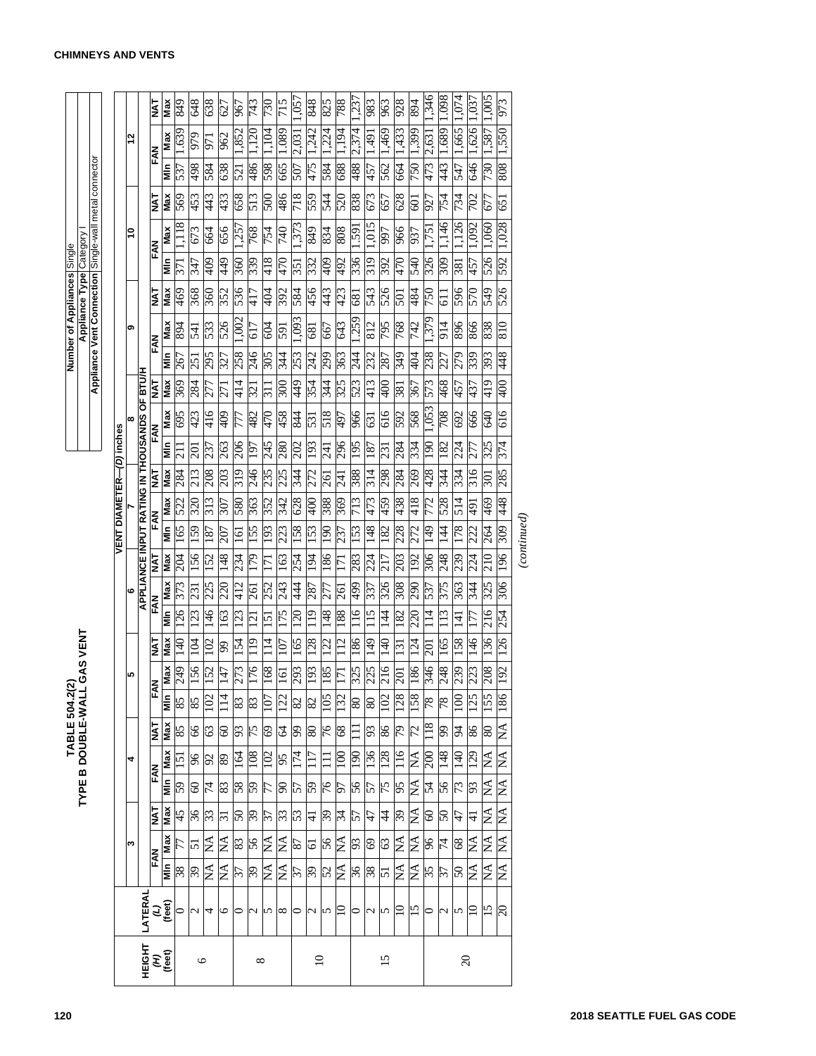# TABLE 504.2(2)
## TYPE B DOUBLE-WALL GAS VENT

| Number of Appliances | Single |
|---|---|
| Appliance Type | Category I |
| Appliance Vent Connection | Single-wall metal connector |

| HEIGHT (H) (feet) | LATERAL (L) (feet) | VENT DIAMETER—(D) inches | | | | | | | | | | | | | | | | | | | | | | | | | | | |
|---|---|---|---|---|---|---|---|---|---|---|---|---|---|---|---|---|---|---|---|---|---|---|---|---|---|---|---|---|---|
| | | 3 | | | 4 | | | 5 | | | 6 | | | 7 | | | 8 | | | 9 | | | 10 | | | 12 | | | |
| | | APPLIANCE INPUT RATING IN THOUSANDS OF BTU/H | | | | | | | | | | | | | | | | | | | | | | | | | | | |
| | | FAN | | NAT | FAN | | NAT | FAN | | NAT | FAN | | NAT | FAN | | NAT | FAN | | NAT | FAN | | NAT | FAN | | NAT | FAN | | NAT | |
| | | Min | Max | Max | Min | Max | Max | Min | Max | Max | Min | Max | Max | Min | Max | Max | Min | Max | Max | Min | Max | Max | Min | Max | Max | Min | Max | Max | |
| 6 | 0 | 38 | 77 | 45 | 59 | 151 | 85 | 85 | 249 | 140 | 126 | 373 | 204 | 165 | 522 | 284 | 211 | 695 | 369 | 267 | 894 | 469 | 371 | 1,118 | 569 | 537 | 1,639 | 849 | |
| | 2 | 39 | 51 | 36 | 60 | 96 | 66 | 85 | 156 | 104 | 123 | 231 | 156 | 159 | 320 | 213 | 201 | 423 | 284 | 251 | 541 | 368 | 347 | 673 | 453 | 498 | 979 | 648 | |
| | 4 | NA | NA | 33 | 74 | 92 | 63 | 102 | 152 | 102 | 146 | 225 | 152 | 187 | 313 | 208 | 237 | 416 | 277 | 295 | 533 | 360 | 409 | 664 | 443 | 584 | 971 | 638 | |
| | 6 | NA | NA | 31 | 83 | 89 | 60 | 114 | 147 | 99 | 163 | 220 | 148 | 207 | 307 | 203 | 263 | 409 | 271 | 327 | 526 | 352 | 449 | 656 | 433 | 638 | 962 | 627 | |
| 8 | 0 | 37 | 83 | 50 | 58 | 164 | 93 | 83 | 273 | 154 | 123 | 412 | 234 | 161 | 580 | 319 | 206 | 777 | 414 | 258 | 1,002 | 536 | 360 | 1,257 | 658 | 521 | 1,852 | 967 | |
| | 2 | 39 | 56 | 39 | 59 | 108 | 75 | 83 | 176 | 119 | 121 | 261 | 179 | 155 | 363 | 246 | 197 | 482 | 321 | 246 | 617 | 417 | 339 | 768 | 513 | 486 | 1,120 | 743 | |
| | 5 | NA | NA | 37 | 77 | 102 | 69 | 107 | 168 | 114 | 151 | 252 | 171 | 193 | 352 | 235 | 245 | 470 | 311 | 305 | 604 | 404 | 418 | 754 | 500 | 598 | 1,104 | 730 | |
| | 8 | NA | NA | 33 | 90 | 95 | 64 | 122 | 161 | 107 | 175 | 243 | 163 | 223 | 342 | 225 | 280 | 458 | 300 | 344 | 591 | 392 | 470 | 740 | 486 | 665 | 1,089 | 715 | |
| 10 | 0 | 37 | 87 | 53 | 57 | 174 | 99 | 82 | 293 | 165 | 120 | 444 | 254 | 158 | 628 | 344 | 202 | 844 | 449 | 253 | 1,093 | 584 | 351 | 1,373 | 718 | 507 | 2,031 | 1,057 | |
| | 2 | 39 | 61 | 41 | 59 | 117 | 80 | 82 | 193 | 128 | 119 | 287 | 194 | 153 | 400 | 272 | 193 | 531 | 354 | 242 | 681 | 456 | 332 | 849 | 559 | 475 | 1,242 | 848 | |
| | 5 | 52 | 56 | 39 | 76 | 111 | 76 | 105 | 185 | 122 | 148 | 277 | 186 | 190 | 388 | 261 | 241 | 518 | 344 | 299 | 667 | 443 | 409 | 834 | 544 | 584 | 1,224 | 825 | |
| | 10 | NA | NA | 34 | 97 | 100 | 68 | 132 | 171 | 112 | 188 | 261 | 171 | 237 | 369 | 241 | 296 | 497 | 325 | 363 | 643 | 423 | 492 | 808 | 520 | 688 | 1,194 | 788 | |
| 15 | 0 | 36 | 93 | 57 | 56 | 190 | 111 | 80 | 325 | 186 | 116 | 499 | 283 | 153 | 713 | 388 | 195 | 966 | 523 | 244 | 1,259 | 681 | 336 | 1,591 | 838 | 488 | 2,374 | 1,237 | |
| | 2 | 38 | 69 | 47 | 57 | 136 | 93 | 80 | 225 | 149 | 115 | 337 | 224 | 148 | 473 | 314 | 187 | 631 | 413 | 232 | 812 | 543 | 319 | 1,015 | 673 | 457 | 1,491 | 983 | |
| | 5 | 51 | 63 | 44 | 75 | 128 | 86 | 102 | 216 | 140 | 144 | 326 | 217 | 182 | 459 | 298 | 231 | 616 | 400 | 287 | 795 | 526 | 392 | 997 | 657 | 562 | 1,469 | 963 | |
| | 10 | NA | NA | 39 | 95 | 116 | 79 | 128 | 201 | 131 | 182 | 308 | 203 | 228 | 438 | 284 | 284 | 592 | 381 | 349 | 768 | 501 | 470 | 966 | 628 | 664 | 1,433 | 928 | |
| | 15 | NA | NA | NA | NA | NA | 72 | 158 | 186 | 124 | 220 | 290 | 192 | 272 | 418 | 269 | 334 | 568 | 367 | 404 | 742 | 484 | 540 | 937 | 601 | 750 | 1,399 | 894 | |
| 20 | 0 | 35 | 96 | 60 | 54 | 200 | 118 | 78 | 346 | 201 | 114 | 537 | 306 | 149 | 772 | 428 | 190 | 1,053 | 573 | 238 | 1,379 | 750 | 326 | 1,751 | 927 | 473 | 2,631 | 1,346 | |
| | 2 | 37 | 74 | 50 | 56 | 148 | 99 | 78 | 248 | 165 | 113 | 375 | 248 | 144 | 528 | 344 | 182 | 708 | 468 | 227 | 914 | 611 | 309 | 1,146 | 754 | 443 | 1,689 | 1,098 | |
| | 5 | 50 | 68 | 47 | 73 | 140 | 94 | 100 | 239 | 158 | 141 | 363 | 239 | 178 | 514 | 334 | 224 | 692 | 457 | 279 | 896 | 596 | 381 | 1,126 | 734 | 547 | 1,665 | 1,074 | |
| | 10 | NA | NA | 41 | 93 | 129 | 86 | 125 | 223 | 146 | 177 | 344 | 224 | 222 | 491 | 316 | 277 | 666 | 437 | 339 | 866 | 570 | 457 | 1,092 | 702 | 646 | 1,626 | 1,037 | |
| | 15 | NA | NA | NA | NA | NA | 80 | 155 | 208 | 136 | 216 | 325 | 210 | 264 | 469 | 301 | 325 | 640 | 419 | 393 | 838 | 549 | 526 | 1,060 | 677 | 730 | 1,587 | 1,005 | |
| | 20 | NA | NA | NA | NA | NA | NA | 186 | 192 | 126 | 254 | 306 | 196 | 309 | 448 | 285 | 374 | 616 | 400 | 448 | 810 | 526 | 592 | 1,028 | 651 | 808 | 1,550 | 973 | |

*(continued)*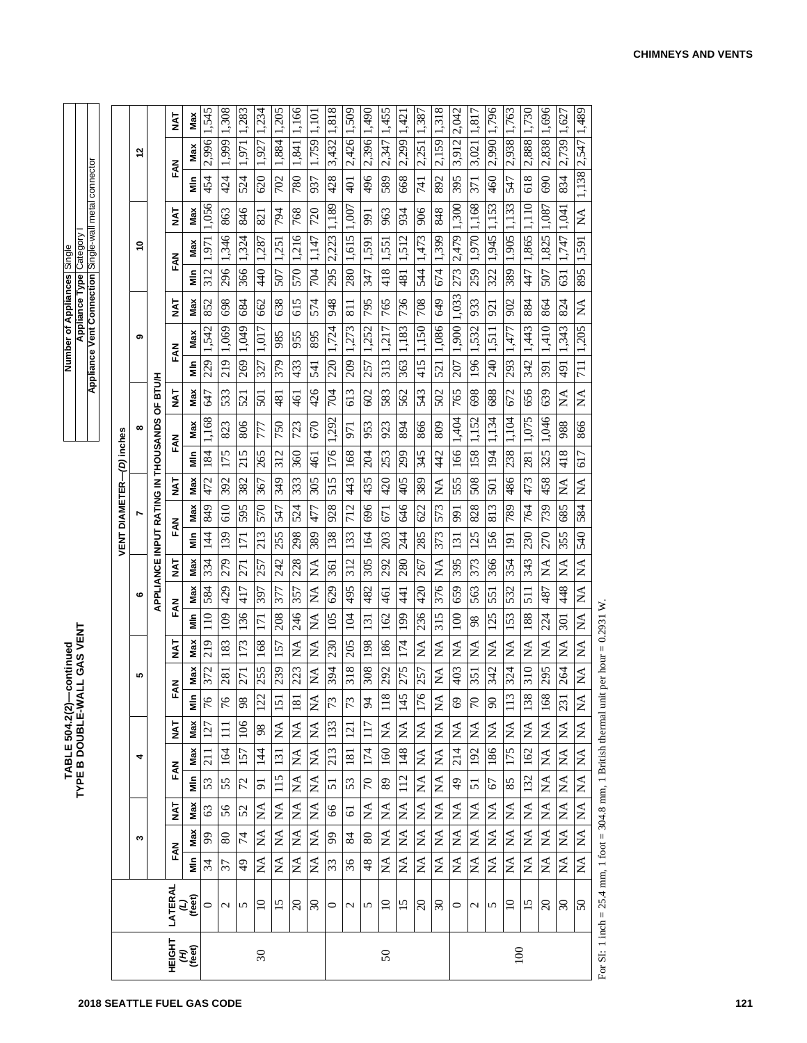**TABLE 504.2(2)—continued**
**TYPE B DOUBLE-WALL GAS VENT**

| Number of Appliances | Single |
|---|---|
| Appliance Type | Category I |
| Appliance Vent Connection | Single-wall metal connector |

| HEIGHT (H) (feet) | LATERAL (L) (feet) | VENT DIAMETER—(D) inches | | | | | | | | | | | | | | | | | | | | | | | | | | | | | | | | | | | | | | | | | | | | | | | | | | | | | | | | | | | | | | | | | | | | | | | | | | | | | | | | | | | | | | | | | | | | | | | | | | | | | | | | | | | | | | | | | | | |
|---|---|---|---|---|---|---|---|---|---|---|---|---|---|---|---|---|---|---|---|---|---|---|---|---|---|---|---|---|
| | | 3 | | | 4 | | | 5 | | | 6 | | | 7 | | | 8 | | | 9 | | | 10 | | | 12 | | |
| | | APPLIANCE INPUT RATING IN THOUSANDS OF BTU/H | | | | | | | | | | | | | | | | | | | | | | | | | | |
| | | FAN | | NAT | FAN | | NAT | FAN | | NAT | FAN | | NAT | FAN | | NAT | FAN | | NAT | FAN | | NAT | FAN | | NAT | FAN | | NAT |
| | | Min | Max | Max | Min | Max | Max | Min | Max | Max | Min | Max | Max | Min | Max | Max | Min | Max | Max | Min | Max | Max | Min | Max | Max | Min | Max | Max |
| 30 | 0 | 34 | 99 | 63 | 53 | 211 | 127 | 76 | 372 | 219 | 110 | 584 | 334 | 144 | 849 | 472 | 184 | 1,168 | 647 | 229 | 1,542 | 852 | 312 | 1,971 | 1,056 | 454 | 2,996 | 1,545 |
| | 2 | 37 | 80 | 56 | 55 | 164 | 111 | 76 | 281 | 183 | 109 | 429 | 279 | 139 | 610 | 392 | 175 | 823 | 533 | 219 | 1,069 | 698 | 296 | 1,346 | 863 | 424 | 1,999 | 1,308 |
| | 5 | 49 | 74 | 52 | 72 | 157 | 106 | 98 | 271 | 173 | 136 | 417 | 271 | 171 | 595 | 382 | 215 | 806 | 521 | 269 | 1,049 | 684 | 366 | 1,324 | 846 | 524 | 1,971 | 1,283 |
| | 10 | NA | NA | NA | 91 | 144 | 98 | 122 | 255 | 168 | 171 | 397 | 257 | 213 | 570 | 367 | 265 | 777 | 501 | 327 | 1,017 | 662 | 440 | 1,287 | 821 | 620 | 1,927 | 1,234 |
| | 15 | NA | NA | NA | 115 | 131 | NA | 151 | 239 | 157 | 208 | 377 | 242 | 255 | 547 | 349 | 312 | 750 | 481 | 379 | 985 | 638 | 507 | 1,251 | 794 | 702 | 1,884 | 1,205 |
| | 20 | NA | NA | NA | NA | NA | NA | 181 | 223 | NA | 246 | 357 | 228 | 298 | 524 | 333 | 360 | 723 | 461 | 433 | 955 | 615 | 570 | 1,216 | 768 | 780 | 1,841 | 1,166 |
| | 30 | NA | NA | NA | NA | NA | NA | NA | NA | NA | NA | NA | NA | 389 | 477 | 305 | 461 | 670 | 426 | 541 | 895 | 574 | 704 | 1,147 | 720 | 937 | 1,759 | 1,101 |
| 50 | 0 | 33 | 99 | 66 | 51 | 213 | 133 | 73 | 394 | 230 | 105 | 629 | 361 | 138 | 928 | 515 | 176 | 1,292 | 704 | 220 | 1,724 | 948 | 295 | 2,223 | 1,189 | 428 | 3,432 | 1,818 |
| | 2 | 36 | 84 | 61 | 53 | 181 | 121 | 73 | 318 | 205 | 104 | 495 | 312 | 133 | 712 | 443 | 168 | 971 | 613 | 209 | 1,273 | 811 | 280 | 1,615 | 1,007 | 401 | 2,426 | 1,509 |
| | 5 | 48 | 80 | NA | 70 | 174 | 117 | 94 | 308 | 198 | 131 | 482 | 305 | 164 | 696 | 435 | 204 | 953 | 602 | 257 | 1,252 | 795 | 347 | 1,591 | 991 | 496 | 2,396 | 1,490 |
| | 10 | NA | NA | NA | 89 | 160 | NA | 118 | 292 | 186 | 162 | 461 | 292 | 203 | 671 | 420 | 253 | 923 | 583 | 313 | 1,217 | 765 | 418 | 1,551 | 963 | 589 | 2,347 | 1,455 |
| | 15 | NA | NA | NA | 112 | 148 | NA | 145 | 275 | 174 | 199 | 441 | 280 | 244 | 646 | 405 | 299 | 894 | 562 | 363 | 1,183 | 736 | 481 | 1,512 | 934 | 668 | 2,299 | 1,421 |
| | 20 | NA | NA | NA | NA | NA | NA | 176 | 257 | NA | 236 | 420 | 267 | 285 | 622 | 389 | 345 | 866 | 543 | 415 | 1,150 | 708 | 544 | 1,473 | 906 | 741 | 2,251 | 1,387 |
| | 30 | NA | NA | NA | NA | NA | NA | NA | NA | NA | 315 | 376 | NA | 373 | 573 | NA | 442 | 809 | 502 | 521 | 1,086 | 649 | 674 | 1,399 | 848 | 892 | 2,159 | 1,318 |
| 100 | 0 | NA | NA | NA | 49 | 214 | NA | 69 | 403 | NA | 100 | 659 | 395 | 131 | 991 | 555 | 166 | 1,404 | 765 | 207 | 1,900 | 1,033 | 273 | 2,479 | 1,300 | 395 | 3,912 | 2,042 |
| | 2 | NA | NA | NA | 51 | 192 | NA | 70 | 351 | NA | 98 | 563 | 373 | 125 | 828 | 508 | 158 | 1,152 | 698 | 196 | 1,532 | 933 | 259 | 1,970 | 1,168 | 371 | 3,021 | 1,817 |
| | 5 | NA | NA | NA | 67 | 186 | NA | 90 | 342 | NA | 125 | 551 | 366 | 156 | 813 | 501 | 194 | 1,134 | 688 | 240 | 1,511 | 921 | 322 | 1,945 | 1,153 | 460 | 2,990 | 1,796 |
| | 10 | NA | NA | NA | 85 | 175 | NA | 113 | 324 | NA | 153 | 532 | 354 | 191 | 789 | 486 | 238 | 1,104 | 672 | 293 | 1,477 | 902 | 389 | 1,905 | 1,133 | 547 | 2,938 | 1,763 |
| | 15 | NA | NA | NA | 132 | 162 | NA | 138 | 310 | NA | 188 | 511 | 343 | 230 | 764 | 473 | 281 | 1,075 | 656 | 342 | 1,443 | 884 | 447 | 1,865 | 1,110 | 618 | 2,888 | 1,730 |
| | 20 | NA | NA | NA | NA | NA | NA | 168 | 295 | NA | 224 | 487 | NA | 270 | 739 | 458 | 325 | 1,046 | 639 | 391 | 1,410 | 864 | 507 | 1,825 | 1,087 | 690 | 2,838 | 1,696 |
| | 30 | NA | NA | NA | NA | NA | NA | 231 | 264 | NA | 301 | 448 | NA | 355 | 685 | NA | 418 | 988 | NA | 491 | 1,343 | 824 | 631 | 1,747 | 1,041 | 834 | 2,739 | 1,627 |
| | 50 | NA | NA | NA | NA | NA | NA | NA | NA | NA | NA | NA | NA | 540 | 584 | NA | 617 | 866 | NA | 711 | 1,205 | NA | 895 | 1,591 | NA | 1,138 | 2,547 | 1,489 |

For SI: 1 inch = 25.4 mm, 1 foot = 304.8 mm, 1 British thermal unit per hour = 0.2931 W.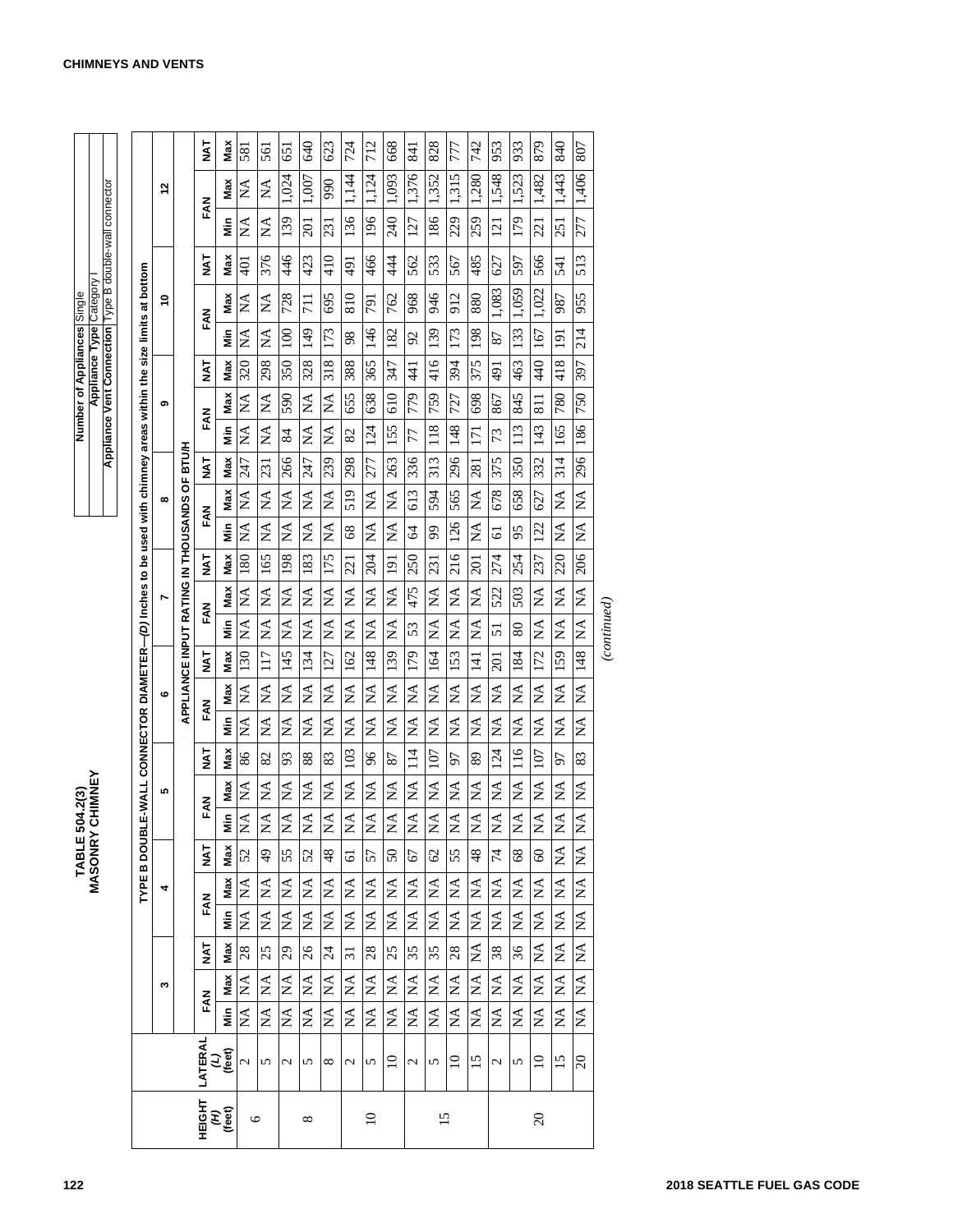## TABLE 504.2(3) MASONRY CHIMNEY

| Number of Appliances | Single |
|---|---|
| Appliance Type | Category I |
| Appliance Vent Connection | Type B double-wall connector |

| HEIGHT (H) (feet) | LATERAL (L) (feet) | TYPE B DOUBLE-WALL CONNECTOR DIAMETER—(D) inches to be used with chimney areas within the size limits at bottom | | | | | | | | | | | | | | | | | | | | | | | |
|---|---|---|---|---|---|---|---|---|---|---|---|---|---|---|---|---|---|---|---|---|---|---|---|---|---|
| | | 3 | | | 4 | | | 5 | | | 6 | | | 7 | | | 8 | | | 9 | | | 10 | | | 12 | | |
| | | APPLIANCE INPUT RATING IN THOUSANDS OF BTU/H | | | | | | | | | | | | | | | | | | | | | | | | | | |
| | | FAN | | NAT | FAN | | NAT | FAN | | NAT | FAN | | NAT | FAN | | NAT | FAN | | NAT | FAN | | NAT | FAN | | NAT | FAN | | NAT |
| | | Min | Max | Max | Min | Max | Max | Min | Max | Max | Min | Max | Max | Min | Max | Max | Min | Max | Max | Min | Max | Max | Min | Max | Max | Min | Max | Max |
| 6 | 2 | NA | NA | 28 | NA | NA | 52 | NA | NA | 86 | NA | NA | 130 | NA | NA | 180 | NA | NA | 247 | NA | NA | 320 | NA | NA | 401 | NA | NA | 581 |
| | 5 | NA | NA | 25 | NA | NA | 49 | NA | NA | 82 | NA | NA | 117 | NA | NA | 165 | NA | NA | 231 | NA | NA | 298 | NA | NA | 376 | NA | NA | 561 |
| 8 | 2 | NA | NA | 29 | NA | NA | 55 | NA | NA | 93 | NA | NA | 145 | NA | NA | 198 | NA | NA | 266 | 84 | 590 | 350 | 100 | 728 | 446 | 139 | 1,024 | 651 |
| | 5 | NA | NA | 26 | NA | NA | 52 | NA | NA | 88 | NA | NA | 134 | NA | NA | 183 | NA | NA | 247 | NA | NA | 328 | 149 | 711 | 423 | 201 | 1,007 | 640 |
| | 8 | NA | NA | 24 | NA | NA | 48 | NA | NA | 83 | NA | NA | 127 | NA | NA | 175 | NA | NA | 239 | NA | NA | 318 | 173 | 695 | 410 | 231 | 990 | 623 |
| 10 | 2 | NA | NA | 31 | NA | NA | 61 | NA | NA | 103 | NA | NA | 162 | NA | NA | 221 | 68 | 519 | 298 | 82 | 655 | 388 | 98 | 810 | 491 | 136 | 1,144 | 724 |
| | 5 | NA | NA | 28 | NA | NA | 57 | NA | NA | 96 | NA | NA | 148 | NA | NA | 204 | NA | NA | 277 | 124 | 638 | 365 | 146 | 791 | 466 | 196 | 1,124 | 712 |
| | 10 | NA | NA | 25 | NA | NA | 50 | NA | NA | 87 | NA | NA | 139 | NA | NA | 191 | NA | NA | 263 | 155 | 610 | 347 | 182 | 762 | 444 | 240 | 1,093 | 668 |
| 15 | 2 | NA | NA | 35 | NA | NA | 67 | NA | NA | 114 | NA | NA | 179 | 53 | 475 | 250 | 64 | 613 | 336 | 77 | 779 | 441 | 92 | 968 | 562 | 127 | 1,376 | 841 |
| | 5 | NA | NA | 35 | NA | NA | 62 | NA | NA | 107 | NA | NA | 164 | NA | NA | 231 | 99 | 594 | 313 | 118 | 759 | 416 | 139 | 946 | 533 | 186 | 1,352 | 828 |
| | 10 | NA | NA | 28 | NA | NA | 55 | NA | NA | 97 | NA | NA | 153 | NA | NA | 216 | 126 | 565 | 296 | 148 | 727 | 394 | 173 | 912 | 567 | 229 | 1,315 | 777 |
| | 15 | NA | NA | NA | NA | NA | 48 | NA | NA | 89 | NA | NA | 141 | NA | NA | 201 | NA | NA | 281 | 171 | 698 | 375 | 198 | 880 | 485 | 259 | 1,280 | 742 |
| 20 | 2 | NA | NA | 38 | NA | NA | 74 | NA | NA | 124 | NA | NA | 201 | 51 | 522 | 274 | 61 | 678 | 375 | 73 | 867 | 491 | 87 | 1,083 | 627 | 121 | 1,548 | 953 |
| | 5 | NA | NA | 36 | NA | NA | 68 | NA | NA | 116 | NA | NA | 184 | 80 | 503 | 254 | 95 | 658 | 350 | 113 | 845 | 463 | 133 | 1,059 | 597 | 179 | 1,523 | 933 |
| | 10 | NA | NA | NA | NA | NA | 60 | NA | NA | 107 | NA | NA | 172 | NA | NA | 237 | 122 | 627 | 332 | 143 | 811 | 440 | 167 | 1,022 | 566 | 221 | 1,482 | 879 |
| | 15 | NA | NA | NA | NA | NA | NA | NA | NA | 97 | NA | NA | 159 | NA | NA | 220 | NA | NA | 314 | 165 | 780 | 418 | 191 | 987 | 541 | 251 | 1,443 | 840 |
| | 20 | NA | NA | NA | NA | NA | NA | NA | NA | 83 | NA | NA | 148 | NA | NA | 206 | NA | NA | 296 | 186 | 750 | 397 | 214 | 955 | 513 | 277 | 1,406 | 807 |

*(continued)*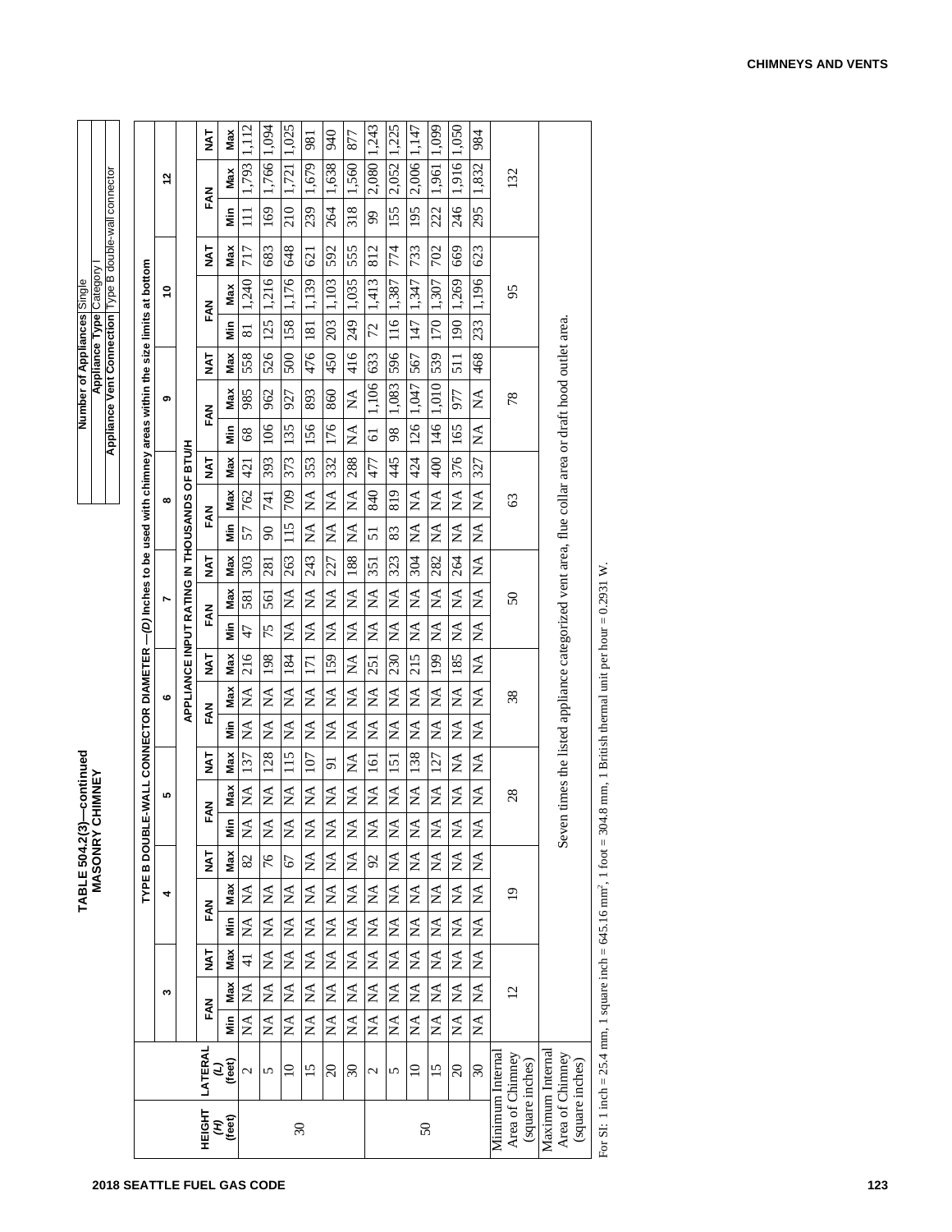# TABLE 504.2(3)—continued
## MASONRY CHIMNEY

| Number of Appliances | Single |
|---|---|
| Appliance Type | Category I |
| Appliance Vent Connection | Type B double-wall connector |

| HEIGHT (H) (feet) | LATERAL (L) (feet) | TYPE B DOUBLE-WALL CONNECTOR DIAMETER —(D) inches to be used with chimney areas within the size limits at bottom | | | | | | | | | | | | | | | | | | | | | | | |
|---|---|---|---|---|---|---|---|---|---|---|---|---|---|---|---|---|---|---|---|---|---|---|---|---|---|
| | | 3 | | | 4 | | | 5 | | | 6 | | | 7 | | | 8 | | | 9 | | | 10 | | | 12 | | |
| | | APPLIANCE INPUT RATING IN THOUSANDS OF BTU/H | | | | | | | | | | | | | | | | | | | | | | | | | | |
| | | FAN | | NAT | FAN | | NAT | FAN | | NAT | FAN | | NAT | FAN | | NAT | FAN | | NAT | FAN | | NAT | FAN | | NAT | FAN | | NAT |
| | | Min | Max | Max | Min | Max | Max | Min | Max | Max | Min | Max | Max | Min | Max | Max | Min | Max | Max | Min | Max | Max | Min | Max | Max | Min | Max | Max |
| 30 | 2 | NA | NA | 41 | NA | NA | 82 | NA | NA | 137 | NA | NA | 216 | 47 | 581 | 303 | 57 | 762 | 421 | 68 | 985 | 558 | 81 | 1,240 | 717 | 111 | 1,793 | 1,112 |
| | 5 | NA | NA | NA | NA | NA | 76 | NA | NA | 128 | NA | NA | 198 | 75 | 561 | 281 | 90 | 741 | 393 | 106 | 962 | 526 | 125 | 1,216 | 683 | 169 | 1,766 | 1,094 |
| | 10 | NA | NA | NA | NA | NA | 67 | NA | NA | 115 | NA | NA | 184 | NA | NA | 263 | 115 | 709 | 373 | 135 | 927 | 500 | 158 | 1,176 | 648 | 210 | 1,721 | 1,025 |
| | 15 | NA | NA | NA | NA | NA | NA | NA | NA | 107 | NA | NA | 171 | NA | NA | 243 | NA | NA | 353 | 156 | 893 | 476 | 181 | 1,139 | 621 | 239 | 1,679 | 981 |
| | 20 | NA | NA | NA | NA | NA | NA | NA | NA | 91 | NA | NA | 159 | NA | NA | 227 | NA | NA | 332 | 176 | 860 | 450 | 203 | 1,103 | 592 | 264 | 1,638 | 940 |
| | 30 | NA | NA | NA | NA | NA | NA | NA | NA | NA | NA | NA | NA | NA | NA | 188 | NA | NA | 288 | NA | NA | 416 | 249 | 1,035 | 555 | 318 | 1,560 | 877 |
| 50 | 2 | NA | NA | NA | NA | NA | 92 | NA | NA | 161 | NA | NA | 251 | NA | NA | 351 | 51 | 840 | 477 | 61 | 1,106 | 633 | 72 | 1,413 | 812 | 99 | 2,080 | 1,243 |
| | 5 | NA | NA | NA | NA | NA | NA | NA | NA | 151 | NA | NA | 230 | NA | NA | 323 | 83 | 819 | 445 | 98 | 1,083 | 596 | 116 | 1,387 | 774 | 155 | 2,052 | 1,225 |
| | 10 | NA | NA | NA | NA | NA | NA | NA | NA | 138 | NA | NA | 215 | NA | NA | 304 | NA | NA | 424 | 126 | 1,047 | 567 | 147 | 1,347 | 733 | 195 | 2,006 | 1,147 |
| | 15 | NA | NA | NA | NA | NA | NA | NA | NA | 127 | NA | NA | 199 | NA | NA | 282 | NA | NA | 400 | 146 | 1,010 | 539 | 170 | 1,307 | 702 | 222 | 1,961 | 1,099 |
| | 20 | NA | NA | NA | NA | NA | NA | NA | NA | NA | NA | NA | 185 | NA | NA | 264 | NA | NA | 376 | 165 | 977 | 511 | 190 | 1,269 | 669 | 246 | 1,916 | 1,050 |
| | 30 | NA | NA | NA | NA | NA | NA | NA | NA | NA | NA | NA | NA | NA | NA | NA | NA | NA | 327 | NA | NA | 468 | 233 | 1,196 | 623 | 295 | 1,832 | 984 |
| Minimum Internal Area of Chimney (square inches) | | 12 | | | 19 | | | 28 | | | 38 | | | 50 | | | 63 | | | 78 | | | 95 | | | 132 | | |
| Maximum Internal Area of Chimney (square inches) | | Seven times the listed appliance categorized vent area, flue collar area or draft hood outlet area. | | | | | | | | | | | | | | | | | | | | | | | | | | |

For SI: 1 inch = 25.4 mm, 1 square inch = 645.16 mm², 1 foot = 304.8 mm, 1 British thermal unit per hour = 0.2931 W.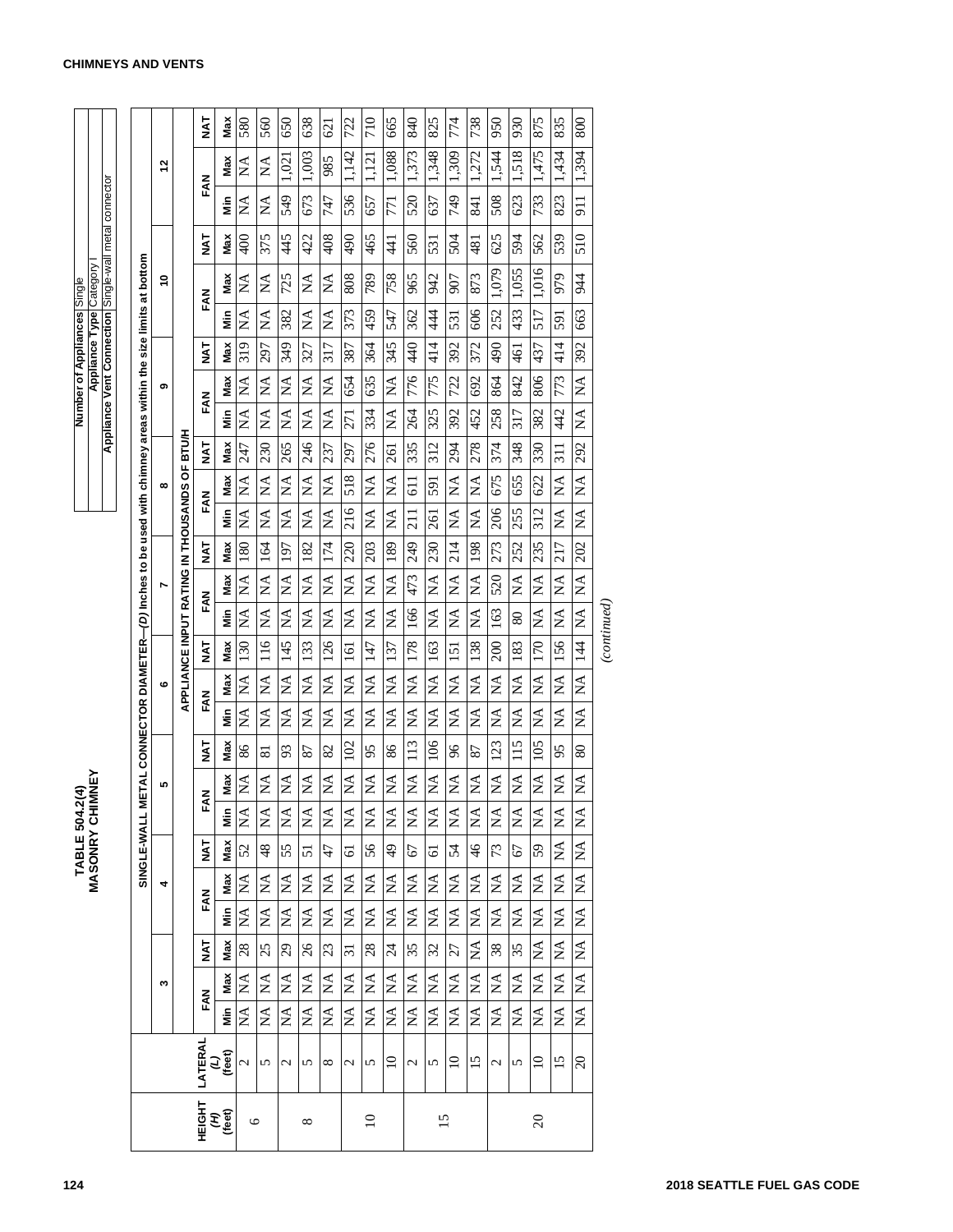## TABLE 504.2(4) MASONRY CHIMNEY

| Number of Appliances | Single |
|---|---|
| Appliance Type | Category I |
| Appliance Vent Connection | Single-wall metal connector |

| HEIGHT (H) (feet) | LATERAL (L) (feet) | SINGLE-WALL METAL CONNECTOR DIAMETER—(D) inches to be used with chimney areas within the size limits at bottom | | | | | | | | | | | | | | | | | | | | | | | |
|---|---|---|---|---|---|---|---|---|---|---|---|---|---|---|---|---|---|---|---|---|---|---|---|---|---|
| | | 3 | | | 4 | | | 5 | | | 6 | | | 7 | | | 8 | | | 9 | | | 10 | | | 12 | | |
| | | APPLIANCE INPUT RATING IN THOUSANDS OF BTU/H | | | | | | | | | | | | | | | | | | | | | | | | | | | |
| | | FAN | | NAT | FAN | | NAT | FAN | | NAT | FAN | | NAT | FAN | | NAT | FAN | | NAT | FAN | | NAT | FAN | | NAT | FAN | | NAT |
| | | Min | Max | Max | Min | Max | Max | Min | Max | Max | Min | Max | Max | Min | Max | Max | Min | Max | Max | Min | Max | Max | Min | Max | Max | Min | Max | Max |
| 6 | 2 | NA | NA | 28 | NA | NA | 52 | NA | NA | 86 | NA | NA | 130 | NA | NA | 180 | NA | NA | 247 | NA | NA | 319 | NA | NA | 400 | NA | NA | 580 |
| | 5 | NA | NA | 25 | NA | NA | 48 | NA | NA | 81 | NA | NA | 116 | NA | NA | 164 | NA | NA | 230 | NA | NA | 297 | NA | NA | 375 | NA | NA | 560 |
| 8 | 2 | NA | NA | 29 | NA | NA | 55 | NA | NA | 93 | NA | NA | 145 | NA | NA | 197 | NA | NA | 265 | NA | NA | 349 | 382 | 725 | 445 | 549 | 1,021 | 650 |
| | 5 | NA | NA | 26 | NA | NA | 51 | NA | NA | 87 | NA | NA | 133 | NA | NA | 182 | NA | NA | 246 | NA | NA | 327 | NA | NA | 422 | 673 | 1,003 | 638 |
| | 8 | NA | NA | 23 | NA | NA | 47 | NA | NA | 82 | NA | NA | 126 | NA | NA | 174 | NA | NA | 237 | NA | NA | 317 | NA | NA | 408 | 747 | 985 | 621 |
| 10 | 2 | NA | NA | 31 | NA | NA | 61 | NA | NA | 102 | NA | NA | 161 | NA | NA | 220 | 216 | 518 | 297 | 271 | 654 | 387 | 373 | 808 | 490 | 536 | 1,142 | 722 |
| | 5 | NA | NA | 28 | NA | NA | 56 | NA | NA | 95 | NA | NA | 147 | NA | NA | 203 | NA | NA | 276 | 334 | 635 | 364 | 459 | 789 | 465 | 657 | 1,121 | 710 |
| | 10 | NA | NA | 24 | NA | NA | 49 | NA | NA | 86 | NA | NA | 137 | NA | NA | 189 | NA | NA | 261 | NA | NA | 345 | 547 | 758 | 441 | 771 | 1,088 | 665 |
| 15 | 2 | NA | NA | 35 | NA | NA | 67 | NA | NA | 113 | NA | NA | 178 | 166 | 473 | 249 | 211 | 611 | 335 | 264 | 776 | 440 | 362 | 965 | 560 | 520 | 1,373 | 840 |
| | 5 | NA | NA | 32 | NA | NA | 61 | NA | NA | 106 | NA | NA | 163 | NA | NA | 230 | 261 | 591 | 312 | 325 | 775 | 414 | 444 | 942 | 531 | 637 | 1,348 | 825 |
| | 10 | NA | NA | 27 | NA | NA | 54 | NA | NA | 96 | NA | NA | 151 | NA | NA | 214 | NA | NA | 294 | 392 | 722 | 392 | 531 | 907 | 504 | 749 | 1,309 | 774 |
| | 15 | NA | NA | NA | NA | NA | 46 | NA | NA | 87 | NA | NA | 138 | NA | NA | 198 | NA | NA | 278 | 452 | 692 | 372 | 606 | 873 | 481 | 841 | 1,272 | 738 |
| 20 | 2 | NA | NA | 38 | NA | NA | 73 | NA | NA | 123 | NA | NA | 200 | 163 | 520 | 273 | 206 | 675 | 374 | 258 | 864 | 490 | 252 | 1,079 | 625 | 508 | 1,544 | 950 |
| | 5 | NA | NA | 35 | NA | NA | 67 | NA | NA | 115 | NA | NA | 183 | 80 | NA | 252 | 255 | 655 | 348 | 317 | 842 | 461 | 433 | 1,055 | 594 | 623 | 1,518 | 930 |
| | 10 | NA | NA | NA | NA | NA | 59 | NA | NA | 105 | NA | NA | 170 | NA | NA | 235 | 312 | 622 | 330 | 382 | 806 | 437 | 517 | 1,016 | 562 | 733 | 1,475 | 875 |
| | 15 | NA | NA | NA | NA | NA | NA | NA | NA | 95 | NA | NA | 156 | NA | NA | 217 | NA | NA | 311 | 442 | 773 | 414 | 591 | 979 | 539 | 823 | 1,434 | 835 |
| | 20 | NA | NA | NA | NA | NA | NA | NA | NA | 80 | NA | NA | 144 | NA | NA | 202 | NA | NA | 292 | NA | NA | 392 | 663 | 944 | 510 | 911 | 1,394 | 800 |

*(continued)*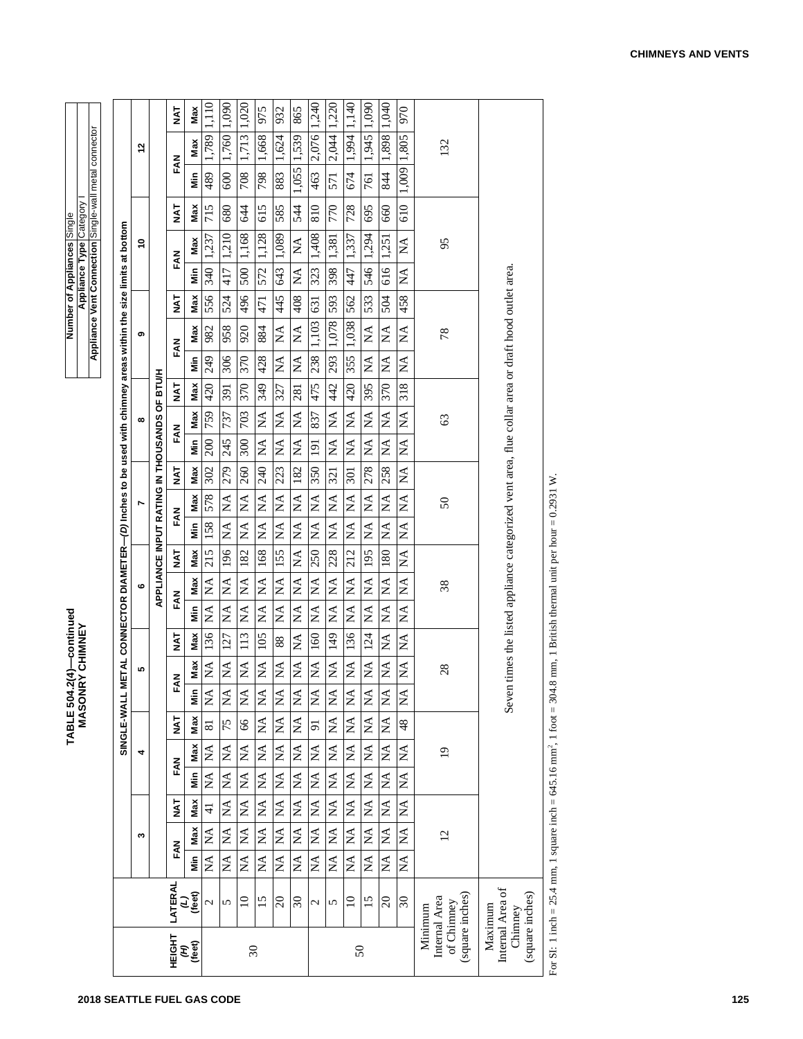**TABLE 504.2(4)—continued**
**MASONRY CHIMNEY**

| Number of Appliances | Single |
|---|---|
| Appliance Type | Category I |
| Appliance Vent Connection | Single-wall metal connector |

| HEIGHT (H) (feet) | LATERAL (L) (feet) | SINGLE-WALL METAL CONNECTOR DIAMETER—(D) inches to be used with chimney areas within the size limits at bottom | | | | | | | | | | | | | | | | | | | | | | | |
|---|---|---|---|---|---|---|---|---|---|---|---|---|---|---|---|---|---|---|---|---|---|---|---|---|---|
| | | 3 | | | 4 | | | 5 | | | 6 | | | 7 | | | 8 | | | 9 | | | 10 | | | 12 | | |
| | | APPLIANCE INPUT RATING IN THOUSANDS OF BTU/H | | | | | | | | | | | | | | | | | | | | | | | | | | |
| | | FAN | | NAT | FAN | | NAT | FAN | | NAT | FAN | | NAT | FAN | | NAT | FAN | | NAT | FAN | | NAT | FAN | | NAT | FAN | | NAT |
| | | Min | Max | Max | Min | Max | Max | Min | Max | Max | Min | Max | Max | Min | Max | Max | Min | Max | Max | Min | Max | Max | Min | Max | Max | Min | Max | Max |
| 30 | 2 | NA | NA | 41 | NA | NA | 81 | NA | NA | 136 | NA | NA | 215 | 158 | 578 | 302 | 200 | 759 | 420 | 249 | 982 | 556 | 340 | 1,237 | 715 | 489 | 1,789 | 1,110 |
| | 5 | NA | NA | NA | NA | NA | 75 | NA | NA | 127 | NA | NA | 196 | NA | NA | 279 | 245 | 737 | 391 | 306 | 958 | 524 | 417 | 1,210 | 680 | 600 | 1,760 | 1,090 |
| | 10 | NA | NA | NA | NA | NA | 66 | NA | NA | 113 | NA | NA | 182 | NA | NA | 260 | 300 | 703 | 370 | 370 | 920 | 496 | 500 | 1,168 | 644 | 708 | 1,713 | 1,020 |
| | 15 | NA | NA | NA | NA | NA | NA | NA | NA | 105 | NA | NA | 168 | NA | NA | 240 | NA | NA | 349 | 428 | 884 | 471 | 572 | 1,128 | 615 | 798 | 1,668 | 975 |
| | 20 | NA | NA | NA | NA | NA | NA | NA | NA | 88 | NA | NA | 155 | NA | NA | 223 | NA | NA | 327 | NA | NA | 445 | 643 | 1,089 | 585 | 883 | 1,624 | 932 |
| | 30 | NA | NA | NA | NA | NA | NA | NA | NA | NA | NA | NA | NA | NA | NA | 182 | NA | NA | 281 | NA | NA | 408 | NA | NA | 544 | 1,055 | 1,539 | 865 |
| 50 | 2 | NA | NA | NA | NA | NA | 91 | NA | NA | 160 | NA | NA | 250 | NA | NA | 350 | 191 | 837 | 475 | 238 | 1,103 | 631 | 323 | 1,408 | 810 | 463 | 2,076 | 1,240 |
| | 5 | NA | NA | NA | NA | NA | NA | NA | NA | 149 | NA | NA | 228 | NA | NA | 321 | NA | NA | 442 | 293 | 1,078 | 593 | 398 | 1,381 | 770 | 571 | 2,044 | 1,220 |
| | 10 | NA | NA | NA | NA | NA | NA | NA | NA | 136 | NA | NA | 212 | NA | NA | 301 | NA | NA | 420 | 355 | 1,038 | 562 | 447 | 1,337 | 728 | 674 | 1,994 | 1,140 |
| | 15 | NA | NA | NA | NA | NA | NA | NA | NA | 124 | NA | NA | 195 | NA | NA | 278 | NA | NA | 395 | NA | NA | 533 | 546 | 1,294 | 695 | 761 | 1,945 | 1,090 |
| | 20 | NA | NA | NA | NA | NA | NA | NA | NA | NA | NA | NA | 180 | NA | NA | 258 | NA | NA | 370 | NA | NA | 504 | 616 | 1,251 | 660 | 844 | 1,898 | 1,040 |
| | 30 | NA | NA | NA | NA | NA | 48 | NA | NA | NA | NA | NA | NA | NA | NA | NA | NA | NA | 318 | NA | NA | 458 | NA | NA | 610 | 1,009 | 1,805 | 970 |
| Minimum Internal Area of Chimney (square inches) | | 12 | | | 19 | | | 28 | | | 38 | | | 50 | | | 63 | | | 78 | | | 95 | | | 132 | | |
| Maximum Internal Area of Chimney (square inches) | | Seven times the listed appliance categorized vent area, flue collar area or draft hood outlet area. | | | | | | | | | | | | | | | | | | | | | | | | | | |

For SI: 1 inch = 25.4 mm, 1 square inch = 645.16 mm$^2$, 1 foot = 304.8 mm, 1 British thermal unit per hour = 0.2931 W.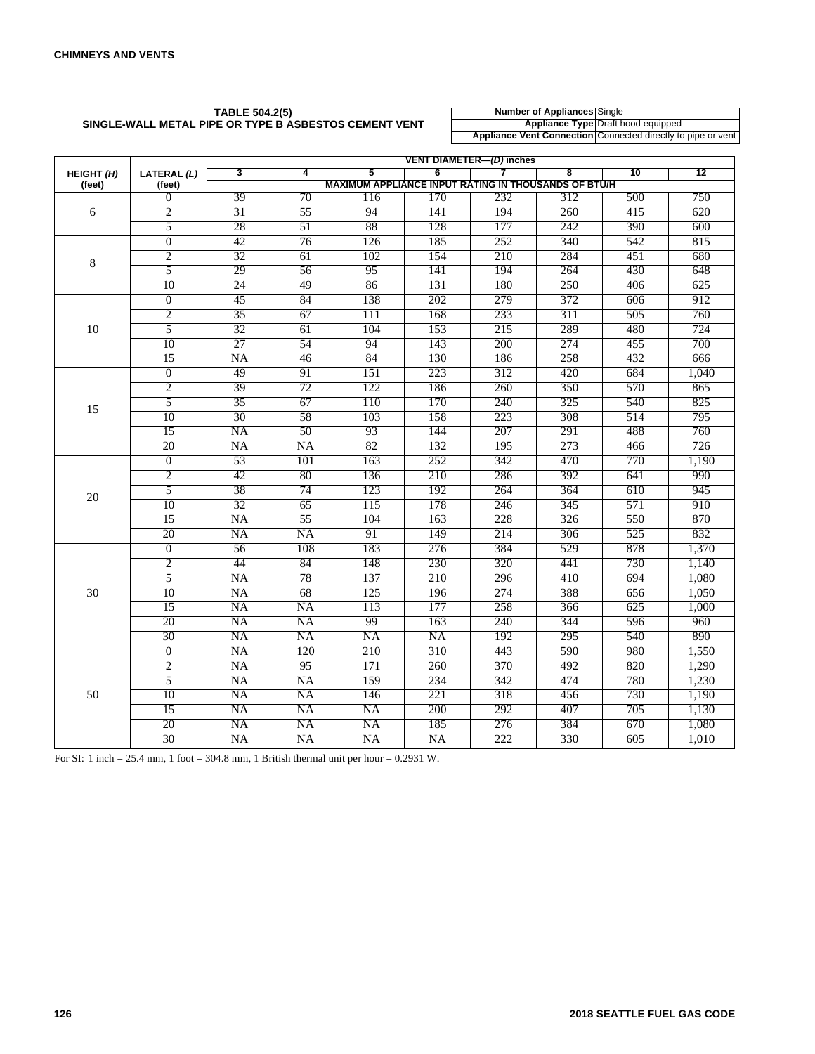**TABLE 504.2(5)**
**SINGLE-WALL METAL PIPE OR TYPE B ASBESTOS CEMENT VENT**

| | |
|---|---|
| **Number of Appliances** | Single |
| **Appliance Type** | Draft hood equipped |
| **Appliance Vent Connection** | Connected directly to pipe or vent |

| HEIGHT *(H)* (feet) | LATERAL *(L)* (feet) | VENT DIAMETER—*(D)* inches | | | | | | | |
|---|---|---|---|---|---|---|---|---|---|
| | | 3 | 4 | 5 | 6 | 7 | 8 | 10 | 12 |
| | | MAXIMUM APPLIANCE INPUT RATING IN THOUSANDS OF BTU/H | | | | | | | |
| 6 | 0 | 39 | 70 | 116 | 170 | 232 | 312 | 500 | 750 |
| | 2 | 31 | 55 | 94 | 141 | 194 | 260 | 415 | 620 |
| | 5 | 28 | 51 | 88 | 128 | 177 | 242 | 390 | 600 |
| 8 | 0 | 42 | 76 | 126 | 185 | 252 | 340 | 542 | 815 |
| | 2 | 32 | 61 | 102 | 154 | 210 | 284 | 451 | 680 |
| | 5 | 29 | 56 | 95 | 141 | 194 | 264 | 430 | 648 |
| | 10 | 24 | 49 | 86 | 131 | 180 | 250 | 406 | 625 |
| 10 | 0 | 45 | 84 | 138 | 202 | 279 | 372 | 606 | 912 |
| | 2 | 35 | 67 | 111 | 168 | 233 | 311 | 505 | 760 |
| | 5 | 32 | 61 | 104 | 153 | 215 | 289 | 480 | 724 |
| | 10 | 27 | 54 | 94 | 143 | 200 | 274 | 455 | 700 |
| | 15 | NA | 46 | 84 | 130 | 186 | 258 | 432 | 666 |
| 15 | 0 | 49 | 91 | 151 | 223 | 312 | 420 | 684 | 1,040 |
| | 2 | 39 | 72 | 122 | 186 | 260 | 350 | 570 | 865 |
| | 5 | 35 | 67 | 110 | 170 | 240 | 325 | 540 | 825 |
| | 10 | 30 | 58 | 103 | 158 | 223 | 308 | 514 | 795 |
| | 15 | NA | 50 | 93 | 144 | 207 | 291 | 488 | 760 |
| | 20 | NA | NA | 82 | 132 | 195 | 273 | 466 | 726 |
| 20 | 0 | 53 | 101 | 163 | 252 | 342 | 470 | 770 | 1,190 |
| | 2 | 42 | 80 | 136 | 210 | 286 | 392 | 641 | 990 |
| | 5 | 38 | 74 | 123 | 192 | 264 | 364 | 610 | 945 |
| | 10 | 32 | 65 | 115 | 178 | 246 | 345 | 571 | 910 |
| | 15 | NA | 55 | 104 | 163 | 228 | 326 | 550 | 870 |
| | 20 | NA | NA | 91 | 149 | 214 | 306 | 525 | 832 |
| 30 | 0 | 56 | 108 | 183 | 276 | 384 | 529 | 878 | 1,370 |
| | 2 | 44 | 84 | 148 | 230 | 320 | 441 | 730 | 1,140 |
| | 5 | NA | 78 | 137 | 210 | 296 | 410 | 694 | 1,080 |
| | 10 | NA | 68 | 125 | 196 | 274 | 388 | 656 | 1,050 |
| | 15 | NA | NA | 113 | 177 | 258 | 366 | 625 | 1,000 |
| | 20 | NA | NA | 99 | 163 | 240 | 344 | 596 | 960 |
| | 30 | NA | NA | NA | NA | 192 | 295 | 540 | 890 |
| 50 | 0 | NA | 120 | 210 | 310 | 443 | 590 | 980 | 1,550 |
| | 2 | NA | 95 | 171 | 260 | 370 | 492 | 820 | 1,290 |
| | 5 | NA | NA | 159 | 234 | 342 | 474 | 780 | 1,230 |
| | 10 | NA | NA | 146 | 221 | 318 | 456 | 730 | 1,190 |
| | 15 | NA | NA | NA | 200 | 292 | 407 | 705 | 1,130 |
| | 20 | NA | NA | NA | 185 | 276 | 384 | 670 | 1,080 |
| | 30 | NA | NA | NA | NA | 222 | 330 | 605 | 1,010 |

For SI: 1 inch = 25.4 mm, 1 foot = 304.8 mm, 1 British thermal unit per hour = 0.2931 W.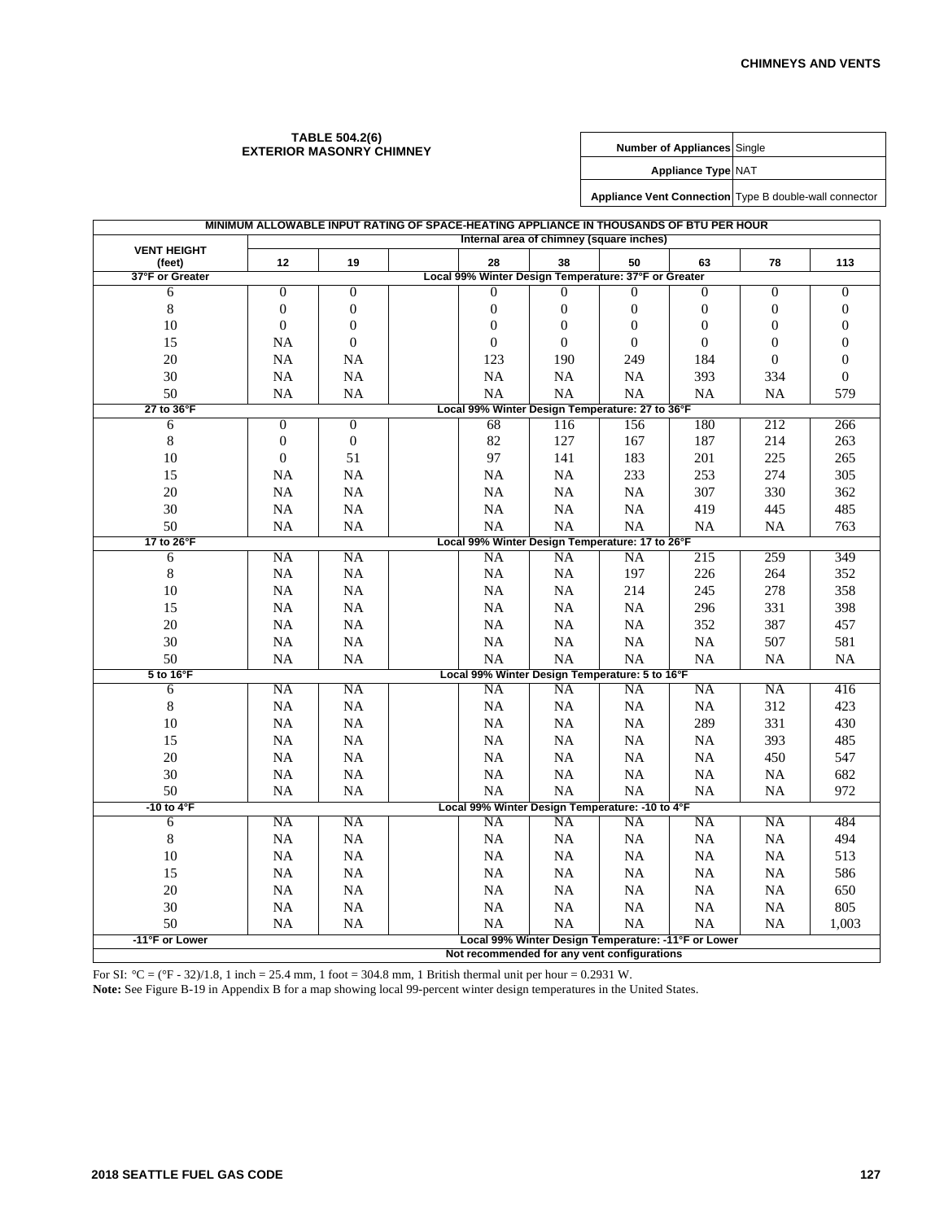**TABLE 504.2(6)**
**EXTERIOR MASONRY CHIMNEY**

| | |
|---|---|
| **Number of Appliances** | Single |
| **Appliance Type** | NAT |
| **Appliance Vent Connection** | Type B double-wall connector |

| MINIMUM ALLOWABLE INPUT RATING OF SPACE-HEATING APPLIANCE IN THOUSANDS OF BTU PER HOUR | | | | | | | | | |
|---|---|---|---|---|---|---|---|---|---|
| **VENT HEIGHT (feet)** | Internal area of chimney (square inches) | | | | | | | | |
| | **12** | **19** | | **28** | **38** | **50** | **63** | **78** | **113** |
| **37°F or Greater** | Local 99% Winter Design Temperature: 37°F or Greater | | | | | | | | |
| 6 | 0 | 0 | | 0 | 0 | 0 | 0 | 0 | 0 |
| 8 | 0 | 0 | | 0 | 0 | 0 | 0 | 0 | 0 |
| 10 | 0 | 0 | | 0 | 0 | 0 | 0 | 0 | 0 |
| 15 | NA | 0 | | 0 | 0 | 0 | 0 | 0 | 0 |
| 20 | NA | NA | | 123 | 190 | 249 | 184 | 0 | 0 |
| 30 | NA | NA | | NA | NA | NA | 393 | 334 | 0 |
| 50 | NA | NA | | NA | NA | NA | NA | NA | 579 |
| **27 to 36°F** | Local 99% Winter Design Temperature: 27 to 36°F | | | | | | | | |
| 6 | 0 | 0 | | 68 | 116 | 156 | 180 | 212 | 266 |
| 8 | 0 | 0 | | 82 | 127 | 167 | 187 | 214 | 263 |
| 10 | 0 | 51 | | 97 | 141 | 183 | 201 | 225 | 265 |
| 15 | NA | NA | | NA | NA | 233 | 253 | 274 | 305 |
| 20 | NA | NA | | NA | NA | NA | 307 | 330 | 362 |
| 30 | NA | NA | | NA | NA | NA | 419 | 445 | 485 |
| 50 | NA | NA | | NA | NA | NA | NA | NA | 763 |
| **17 to 26°F** | Local 99% Winter Design Temperature: 17 to 26°F | | | | | | | | |
| 6 | NA | NA | | NA | NA | NA | 215 | 259 | 349 |
| 8 | NA | NA | | NA | NA | 197 | 226 | 264 | 352 |
| 10 | NA | NA | | NA | NA | 214 | 245 | 278 | 358 |
| 15 | NA | NA | | NA | NA | NA | 296 | 331 | 398 |
| 20 | NA | NA | | NA | NA | NA | 352 | 387 | 457 |
| 30 | NA | NA | | NA | NA | NA | NA | 507 | 581 |
| 50 | NA | NA | | NA | NA | NA | NA | NA | NA |
| **5 to 16°F** | Local 99% Winter Design Temperature: 5 to 16°F | | | | | | | | |
| 6 | NA | NA | | NA | NA | NA | NA | NA | 416 |
| 8 | NA | NA | | NA | NA | NA | NA | 312 | 423 |
| 10 | NA | NA | | NA | NA | NA | 289 | 331 | 430 |
| 15 | NA | NA | | NA | NA | NA | NA | 393 | 485 |
| 20 | NA | NA | | NA | NA | NA | NA | 450 | 547 |
| 30 | NA | NA | | NA | NA | NA | NA | NA | 682 |
| 50 | NA | NA | | NA | NA | NA | NA | NA | 972 |
| **-10 to 4°F** | Local 99% Winter Design Temperature: -10 to 4°F | | | | | | | | |
| 6 | NA | NA | | NA | NA | NA | NA | NA | 484 |
| 8 | NA | NA | | NA | NA | NA | NA | NA | 494 |
| 10 | NA | NA | | NA | NA | NA | NA | NA | 513 |
| 15 | NA | NA | | NA | NA | NA | NA | NA | 586 |
| 20 | NA | NA | | NA | NA | NA | NA | NA | 650 |
| 30 | NA | NA | | NA | NA | NA | NA | NA | 805 |
| 50 | NA | NA | | NA | NA | NA | NA | NA | 1,003 |
| **-11°F or Lower** | Local 99% Winter Design Temperature: -11°F or Lower | | | | | | | | |
| | Not recommended for any vent configurations | | | | | | | | |

For SI: °C = (°F - 32)/1.8, 1 inch = 25.4 mm, 1 foot = 304.8 mm, 1 British thermal unit per hour = 0.2931 W.

**Note:** See Figure B-19 in Appendix B for a map showing local 99-percent winter design temperatures in the United States.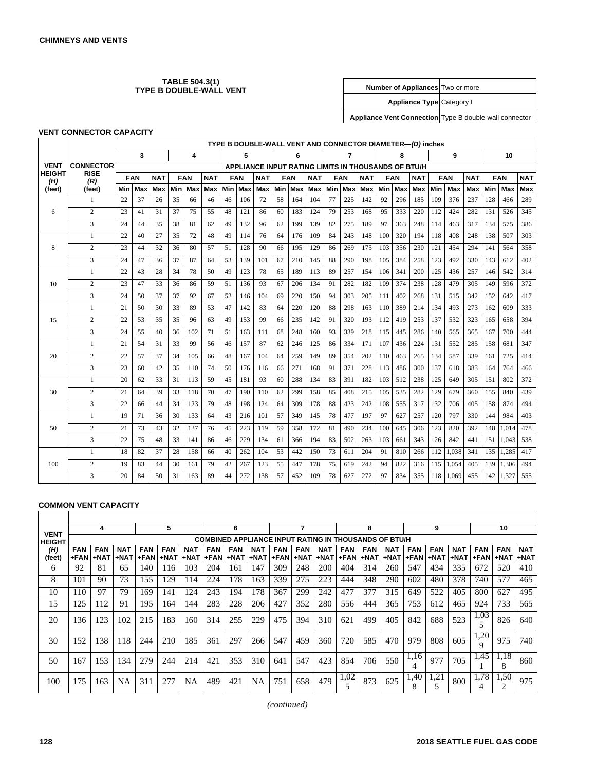**TABLE 504.3(1)**
**TYPE B DOUBLE-WALL VENT**

| Number of Appliances | Two or more |
|---|---|
| Appliance Type | Category I |
| Appliance Vent Connection | Type B double-wall connector |

**VENT CONNECTOR CAPACITY**

| VENT HEIGHT (H) (feet) | CONNECTOR RISE (R) (feet) | TYPE B DOUBLE-WALL VENT AND CONNECTOR DIAMETER—(D) inches | | | | | | | | | | | | | | | | | | | | | | | |
|---|---|---|---|---|---|---|---|---|---|---|---|---|---|---|---|---|---|---|---|---|---|---|---|---|---|
| | | 3 | | | 4 | | | 5 | | | 6 | | | 7 | | | 8 | | | 9 | | | 10 | | |
| | | APPLIANCE INPUT RATING LIMITS IN THOUSANDS OF BTU/H | | | | | | | | | | | | | | | | | | | | | | | |
| | | FAN | | NAT | FAN | | NAT | FAN | | NAT | FAN | | NAT | FAN | | NAT | FAN | | NAT | FAN | | NAT | FAN | | NAT |
| | | Min | Max | Max | Min | Max | Max | Min | Max | Max | Min | Max | Max | Min | Max | Max | Min | Max | Max | Min | Max | Max | Min | Max | Max |
| 6 | 1 | 22 | 37 | 26 | 35 | 66 | 46 | 46 | 106 | 72 | 58 | 164 | 104 | 77 | 225 | 142 | 92 | 296 | 185 | 109 | 376 | 237 | 128 | 466 | 289 |
| | 2 | 23 | 41 | 31 | 37 | 75 | 55 | 48 | 121 | 86 | 60 | 183 | 124 | 79 | 253 | 168 | 95 | 333 | 220 | 112 | 424 | 282 | 131 | 526 | 345 |
| | 3 | 24 | 44 | 35 | 38 | 81 | 62 | 49 | 132 | 96 | 62 | 199 | 139 | 82 | 275 | 189 | 97 | 363 | 248 | 114 | 463 | 317 | 134 | 575 | 386 |
| 8 | 1 | 22 | 40 | 27 | 35 | 72 | 48 | 49 | 114 | 76 | 64 | 176 | 109 | 84 | 243 | 148 | 100 | 320 | 194 | 118 | 408 | 248 | 138 | 507 | 303 |
| | 2 | 23 | 44 | 32 | 36 | 80 | 57 | 51 | 128 | 90 | 66 | 195 | 129 | 86 | 269 | 175 | 103 | 356 | 230 | 121 | 454 | 294 | 141 | 564 | 358 |
| | 3 | 24 | 47 | 36 | 37 | 87 | 64 | 53 | 139 | 101 | 67 | 210 | 145 | 88 | 290 | 198 | 105 | 384 | 258 | 123 | 492 | 330 | 143 | 612 | 402 |
| 10 | 1 | 22 | 43 | 28 | 34 | 78 | 50 | 49 | 123 | 78 | 65 | 189 | 113 | 89 | 257 | 154 | 106 | 341 | 200 | 125 | 436 | 257 | 146 | 542 | 314 |
| | 2 | 23 | 47 | 33 | 36 | 86 | 59 | 51 | 136 | 93 | 67 | 206 | 134 | 91 | 282 | 182 | 109 | 374 | 238 | 128 | 479 | 305 | 149 | 596 | 372 |
| | 3 | 24 | 50 | 37 | 37 | 92 | 67 | 52 | 146 | 104 | 69 | 220 | 150 | 94 | 303 | 205 | 111 | 402 | 268 | 131 | 515 | 342 | 152 | 642 | 417 |
| 15 | 1 | 21 | 50 | 30 | 33 | 89 | 53 | 47 | 142 | 83 | 64 | 220 | 120 | 88 | 298 | 163 | 110 | 389 | 214 | 134 | 493 | 273 | 162 | 609 | 333 |
| | 2 | 22 | 53 | 35 | 35 | 96 | 63 | 49 | 153 | 99 | 66 | 235 | 142 | 91 | 320 | 193 | 112 | 419 | 253 | 137 | 532 | 323 | 165 | 658 | 394 |
| | 3 | 24 | 55 | 40 | 36 | 102 | 71 | 51 | 163 | 111 | 68 | 248 | 160 | 93 | 339 | 218 | 115 | 445 | 286 | 140 | 565 | 365 | 167 | 700 | 444 |
| 20 | 1 | 21 | 54 | 31 | 33 | 99 | 56 | 46 | 157 | 87 | 62 | 246 | 125 | 86 | 334 | 171 | 107 | 436 | 224 | 131 | 552 | 285 | 158 | 681 | 347 |
| | 2 | 22 | 57 | 37 | 34 | 105 | 66 | 48 | 167 | 104 | 64 | 259 | 149 | 89 | 354 | 202 | 110 | 463 | 265 | 134 | 587 | 339 | 161 | 725 | 414 |
| | 3 | 23 | 60 | 42 | 35 | 110 | 74 | 50 | 176 | 116 | 66 | 271 | 168 | 91 | 371 | 228 | 113 | 486 | 300 | 137 | 618 | 383 | 164 | 764 | 466 |
| 30 | 1 | 20 | 62 | 33 | 31 | 113 | 59 | 45 | 181 | 93 | 60 | 288 | 134 | 83 | 391 | 182 | 103 | 512 | 238 | 125 | 649 | 305 | 151 | 802 | 372 |
| | 2 | 21 | 64 | 39 | 33 | 118 | 70 | 47 | 190 | 110 | 62 | 299 | 158 | 85 | 408 | 215 | 105 | 535 | 282 | 129 | 679 | 360 | 155 | 840 | 439 |
| | 3 | 22 | 66 | 44 | 34 | 123 | 79 | 48 | 198 | 124 | 64 | 309 | 178 | 88 | 423 | 242 | 108 | 555 | 317 | 132 | 706 | 405 | 158 | 874 | 494 |
| 50 | 1 | 19 | 71 | 36 | 30 | 133 | 64 | 43 | 216 | 101 | 57 | 349 | 145 | 78 | 477 | 197 | 97 | 627 | 257 | 120 | 797 | 330 | 144 | 984 | 403 |
| | 2 | 21 | 73 | 43 | 32 | 137 | 76 | 45 | 223 | 119 | 59 | 358 | 172 | 81 | 490 | 234 | 100 | 645 | 306 | 123 | 820 | 392 | 148 | 1,014 | 478 |
| | 3 | 22 | 75 | 48 | 33 | 141 | 86 | 46 | 229 | 134 | 61 | 366 | 194 | 83 | 502 | 263 | 103 | 661 | 343 | 126 | 842 | 441 | 151 | 1,043 | 538 |
| 100 | 1 | 18 | 82 | 37 | 28 | 158 | 66 | 40 | 262 | 104 | 53 | 442 | 150 | 73 | 611 | 204 | 91 | 810 | 266 | 112 | 1,038 | 341 | 135 | 1,285 | 417 |
| | 2 | 19 | 83 | 44 | 30 | 161 | 79 | 42 | 267 | 123 | 55 | 447 | 178 | 75 | 619 | 242 | 94 | 822 | 316 | 115 | 1,054 | 405 | 139 | 1,306 | 494 |
| | 3 | 20 | 84 | 50 | 31 | 163 | 89 | 44 | 272 | 138 | 57 | 452 | 109 | 78 | 627 | 272 | 97 | 834 | 355 | 118 | 1,069 | 455 | 142 | 1,327 | 555 |

**COMMON VENT CAPACITY**

| VENT HEIGHT (H) (feet) | 4 | | | 5 | | | 6 | | | 7 | | | 8 | | | 9 | | | 10 | | |
|---|---|---|---|---|---|---|---|---|---|---|---|---|---|---|---|---|---|---|---|---|---|
| | COMBINED APPLIANCE INPUT RATING IN THOUSANDS OF BTU/H | | | | | | | | | | | | | | | | | | | | |
| | FAN +FAN | FAN +NAT | NAT +NAT | FAN +FAN | FAN +NAT | NAT +NAT | FAN +FAN | FAN +NAT | NAT +NAT | FAN +FAN | FAN +NAT | NAT +NAT | FAN +FAN | FAN +NAT | NAT +NAT | FAN +FAN | FAN +NAT | NAT +NAT | FAN +FAN | FAN +NAT | NAT +NAT |
| 6 | 92 | 81 | 65 | 140 | 116 | 103 | 204 | 161 | 147 | 309 | 248 | 200 | 404 | 314 | 260 | 547 | 434 | 335 | 672 | 520 | 410 |
| 8 | 101 | 90 | 73 | 155 | 129 | 114 | 224 | 178 | 163 | 339 | 275 | 223 | 444 | 348 | 290 | 602 | 480 | 378 | 740 | 577 | 465 |
| 10 | 110 | 97 | 79 | 169 | 141 | 124 | 243 | 194 | 178 | 367 | 299 | 242 | 477 | 377 | 315 | 649 | 522 | 405 | 800 | 627 | 495 |
| 15 | 125 | 112 | 91 | 195 | 164 | 144 | 283 | 228 | 206 | 427 | 352 | 280 | 556 | 444 | 365 | 753 | 612 | 465 | 924 | 733 | 565 |
| 20 | 136 | 123 | 102 | 215 | 183 | 160 | 314 | 255 | 229 | 475 | 394 | 310 | 621 | 499 | 405 | 842 | 688 | 523 | 1,035 | 826 | 640 |
| 30 | 152 | 138 | 118 | 244 | 210 | 185 | 361 | 297 | 266 | 547 | 459 | 360 | 720 | 585 | 470 | 979 | 808 | 605 | 1,209 | 975 | 740 |
| 50 | 167 | 153 | 134 | 279 | 244 | 214 | 421 | 353 | 310 | 641 | 547 | 423 | 854 | 706 | 550 | 1,164 | 977 | 705 | 1,451 | 1,188 | 860 |
| 100 | 175 | 163 | NA | 311 | 277 | NA | 489 | 421 | NA | 751 | 658 | 479 | 1,025 | 873 | 625 | 1,408 | 1,215 | 800 | 1,784 | 1,502 | 975 |

*(continued)*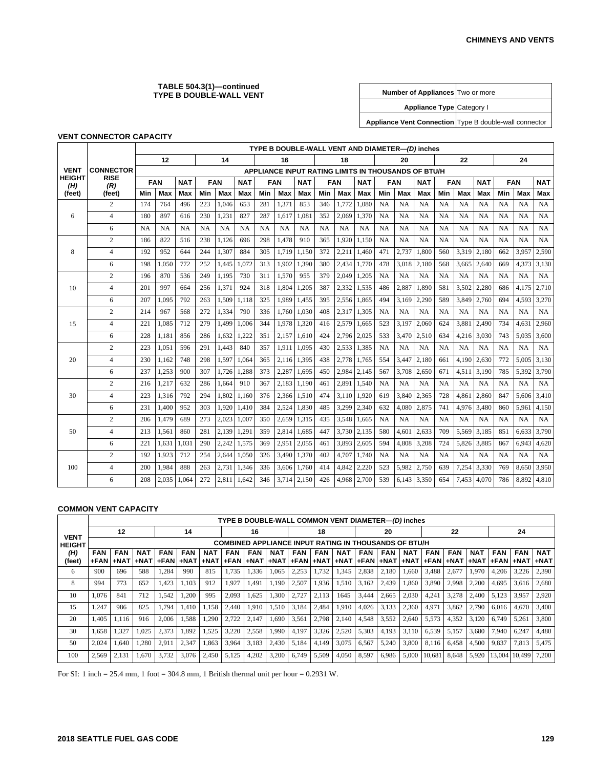**TABLE 504.3(1)—continued**
**TYPE B DOUBLE-WALL VENT**

| | |
|---|---|
| **Number of Appliances** | Two or more |
| **Appliance Type** | Category I |
| **Appliance Vent Connection** | Type B double-wall connector |

**VENT CONNECTOR CAPACITY**

| VENT HEIGHT (H) (feet) | CONNECTOR RISE (R) (feet) | TYPE B DOUBLE-WALL VENT AND DIAMETER—(D) inches | | | | | | | | | | | | | | | | | | | | |
|---|---|---|---|---|---|---|---|---|---|---|---|---|---|---|---|---|---|---|---|---|---|---|
| | | 12 | | | 14 | | | 16 | | | 18 | | | 20 | | | 22 | | | 24 | | |
| | | APPLIANCE INPUT RATING LIMITS IN THOUSANDS OF BTU/H | | | | | | | | | | | | | | | | | | | | |
| | | FAN | | NAT | FAN | | NAT | FAN | | NAT | FAN | | NAT | FAN | | NAT | FAN | | NAT | FAN | | NAT |
| | | Min | Max | Max | Min | Max | Max | Min | Max | Max | Min | Max | Max | Min | Max | Max | Min | Max | Max | Min | Max | Max |
| 6 | 2 | 174 | 764 | 496 | 223 | 1,046 | 653 | 281 | 1,371 | 853 | 346 | 1,772 | 1,080 | NA | NA | NA | NA | NA | NA | NA | NA | NA |
| | 4 | 180 | 897 | 616 | 230 | 1,231 | 827 | 287 | 1,617 | 1,081 | 352 | 2,069 | 1,370 | NA | NA | NA | NA | NA | NA | NA | NA | NA |
| | 6 | NA | NA | NA | NA | NA | NA | NA | NA | NA | NA | NA | NA | NA | NA | NA | NA | NA | NA | NA | NA | NA |
| 8 | 2 | 186 | 822 | 516 | 238 | 1,126 | 696 | 298 | 1,478 | 910 | 365 | 1,920 | 1,150 | NA | NA | NA | NA | NA | NA | NA | NA | NA |
| | 4 | 192 | 952 | 644 | 244 | 1,307 | 884 | 305 | 1,719 | 1,150 | 372 | 2,211 | 1,460 | 471 | 2,737 | 1,800 | 560 | 3,319 | 2,180 | 662 | 3,957 | 2,590 |
| | 6 | 198 | 1,050 | 772 | 252 | 1,445 | 1,072 | 313 | 1,902 | 1,390 | 380 | 2,434 | 1,770 | 478 | 3,018 | 2,180 | 568 | 3,665 | 2,640 | 669 | 4,373 | 3,130 |
| 10 | 2 | 196 | 870 | 536 | 249 | 1,195 | 730 | 311 | 1,570 | 955 | 379 | 2,049 | 1,205 | NA | NA | NA | NA | NA | NA | NA | NA | NA |
| | 4 | 201 | 997 | 664 | 256 | 1,371 | 924 | 318 | 1,804 | 1,205 | 387 | 2,332 | 1,535 | 486 | 2,887 | 1,890 | 581 | 3,502 | 2,280 | 686 | 4,175 | 2,710 |
| | 6 | 207 | 1,095 | 792 | 263 | 1,509 | 1,118 | 325 | 1,989 | 1,455 | 395 | 2,556 | 1,865 | 494 | 3,169 | 2,290 | 589 | 3,849 | 2,760 | 694 | 4,593 | 3,270 |
| 15 | 2 | 214 | 967 | 568 | 272 | 1,334 | 790 | 336 | 1,760 | 1,030 | 408 | 2,317 | 1,305 | NA | NA | NA | NA | NA | NA | NA | NA | NA |
| | 4 | 221 | 1,085 | 712 | 279 | 1,499 | 1,006 | 344 | 1,978 | 1,320 | 416 | 2,579 | 1,665 | 523 | 3,197 | 2,060 | 624 | 3,881 | 2,490 | 734 | 4,631 | 2,960 |
| | 6 | 228 | 1,181 | 856 | 286 | 1,632 | 1,222 | 351 | 2,157 | 1,610 | 424 | 2,796 | 2,025 | 533 | 3,470 | 2,510 | 634 | 4,216 | 3,030 | 743 | 5,035 | 3,600 |
| 20 | 2 | 223 | 1,051 | 596 | 291 | 1,443 | 840 | 357 | 1,911 | 1,095 | 430 | 2,533 | 1,385 | NA | NA | NA | NA | NA | NA | NA | NA | NA |
| | 4 | 230 | 1,162 | 748 | 298 | 1,597 | 1,064 | 365 | 2,116 | 1,395 | 438 | 2,778 | 1,765 | 554 | 3,447 | 2,180 | 661 | 4,190 | 2,630 | 772 | 5,005 | 3,130 |
| | 6 | 237 | 1,253 | 900 | 307 | 1,726 | 1,288 | 373 | 2,287 | 1,695 | 450 | 2,984 | 2,145 | 567 | 3,708 | 2,650 | 671 | 4,511 | 3,190 | 785 | 5,392 | 3,790 |
| 30 | 2 | 216 | 1,217 | 632 | 286 | 1,664 | 910 | 367 | 2,183 | 1,190 | 461 | 2,891 | 1,540 | NA | NA | NA | NA | NA | NA | NA | NA | NA |
| | 4 | 223 | 1,316 | 792 | 294 | 1,802 | 1,160 | 376 | 2,366 | 1,510 | 474 | 3,110 | 1,920 | 619 | 3,840 | 2,365 | 728 | 4,861 | 2,860 | 847 | 5,606 | 3,410 |
| | 6 | 231 | 1,400 | 952 | 303 | 1,920 | 1,410 | 384 | 2,524 | 1,830 | 485 | 3,299 | 2,340 | 632 | 4,080 | 2,875 | 741 | 4,976 | 3,480 | 860 | 5,961 | 4,150 |
| 50 | 2 | 206 | 1,479 | 689 | 273 | 2,023 | 1,007 | 350 | 2,659 | 1,315 | 435 | 3,548 | 1,665 | NA | NA | NA | NA | NA | NA | NA | NA | NA |
| | 4 | 213 | 1,561 | 860 | 281 | 2,139 | 1,291 | 359 | 2,814 | 1,685 | 447 | 3,730 | 2,135 | 580 | 4,601 | 2,633 | 709 | 5,569 | 3,185 | 851 | 6,633 | 3,790 |
| | 6 | 221 | 1,631 | 1,031 | 290 | 2,242 | 1,575 | 369 | 2,951 | 2,055 | 461 | 3,893 | 2,605 | 594 | 4,808 | 3,208 | 724 | 5,826 | 3,885 | 867 | 6,943 | 4,620 |
| 100 | 2 | 192 | 1,923 | 712 | 254 | 2,644 | 1,050 | 326 | 3,490 | 1,370 | 402 | 4,707 | 1,740 | NA | NA | NA | NA | NA | NA | NA | NA | NA |
| | 4 | 200 | 1,984 | 888 | 263 | 2,731 | 1,346 | 336 | 3,606 | 1,760 | 414 | 4,842 | 2,220 | 523 | 5,982 | 2,750 | 639 | 7,254 | 3,330 | 769 | 8,650 | 3,950 |
| | 6 | 208 | 2,035 | 1,064 | 272 | 2,811 | 1,642 | 346 | 3,714 | 2,150 | 426 | 4,968 | 2,700 | 539 | 6,143 | 3,350 | 654 | 7,453 | 4,070 | 786 | 8,892 | 4,810 |

**COMMON VENT CAPACITY**

| VENT HEIGHT (H) (feet) | TYPE B DOUBLE-WALL COMMON VENT DIAMETER—(D) inches | | | | | | | | | | | | | | | | | | | | |
|---|---|---|---|---|---|---|---|---|---|---|---|---|---|---|---|---|---|---|---|---|---|
| | 12 | | | 14 | | | 16 | | | 18 | | | 20 | | | 22 | | | 24 | | |
| | COMBINED APPLIANCE INPUT RATING IN THOUSANDS OF BTU/H | | | | | | | | | | | | | | | | | | | | |
| | FAN +FAN | FAN +NAT | NAT +NAT | FAN +FAN | FAN +NAT | NAT +NAT | FAN +FAN | FAN +NAT | NAT +NAT | FAN +FAN | FAN +NAT | NAT +NAT | FAN +FAN | FAN +NAT | NAT +NAT | FAN +FAN | FAN +NAT | NAT +NAT | FAN +FAN | FAN +NAT | NAT +NAT |
| 6 | 900 | 696 | 588 | 1,284 | 990 | 815 | 1,735 | 1,336 | 1,065 | 2,253 | 1,732 | 1,345 | 2,838 | 2,180 | 1,660 | 3,488 | 2,677 | 1,970 | 4,206 | 3,226 | 2,390 |
| 8 | 994 | 773 | 652 | 1,423 | 1,103 | 912 | 1,927 | 1,491 | 1,190 | 2,507 | 1,936 | 1,510 | 3,162 | 2,439 | 1,860 | 3,890 | 2,998 | 2,200 | 4,695 | 3,616 | 2,680 |
| 10 | 1,076 | 841 | 712 | 1,542 | 1,200 | 995 | 2,093 | 1,625 | 1,300 | 2,727 | 2,113 | 1645 | 3,444 | 2,665 | 2,030 | 4,241 | 3,278 | 2,400 | 5,123 | 3,957 | 2,920 |
| 15 | 1,247 | 986 | 825 | 1,794 | 1,410 | 1,158 | 2,440 | 1,910 | 1,510 | 3,184 | 2,484 | 1,910 | 4,026 | 3,133 | 2,360 | 4,971 | 3,862 | 2,790 | 6,016 | 4,670 | 3,400 |
| 20 | 1,405 | 1,116 | 916 | 2,006 | 1,588 | 1,290 | 2,722 | 2,147 | 1,690 | 3,561 | 2,798 | 2,140 | 4,548 | 3,552 | 2,640 | 5,573 | 4,352 | 3,120 | 6,749 | 5,261 | 3,800 |
| 30 | 1,658 | 1,327 | 1,025 | 2,373 | 1,892 | 1,525 | 3,220 | 2,558 | 1,990 | 4,197 | 3,326 | 2,520 | 5,303 | 4,193 | 3,110 | 6,539 | 5,157 | 3,680 | 7,940 | 6,247 | 4,480 |
| 50 | 2,024 | 1,640 | 1,280 | 2,911 | 2,347 | 1,863 | 3,964 | 3,183 | 2,430 | 5,184 | 4,149 | 3,075 | 6,567 | 5,240 | 3,800 | 8,116 | 6,458 | 4,500 | 9,837 | 7,813 | 5,475 |
| 100 | 2,569 | 2,131 | 1,670 | 3,732 | 3,076 | 2,450 | 5,125 | 4,202 | 3,200 | 6,749 | 5,509 | 4,050 | 8,597 | 6,986 | 5,000 | 10,681 | 8,648 | 5,920 | 13,004 | 10,499 | 7,200 |

For SI: 1 inch = 25.4 mm, 1 foot = 304.8 mm, 1 British thermal unit per hour = 0.2931 W.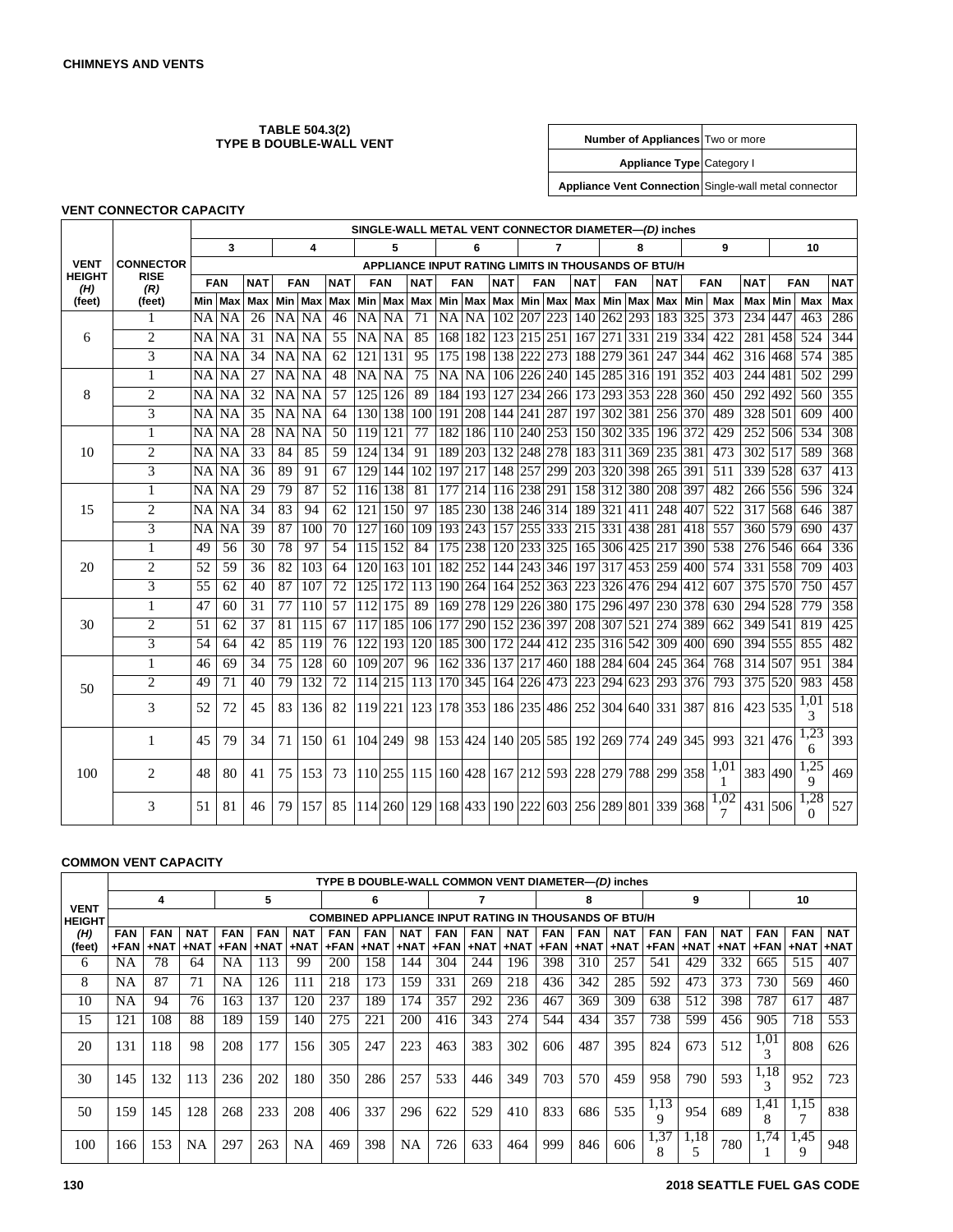**TABLE 504.3(2)**
**TYPE B DOUBLE-WALL VENT**

| Number of Appliances | Two or more |
|---|---|
| Appliance Type | Category I |
| Appliance Vent Connection | Single-wall metal connector |

**VENT CONNECTOR CAPACITY**

| VENT HEIGHT (H) (feet) | CONNECTOR RISE (R) (feet) | SINGLE-WALL METAL VENT CONNECTOR DIAMETER—(D) inches | | | | | | | | | | | | | | | | | | | | | | | |
|---|---|---|---|---|---|---|---|---|---|---|---|---|---|---|---|---|---|---|---|---|---|---|---|---|---|
| | | 3 | | | 4 | | | 5 | | | 6 | | | 7 | | | 8 | | | 9 | | | 10 | | |
| | | APPLIANCE INPUT RATING LIMITS IN THOUSANDS OF BTU/H | | | | | | | | | | | | | | | | | | | | | | | |
| | | FAN | | NAT | FAN | | NAT | FAN | | NAT | FAN | | NAT | FAN | | NAT | FAN | | NAT | FAN | | NAT | FAN | | NAT |
| | | Min | Max | Max | Min | Max | Max | Min | Max | Max | Min | Max | Max | Min | Max | Max | Min | Max | Max | Min | Max | Max | Min | Max | Max |
| 6 | 1 | NA | NA | 26 | NA | NA | 46 | NA | NA | 71 | NA | NA | 102 | 207 | 223 | 140 | 262 | 293 | 183 | 325 | 373 | 234 | 447 | 463 | 286 |
| | 2 | NA | NA | 31 | NA | NA | 55 | NA | NA | 85 | 168 | 182 | 123 | 215 | 251 | 167 | 271 | 331 | 219 | 334 | 422 | 281 | 458 | 524 | 344 |
| | 3 | NA | NA | 34 | NA | NA | 62 | 121 | 131 | 95 | 175 | 198 | 138 | 222 | 273 | 188 | 279 | 361 | 247 | 344 | 462 | 316 | 468 | 574 | 385 |
| 8 | 1 | NA | NA | 27 | NA | NA | 48 | NA | NA | 75 | NA | NA | 106 | 226 | 240 | 145 | 285 | 316 | 191 | 352 | 403 | 244 | 481 | 502 | 299 |
| | 2 | NA | NA | 32 | NA | NA | 57 | 125 | 126 | 89 | 184 | 193 | 127 | 234 | 266 | 173 | 293 | 353 | 228 | 360 | 450 | 292 | 492 | 560 | 355 |
| | 3 | NA | NA | 35 | NA | NA | 64 | 130 | 138 | 100 | 191 | 208 | 144 | 241 | 287 | 197 | 302 | 381 | 256 | 370 | 489 | 328 | 501 | 609 | 400 |
| 10 | 1 | NA | NA | 28 | NA | NA | 50 | 119 | 121 | 77 | 182 | 186 | 110 | 240 | 253 | 150 | 302 | 335 | 196 | 372 | 429 | 252 | 506 | 534 | 308 |
| | 2 | NA | NA | 33 | 84 | 85 | 59 | 124 | 134 | 91 | 189 | 203 | 132 | 248 | 278 | 183 | 311 | 369 | 235 | 381 | 473 | 302 | 517 | 589 | 368 |
| | 3 | NA | NA | 36 | 89 | 91 | 67 | 129 | 144 | 102 | 197 | 217 | 148 | 257 | 299 | 203 | 320 | 398 | 265 | 391 | 511 | 339 | 528 | 637 | 413 |
| 15 | 1 | NA | NA | 29 | 79 | 87 | 52 | 116 | 138 | 81 | 177 | 214 | 116 | 238 | 291 | 158 | 312 | 380 | 208 | 397 | 482 | 266 | 556 | 596 | 324 |
| | 2 | NA | NA | 34 | 83 | 94 | 62 | 121 | 150 | 97 | 185 | 230 | 138 | 246 | 314 | 189 | 321 | 411 | 248 | 407 | 522 | 317 | 568 | 646 | 387 |
| | 3 | NA | NA | 39 | 87 | 100 | 70 | 127 | 160 | 109 | 193 | 243 | 157 | 255 | 333 | 215 | 331 | 438 | 281 | 418 | 557 | 360 | 579 | 690 | 437 |
| 20 | 1 | 49 | 56 | 30 | 78 | 97 | 54 | 115 | 152 | 84 | 175 | 238 | 120 | 233 | 325 | 165 | 306 | 425 | 217 | 390 | 538 | 276 | 546 | 664 | 336 |
| | 2 | 52 | 59 | 36 | 82 | 103 | 64 | 120 | 163 | 101 | 182 | 252 | 144 | 243 | 346 | 197 | 317 | 453 | 259 | 400 | 574 | 331 | 558 | 709 | 403 |
| | 3 | 55 | 62 | 40 | 87 | 107 | 72 | 125 | 172 | 113 | 190 | 264 | 164 | 252 | 363 | 223 | 326 | 476 | 294 | 412 | 607 | 375 | 570 | 750 | 457 |
| 30 | 1 | 47 | 60 | 31 | 77 | 110 | 57 | 112 | 175 | 89 | 169 | 278 | 129 | 226 | 380 | 175 | 296 | 497 | 230 | 378 | 630 | 294 | 528 | 779 | 358 |
| | 2 | 51 | 62 | 37 | 81 | 115 | 67 | 117 | 185 | 106 | 177 | 290 | 152 | 236 | 397 | 208 | 307 | 521 | 274 | 389 | 662 | 349 | 541 | 819 | 425 |
| | 3 | 54 | 64 | 42 | 85 | 119 | 76 | 122 | 193 | 120 | 185 | 300 | 172 | 244 | 412 | 235 | 316 | 542 | 309 | 400 | 690 | 394 | 555 | 855 | 482 |
| 50 | 1 | 46 | 69 | 34 | 75 | 128 | 60 | 109 | 207 | 96 | 162 | 336 | 137 | 217 | 460 | 188 | 284 | 604 | 245 | 364 | 768 | 314 | 507 | 951 | 384 |
| | 2 | 49 | 71 | 40 | 79 | 132 | 72 | 114 | 215 | 113 | 170 | 345 | 164 | 226 | 473 | 223 | 294 | 623 | 293 | 376 | 793 | 375 | 520 | 983 | 458 |
| | 3 | 52 | 72 | 45 | 83 | 136 | 82 | 119 | 221 | 123 | 178 | 353 | 186 | 235 | 486 | 252 | 304 | 640 | 331 | 387 | 816 | 423 | 535 | 1,013 | 518 |
| 100 | 1 | 45 | 79 | 34 | 71 | 150 | 61 | 104 | 249 | 98 | 153 | 424 | 140 | 205 | 585 | 192 | 269 | 774 | 249 | 345 | 993 | 321 | 476 | 1,236 | 393 |
| | 2 | 48 | 80 | 41 | 75 | 153 | 73 | 110 | 255 | 115 | 160 | 428 | 167 | 212 | 593 | 228 | 279 | 788 | 299 | 358 | 1,011 | 383 | 490 | 1,259 | 469 |
| | 3 | 51 | 81 | 46 | 79 | 157 | 85 | 114 | 260 | 129 | 168 | 433 | 190 | 222 | 603 | 256 | 289 | 801 | 339 | 368 | 1,027 | 431 | 506 | 1,280 | 527 |

**COMMON VENT CAPACITY**

| VENT HEIGHT (H) (feet) | TYPE B DOUBLE-WALL COMMON VENT DIAMETER—(D) inches | | | | | | | | | | | | | | | | | | | | |
|---|---|---|---|---|---|---|---|---|---|---|---|---|---|---|---|---|---|---|---|---|---|
| | 4 | | | 5 | | | 6 | | | 7 | | | 8 | | | 9 | | | 10 | | |
| | COMBINED APPLIANCE INPUT RATING IN THOUSANDS OF BTU/H | | | | | | | | | | | | | | | | | | | | |
| | FAN +FAN | FAN +NAT | NAT +NAT | FAN +FAN | FAN +NAT | NAT +NAT | FAN +FAN | FAN +NAT | NAT +NAT | FAN +FAN | FAN +NAT | NAT +NAT | FAN +FAN | FAN +NAT | NAT +NAT | FAN +FAN | FAN +NAT | NAT +NAT | FAN +FAN | FAN +NAT | NAT +NAT |
| 6 | NA | 78 | 64 | NA | 113 | 99 | 200 | 158 | 144 | 304 | 244 | 196 | 398 | 310 | 257 | 541 | 429 | 332 | 665 | 515 | 407 |
| 8 | NA | 87 | 71 | NA | 126 | 111 | 218 | 173 | 159 | 331 | 269 | 218 | 436 | 342 | 285 | 592 | 473 | 373 | 730 | 569 | 460 |
| 10 | NA | 94 | 76 | 163 | 137 | 120 | 237 | 189 | 174 | 357 | 292 | 236 | 467 | 369 | 309 | 638 | 512 | 398 | 787 | 617 | 487 |
| 15 | 121 | 108 | 88 | 189 | 159 | 140 | 275 | 221 | 200 | 416 | 343 | 274 | 544 | 434 | 357 | 738 | 599 | 456 | 905 | 718 | 553 |
| 20 | 131 | 118 | 98 | 208 | 177 | 156 | 305 | 247 | 223 | 463 | 383 | 302 | 606 | 487 | 395 | 824 | 673 | 512 | 1,013 | 808 | 626 |
| 30 | 145 | 132 | 113 | 236 | 202 | 180 | 350 | 286 | 257 | 533 | 446 | 349 | 703 | 570 | 459 | 958 | 790 | 593 | 1,183 | 952 | 723 |
| 50 | 159 | 145 | 128 | 268 | 233 | 208 | 406 | 337 | 296 | 622 | 529 | 410 | 833 | 686 | 535 | 1,139 | 954 | 689 | 1,418 | 1,157 | 838 |
| 100 | 166 | 153 | NA | 297 | 263 | NA | 469 | 398 | NA | 726 | 633 | 464 | 999 | 846 | 606 | 1,378 | 1,185 | 780 | 1,741 | 1,459 | 948 |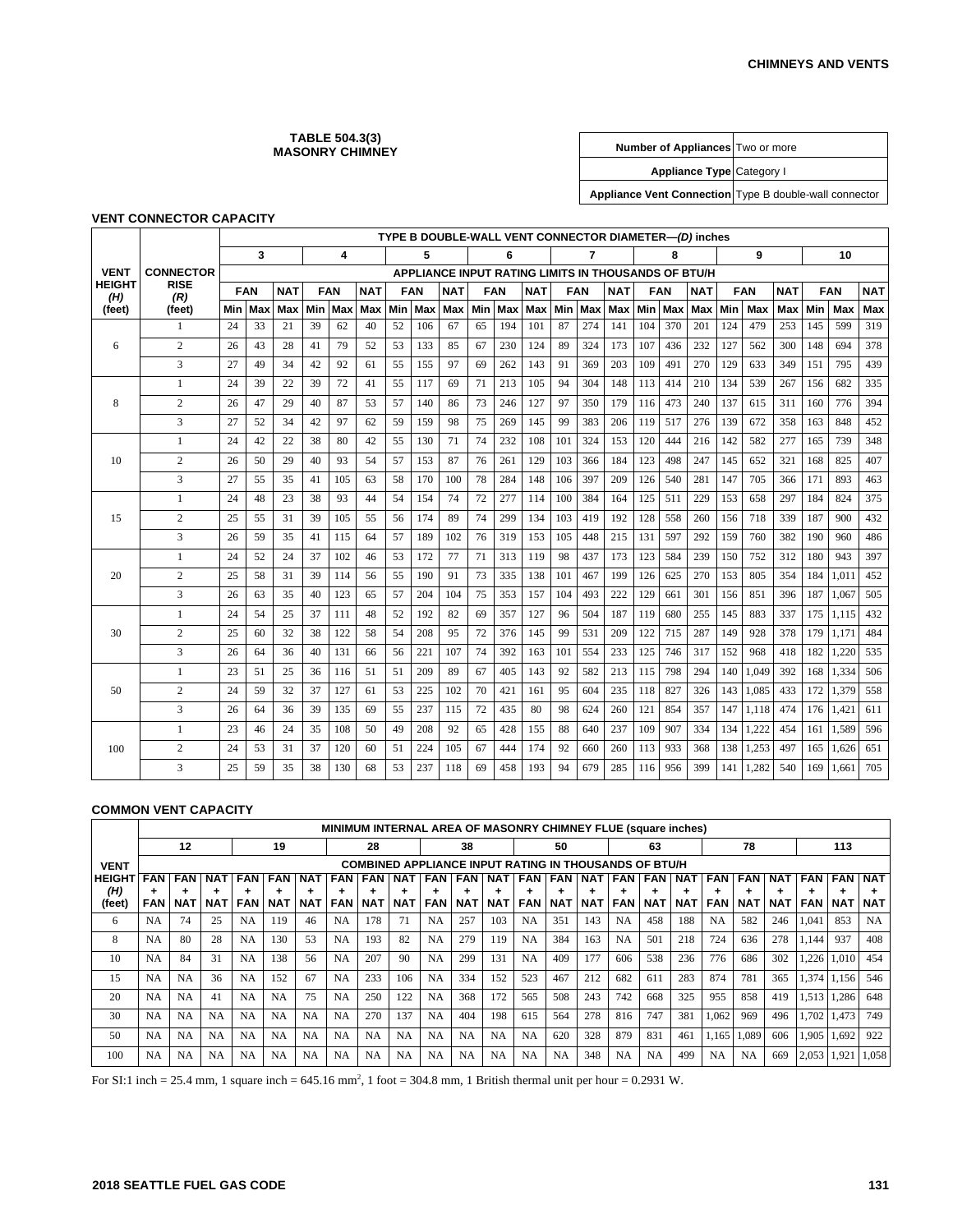**TABLE 504.3(3)**
**MASONRY CHIMNEY**

| | |
|---|---|
| **Number of Appliances** | Two or more |
| **Appliance Type** | Category I |
| **Appliance Vent Connection** | Type B double-wall connector |

**VENT CONNECTOR CAPACITY**

| VENT HEIGHT (H) (feet) | CONNECTOR RISE (R) (feet) | TYPE B DOUBLE-WALL VENT CONNECTOR DIAMETER—(D) inches | | | | | | | | | | | | | | | | | | | | | | | |
|---|---|---|---|---|---|---|---|---|---|---|---|---|---|---|---|---|---|---|---|---|---|---|---|---|---|
| | | 3 | | | 4 | | | 5 | | | 6 | | | 7 | | | 8 | | | 9 | | | 10 | | |
| | | APPLIANCE INPUT RATING LIMITS IN THOUSANDS OF BTU/H | | | | | | | | | | | | | | | | | | | | | | | |
| | | FAN | | NAT | FAN | | NAT | FAN | | NAT | FAN | | NAT | FAN | | NAT | FAN | | NAT | FAN | | NAT | FAN | | NAT |
| | | Min | Max | Max | Min | Max | Max | Min | Max | Max | Min | Max | Max | Min | Max | Max | Min | Max | Max | Min | Max | Max | Min | Max | Max |
| 6 | 1 | 24 | 33 | 21 | 39 | 62 | 40 | 52 | 106 | 67 | 65 | 194 | 101 | 87 | 274 | 141 | 104 | 370 | 201 | 124 | 479 | 253 | 145 | 599 | 319 |
| | 2 | 26 | 43 | 28 | 41 | 79 | 52 | 53 | 133 | 85 | 67 | 230 | 124 | 89 | 324 | 173 | 107 | 436 | 232 | 127 | 562 | 300 | 148 | 694 | 378 |
| | 3 | 27 | 49 | 34 | 42 | 92 | 61 | 55 | 155 | 97 | 69 | 262 | 143 | 91 | 369 | 203 | 109 | 491 | 270 | 129 | 633 | 349 | 151 | 795 | 439 |
| 8 | 1 | 24 | 39 | 22 | 39 | 72 | 41 | 55 | 117 | 69 | 71 | 213 | 105 | 94 | 304 | 148 | 113 | 414 | 210 | 134 | 539 | 267 | 156 | 682 | 335 |
| | 2 | 26 | 47 | 29 | 40 | 87 | 53 | 57 | 140 | 86 | 73 | 246 | 127 | 97 | 350 | 179 | 116 | 473 | 240 | 137 | 615 | 311 | 160 | 776 | 394 |
| | 3 | 27 | 52 | 34 | 42 | 97 | 62 | 59 | 159 | 98 | 75 | 269 | 145 | 99 | 383 | 206 | 119 | 517 | 276 | 139 | 672 | 358 | 163 | 848 | 452 |
| 10 | 1 | 24 | 42 | 22 | 38 | 80 | 42 | 55 | 130 | 71 | 74 | 232 | 108 | 101 | 324 | 153 | 120 | 444 | 216 | 142 | 582 | 277 | 165 | 739 | 348 |
| | 2 | 26 | 50 | 29 | 40 | 93 | 54 | 57 | 153 | 87 | 76 | 261 | 129 | 103 | 366 | 184 | 123 | 498 | 247 | 145 | 652 | 321 | 168 | 825 | 407 |
| | 3 | 27 | 55 | 35 | 41 | 105 | 63 | 58 | 170 | 100 | 78 | 284 | 148 | 106 | 397 | 209 | 126 | 540 | 281 | 147 | 705 | 366 | 171 | 893 | 463 |
| 15 | 1 | 24 | 48 | 23 | 38 | 93 | 44 | 54 | 154 | 74 | 72 | 277 | 114 | 100 | 384 | 164 | 125 | 511 | 229 | 153 | 658 | 297 | 184 | 824 | 375 |
| | 2 | 25 | 55 | 31 | 39 | 105 | 55 | 56 | 174 | 89 | 74 | 299 | 134 | 103 | 419 | 192 | 128 | 558 | 260 | 156 | 718 | 339 | 187 | 900 | 432 |
| | 3 | 26 | 59 | 35 | 41 | 115 | 64 | 57 | 189 | 102 | 76 | 319 | 153 | 105 | 448 | 215 | 131 | 597 | 292 | 159 | 760 | 382 | 190 | 960 | 486 |
| 20 | 1 | 24 | 52 | 24 | 37 | 102 | 46 | 53 | 172 | 77 | 71 | 313 | 119 | 98 | 437 | 173 | 123 | 584 | 239 | 150 | 752 | 312 | 180 | 943 | 397 |
| | 2 | 25 | 58 | 31 | 39 | 114 | 56 | 55 | 190 | 91 | 73 | 335 | 138 | 101 | 467 | 199 | 126 | 625 | 270 | 153 | 805 | 354 | 184 | 1,011 | 452 |
| | 3 | 26 | 63 | 35 | 40 | 123 | 65 | 57 | 204 | 104 | 75 | 353 | 157 | 104 | 493 | 222 | 129 | 661 | 301 | 156 | 851 | 396 | 187 | 1,067 | 505 |
| 30 | 1 | 24 | 54 | 25 | 37 | 111 | 48 | 52 | 192 | 82 | 69 | 357 | 127 | 96 | 504 | 187 | 119 | 680 | 255 | 145 | 883 | 337 | 175 | 1,115 | 432 |
| | 2 | 25 | 60 | 32 | 38 | 122 | 58 | 54 | 208 | 95 | 72 | 376 | 145 | 99 | 531 | 209 | 122 | 715 | 287 | 149 | 928 | 378 | 179 | 1,171 | 484 |
| | 3 | 26 | 64 | 36 | 40 | 131 | 66 | 56 | 221 | 107 | 74 | 392 | 163 | 101 | 554 | 233 | 125 | 746 | 317 | 152 | 968 | 418 | 182 | 1,220 | 535 |
| 50 | 1 | 23 | 51 | 25 | 36 | 116 | 51 | 51 | 209 | 89 | 67 | 405 | 143 | 92 | 582 | 213 | 115 | 798 | 294 | 140 | 1,049 | 392 | 168 | 1,334 | 506 |
| | 2 | 24 | 59 | 32 | 37 | 127 | 61 | 53 | 225 | 102 | 70 | 421 | 161 | 95 | 604 | 235 | 118 | 827 | 326 | 143 | 1,085 | 433 | 172 | 1,379 | 558 |
| | 3 | 26 | 64 | 36 | 39 | 135 | 69 | 55 | 237 | 115 | 72 | 435 | 80 | 98 | 624 | 260 | 121 | 854 | 357 | 147 | 1,118 | 474 | 176 | 1,421 | 611 |
| 100 | 1 | 23 | 46 | 24 | 35 | 108 | 50 | 49 | 208 | 92 | 65 | 428 | 155 | 88 | 640 | 237 | 109 | 907 | 334 | 134 | 1,222 | 454 | 161 | 1,589 | 596 |
| | 2 | 24 | 53 | 31 | 37 | 120 | 60 | 51 | 224 | 105 | 67 | 444 | 174 | 92 | 660 | 260 | 113 | 933 | 368 | 138 | 1,253 | 497 | 165 | 1,626 | 651 |
| | 3 | 25 | 59 | 35 | 38 | 130 | 68 | 53 | 237 | 118 | 69 | 458 | 193 | 94 | 679 | 285 | 116 | 956 | 399 | 141 | 1,282 | 540 | 169 | 1,661 | 705 |

**COMMON VENT CAPACITY**

| VENT HEIGHT (H) (feet) | MINIMUM INTERNAL AREA OF MASONRY CHIMNEY FLUE (square inches) | | | | | | | | | | | | | | | | | | | | | | | |
|---|---|---|---|---|---|---|---|---|---|---|---|---|---|---|---|---|---|---|---|---|---|---|---|---|
| | 12 | | | 19 | | | 28 | | | 38 | | | 50 | | | 63 | | | 78 | | | 113 | | |
| | COMBINED APPLIANCE INPUT RATING IN THOUSANDS OF BTU/H | | | | | | | | | | | | | | | | | | | | | | | |
| | FAN + FAN | FAN + NAT | NAT + NAT | FAN + FAN | FAN + NAT | NAT + NAT | FAN + FAN | FAN + NAT | NAT + NAT | FAN + FAN | FAN + NAT | NAT + NAT | FAN + FAN | FAN + NAT | NAT + NAT | FAN + FAN | FAN + NAT | NAT + NAT | FAN + FAN | FAN + NAT | NAT + NAT | FAN + FAN | FAN + NAT | NAT + NAT |
| 6 | NA | 74 | 25 | NA | 119 | 46 | NA | 178 | 71 | NA | 257 | 103 | NA | 351 | 143 | NA | 458 | 188 | NA | 582 | 246 | 1,041 | 853 | NA |
| 8 | NA | 80 | 28 | NA | 130 | 53 | NA | 193 | 82 | NA | 279 | 119 | NA | 384 | 163 | NA | 501 | 218 | 724 | 636 | 278 | 1,144 | 937 | 408 |
| 10 | NA | 84 | 31 | NA | 138 | 56 | NA | 207 | 90 | NA | 299 | 131 | NA | 409 | 177 | 606 | 538 | 236 | 776 | 686 | 302 | 1,226 | 1,010 | 454 |
| 15 | NA | NA | 36 | NA | 152 | 67 | NA | 233 | 106 | NA | 334 | 152 | 523 | 467 | 212 | 682 | 611 | 283 | 874 | 781 | 365 | 1,374 | 1,156 | 546 |
| 20 | NA | NA | 41 | NA | NA | 75 | NA | 250 | 122 | NA | 368 | 172 | 565 | 508 | 243 | 742 | 668 | 325 | 955 | 858 | 419 | 1,513 | 1,286 | 648 |
| 30 | NA | NA | NA | NA | NA | NA | NA | 270 | 137 | NA | 404 | 198 | 615 | 564 | 278 | 816 | 747 | 381 | 1,062 | 969 | 496 | 1,702 | 1,473 | 749 |
| 50 | NA | NA | NA | NA | NA | NA | NA | NA | NA | NA | NA | NA | NA | 620 | 328 | 879 | 831 | 461 | 1,165 | 1,089 | 606 | 1,905 | 1,692 | 922 |
| 100 | NA | NA | NA | NA | NA | NA | NA | NA | NA | NA | NA | NA | NA | NA | 348 | NA | NA | 499 | NA | NA | 669 | 2,053 | 1,921 | 1,058 |

For SI:1 inch = 25.4 mm, 1 square inch = 645.16 mm$^2$, 1 foot = 304.8 mm, 1 British thermal unit per hour = 0.2931 W.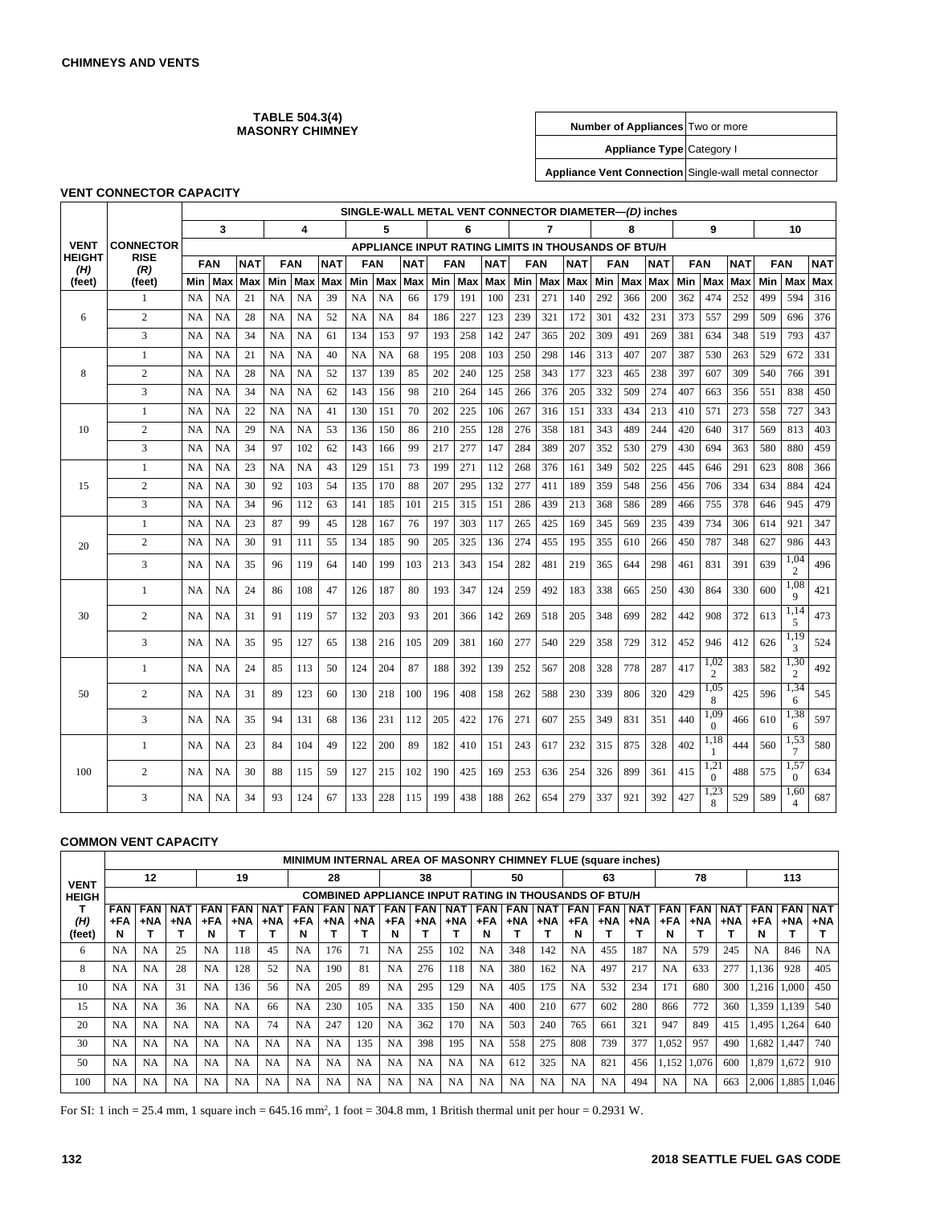## TABLE 504.3(4)
## MASONRY CHIMNEY

| Number of Appliances | Two or more |
|---|---|
| Appliance Type | Category I |
| Appliance Vent Connection | Single-wall metal connector |

### VENT CONNECTOR CAPACITY

| VENT HEIGHT (H) (feet) | CONNECTOR RISE (R) (feet) | SINGLE-WALL METAL VENT CONNECTOR DIAMETER—(D) inches | | | | | | | | | | | | | | | | | | | | | | | | | |
|---|---|---|---|---|---|---|---|---|---|---|---|---|---|---|---|---|---|---|---|---|---|---|---|---|---|---|---|
| | | 3 | | | 4 | | | 5 | | | 6 | | | 7 | | | 8 | | | 9 | | | 10 | | |
| | | APPLIANCE INPUT RATING LIMITS IN THOUSANDS OF BTU/H | | | | | | | | | | | | | | | | | | | | | | | | | |
| | | FAN | | NAT | FAN | | NAT | FAN | | NAT | FAN | | NAT | FAN | | NAT | FAN | | NAT | FAN | | NAT | FAN | | NAT |
| | | Min | Max | Max | Min | Max | Max | Min | Max | Max | Min | Max | Max | Min | Max | Max | Min | Max | Max | Min | Max | Max | Min | Max | Max |
| 6 | 1 | NA | NA | 21 | NA | NA | 39 | NA | NA | 66 | 179 | 191 | 100 | 231 | 271 | 140 | 292 | 366 | 200 | 362 | 474 | 252 | 499 | 594 | 316 |
| | 2 | NA | NA | 28 | NA | NA | 52 | NA | NA | 84 | 186 | 227 | 123 | 239 | 321 | 172 | 301 | 432 | 231 | 373 | 557 | 299 | 509 | 696 | 376 |
| | 3 | NA | NA | 34 | NA | NA | 61 | 134 | 153 | 97 | 193 | 258 | 142 | 247 | 365 | 202 | 309 | 491 | 269 | 381 | 634 | 348 | 519 | 793 | 437 |
| 8 | 1 | NA | NA | 21 | NA | NA | 40 | NA | NA | 68 | 195 | 208 | 103 | 250 | 298 | 146 | 313 | 407 | 207 | 387 | 530 | 263 | 529 | 672 | 331 |
| | 2 | NA | NA | 28 | NA | NA | 52 | 137 | 139 | 85 | 202 | 240 | 125 | 258 | 343 | 177 | 323 | 465 | 238 | 397 | 607 | 309 | 540 | 766 | 391 |
| | 3 | NA | NA | 34 | NA | NA | 62 | 143 | 156 | 98 | 210 | 264 | 145 | 266 | 376 | 205 | 332 | 509 | 274 | 407 | 663 | 356 | 551 | 838 | 450 |
| 10 | 1 | NA | NA | 22 | NA | NA | 41 | 130 | 151 | 70 | 202 | 225 | 106 | 267 | 316 | 151 | 333 | 434 | 213 | 410 | 571 | 273 | 558 | 727 | 343 |
| | 2 | NA | NA | 29 | NA | NA | 53 | 136 | 150 | 86 | 210 | 255 | 128 | 276 | 358 | 181 | 343 | 489 | 244 | 420 | 640 | 317 | 569 | 813 | 403 |
| | 3 | NA | NA | 34 | 97 | 102 | 62 | 143 | 166 | 99 | 217 | 277 | 147 | 284 | 389 | 207 | 352 | 530 | 279 | 430 | 694 | 363 | 580 | 880 | 459 |
| 15 | 1 | NA | NA | 23 | NA | NA | 43 | 129 | 151 | 73 | 199 | 271 | 112 | 268 | 376 | 161 | 349 | 502 | 225 | 445 | 646 | 291 | 623 | 808 | 366 |
| | 2 | NA | NA | 30 | 92 | 103 | 54 | 135 | 170 | 88 | 207 | 295 | 132 | 277 | 411 | 189 | 359 | 548 | 256 | 456 | 706 | 334 | 634 | 884 | 424 |
| | 3 | NA | NA | 34 | 96 | 112 | 63 | 141 | 185 | 101 | 215 | 315 | 151 | 286 | 439 | 213 | 368 | 586 | 289 | 466 | 755 | 378 | 646 | 945 | 479 |
| 20 | 1 | NA | NA | 23 | 87 | 99 | 45 | 128 | 167 | 76 | 197 | 303 | 117 | 265 | 425 | 169 | 345 | 569 | 235 | 439 | 734 | 306 | 614 | 921 | 347 |
| | 2 | NA | NA | 30 | 91 | 111 | 55 | 134 | 185 | 90 | 205 | 325 | 136 | 274 | 455 | 195 | 355 | 610 | 266 | 450 | 787 | 348 | 627 | 986 | 443 |
| | 3 | NA | NA | 35 | 96 | 119 | 64 | 140 | 199 | 103 | 213 | 343 | 154 | 282 | 481 | 219 | 365 | 644 | 298 | 461 | 831 | 391 | 639 | 1,042 | 496 |
| 30 | 1 | NA | NA | 24 | 86 | 108 | 47 | 126 | 187 | 80 | 193 | 347 | 124 | 259 | 492 | 183 | 338 | 665 | 250 | 430 | 864 | 330 | 600 | 1,089 | 421 |
| | 2 | NA | NA | 31 | 91 | 119 | 57 | 132 | 203 | 93 | 201 | 366 | 142 | 269 | 518 | 205 | 348 | 699 | 282 | 442 | 908 | 372 | 613 | 1,145 | 473 |
| | 3 | NA | NA | 35 | 95 | 127 | 65 | 138 | 216 | 105 | 209 | 381 | 160 | 277 | 540 | 229 | 358 | 729 | 312 | 452 | 946 | 412 | 626 | 1,193 | 524 |
| 50 | 1 | NA | NA | 24 | 85 | 113 | 50 | 124 | 204 | 87 | 188 | 392 | 139 | 252 | 567 | 208 | 328 | 778 | 287 | 417 | 1,022 | 383 | 582 | 1,302 | 492 |
| | 2 | NA | NA | 31 | 89 | 123 | 60 | 130 | 218 | 100 | 196 | 408 | 158 | 262 | 588 | 230 | 339 | 806 | 320 | 429 | 1,058 | 425 | 596 | 1,346 | 545 |
| | 3 | NA | NA | 35 | 94 | 131 | 68 | 136 | 231 | 112 | 205 | 422 | 176 | 271 | 607 | 255 | 349 | 831 | 351 | 440 | 1,090 | 466 | 610 | 1,386 | 597 |
| 100 | 1 | NA | NA | 23 | 84 | 104 | 49 | 122 | 200 | 89 | 182 | 410 | 151 | 243 | 617 | 232 | 315 | 875 | 328 | 402 | 1,181 | 444 | 560 | 1,537 | 580 |
| | 2 | NA | NA | 30 | 88 | 115 | 59 | 127 | 215 | 102 | 190 | 425 | 169 | 253 | 636 | 254 | 326 | 899 | 361 | 415 | 1,210 | 488 | 575 | 1,570 | 634 |
| | 3 | NA | NA | 34 | 93 | 124 | 67 | 133 | 228 | 115 | 199 | 438 | 188 | 262 | 654 | 279 | 337 | 921 | 392 | 427 | 1,238 | 529 | 589 | 1,604 | 687 |

### COMMON VENT CAPACITY

| VENT HEIGHT (H) (feet) | MINIMUM INTERNAL AREA OF MASONRY CHIMNEY FLUE (square inches) | | | | | | | | | | | | | | | | | | | | | | | | | | |
|---|---|---|---|---|---|---|---|---|---|---|---|---|---|---|---|---|---|---|---|---|---|---|---|---|---|---|---|
| | 12 | | | 19 | | | 28 | | | 38 | | | 50 | | | 63 | | | 78 | | | 113 | | |
| | COMBINED APPLIANCE INPUT RATING IN THOUSANDS OF BTU/H | | | | | | | | | | | | | | | | | | | | | | | | |
| | FAN +FAN | FAN +NAT | NAT +NAT | FAN +FAN | FAN +NAT | NAT +NAT | FAN +FAN | FAN +NAT | NAT +NAT | FAN +FAN | FAN +NAT | NAT +NAT | FAN +FAN | FAN +NAT | NAT +NAT | FAN +FAN | FAN +NAT | NAT +NAT | FAN +FAN | FAN +NAT | NAT +NAT | FAN +FAN | FAN +NAT | NAT +NAT |
| 6 | NA | NA | 25 | NA | 118 | 45 | NA | 176 | 71 | NA | 255 | 102 | NA | 348 | 142 | NA | 455 | 187 | NA | 579 | 245 | NA | 846 | NA |
| 8 | NA | NA | 28 | NA | 128 | 52 | NA | 190 | 81 | NA | 276 | 118 | NA | 380 | 162 | NA | 497 | 217 | NA | 633 | 277 | 1,136 | 928 | 405 |
| 10 | NA | NA | 31 | NA | 136 | 56 | NA | 205 | 89 | NA | 295 | 129 | NA | 405 | 175 | NA | 532 | 234 | 171 | 680 | 300 | 1,216 | 1,000 | 450 |
| 15 | NA | NA | 36 | NA | NA | 66 | NA | 230 | 105 | NA | 335 | 150 | NA | 400 | 210 | 677 | 602 | 280 | 866 | 772 | 360 | 1,359 | 1,139 | 540 |
| 20 | NA | NA | NA | NA | NA | 74 | NA | 247 | 120 | NA | 362 | 170 | NA | 503 | 240 | 765 | 661 | 321 | 947 | 849 | 415 | 1,495 | 1,264 | 640 |
| 30 | NA | NA | NA | NA | NA | NA | NA | NA | 135 | NA | 398 | 195 | NA | 558 | 275 | 808 | 739 | 377 | 1,052 | 957 | 490 | 1,682 | 1,447 | 740 |
| 50 | NA | NA | NA | NA | NA | NA | NA | NA | NA | NA | NA | NA | NA | 612 | 325 | NA | 821 | 456 | 1,152 | 1,076 | 600 | 1,879 | 1,672 | 910 |
| 100 | NA | NA | NA | NA | NA | NA | NA | NA | NA | NA | NA | NA | NA | NA | NA | NA | NA | 494 | NA | NA | 663 | 2,006 | 1,885 | 1,046 |

For SI: 1 inch = 25.4 mm, 1 square inch = 645.16 mm², 1 foot = 304.8 mm, 1 British thermal unit per hour = 0.2931 W.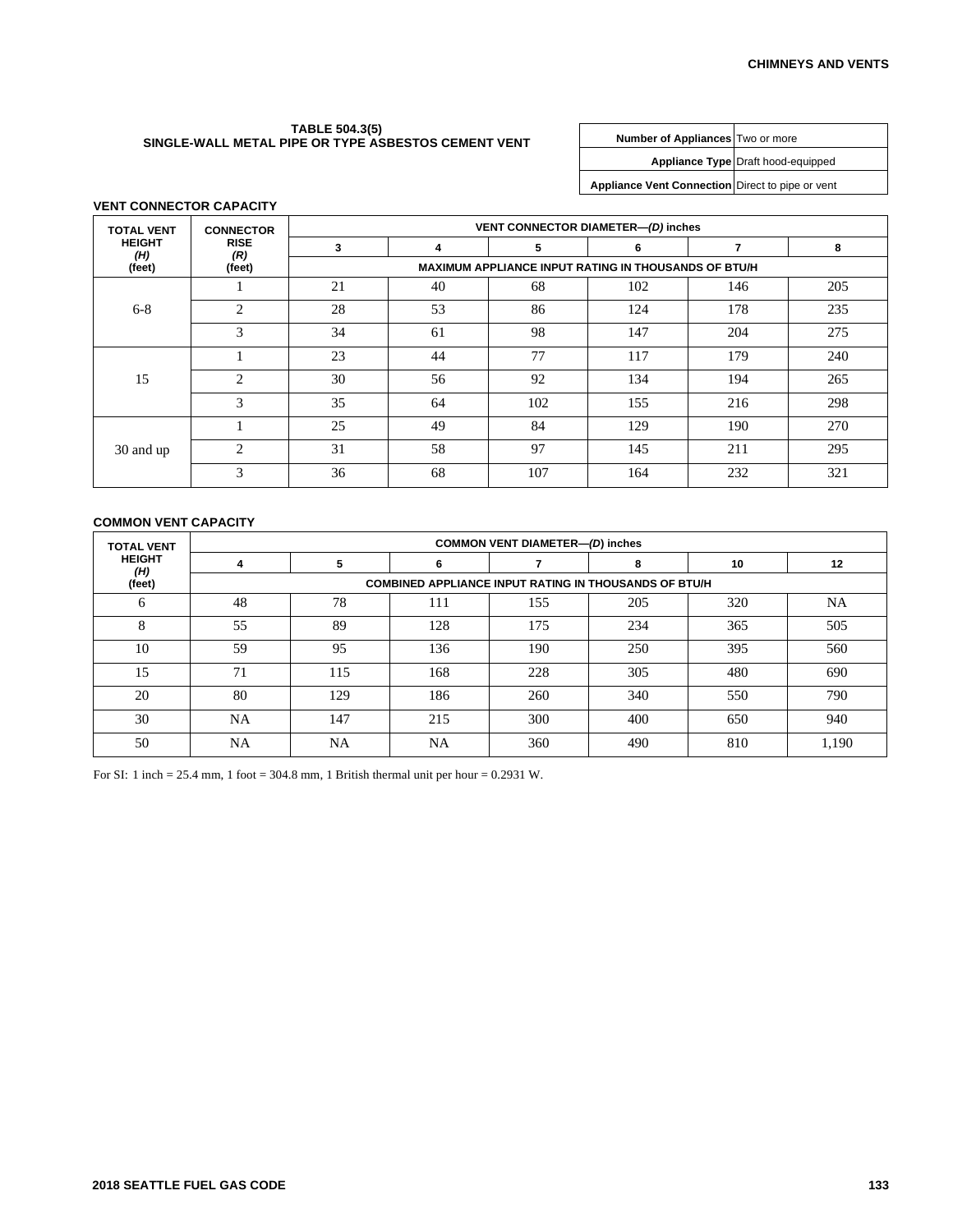## TABLE 504.3(5) SINGLE-WALL METAL PIPE OR TYPE ASBESTOS CEMENT VENT

| | |
|---|---|
| **Number of Appliances** | Two or more |
| **Appliance Type** | Draft hood-equipped |
| **Appliance Vent Connection** | Direct to pipe or vent |

### VENT CONNECTOR CAPACITY

| TOTAL VENT HEIGHT *(H)* (feet) | CONNECTOR RISE *(R)* (feet) | VENT CONNECTOR DIAMETER—*(D)* inches | | | | | |
|---|---|---|---|---|---|---|---|
| | | 3 | 4 | 5 | 6 | 7 | 8 |
| | | MAXIMUM APPLIANCE INPUT RATING IN THOUSANDS OF BTU/H | | | | | |
| 6-8 | 1 | 21 | 40 | 68 | 102 | 146 | 205 |
| | 2 | 28 | 53 | 86 | 124 | 178 | 235 |
| | 3 | 34 | 61 | 98 | 147 | 204 | 275 |
| 15 | 1 | 23 | 44 | 77 | 117 | 179 | 240 |
| | 2 | 30 | 56 | 92 | 134 | 194 | 265 |
| | 3 | 35 | 64 | 102 | 155 | 216 | 298 |
| 30 and up | 1 | 25 | 49 | 84 | 129 | 190 | 270 |
| | 2 | 31 | 58 | 97 | 145 | 211 | 295 |
| | 3 | 36 | 68 | 107 | 164 | 232 | 321 |

### COMMON VENT CAPACITY

| TOTAL VENT HEIGHT *(H)* (feet) | COMMON VENT DIAMETER—*(D)* inches | | | | | | |
|---|---|---|---|---|---|---|---|
| | 4 | 5 | 6 | 7 | 8 | 10 | 12 |
| | COMBINED APPLIANCE INPUT RATING IN THOUSANDS OF BTU/H | | | | | | |
| 6 | 48 | 78 | 111 | 155 | 205 | 320 | NA |
| 8 | 55 | 89 | 128 | 175 | 234 | 365 | 505 |
| 10 | 59 | 95 | 136 | 190 | 250 | 395 | 560 |
| 15 | 71 | 115 | 168 | 228 | 305 | 480 | 690 |
| 20 | 80 | 129 | 186 | 260 | 340 | 550 | 790 |
| 30 | NA | 147 | 215 | 300 | 400 | 650 | 940 |
| 50 | NA | NA | NA | 360 | 490 | 810 | 1,190 |

For SI: 1 inch = 25.4 mm, 1 foot = 304.8 mm, 1 British thermal unit per hour = 0.2931 W.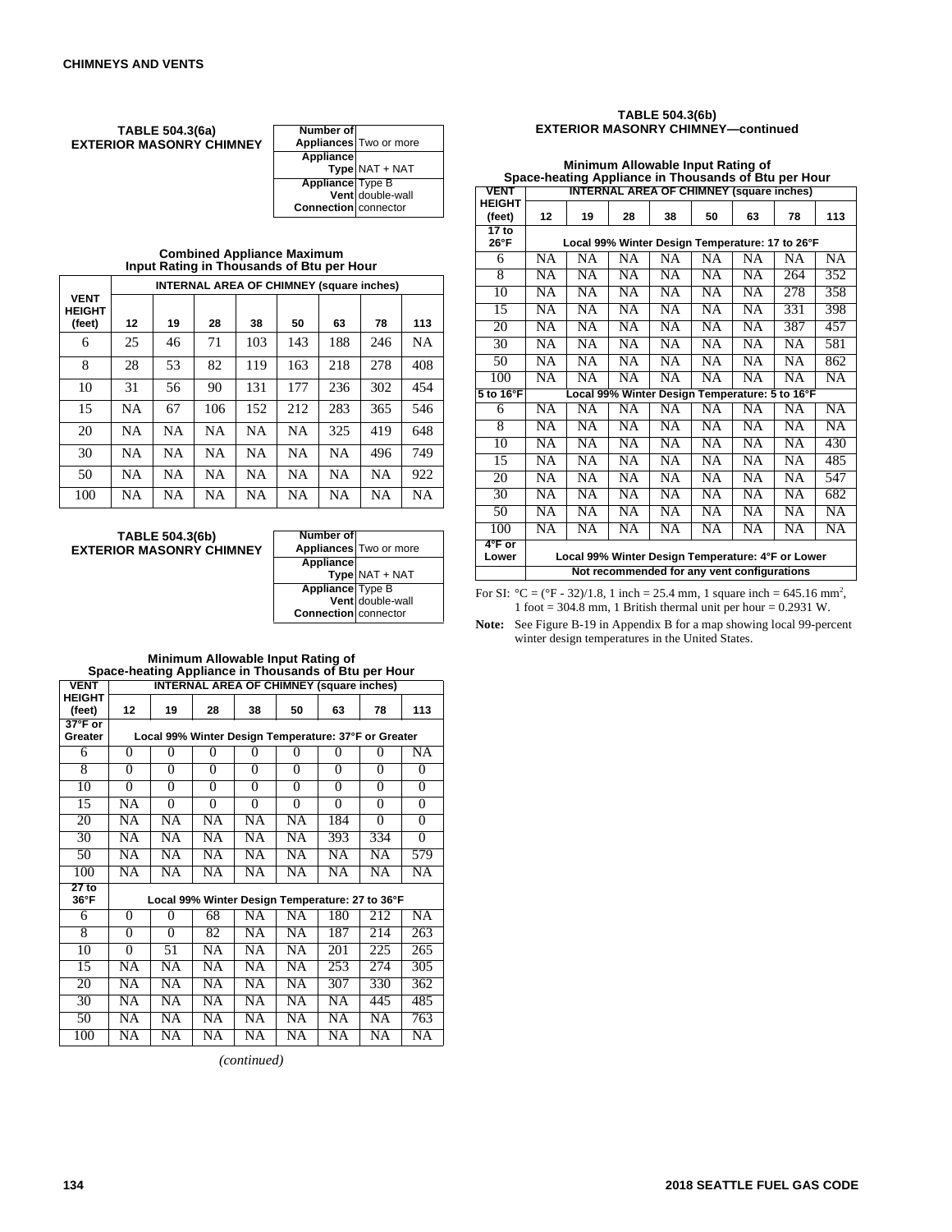**TABLE 504.3(6a)**
**EXTERIOR MASONRY CHIMNEY**

| | |
|---|---|
| **Number of Appliances** | Two or more |
| **Appliance Type** | NAT + NAT |
| **Appliance Vent Connection** | Type B double-wall connector |

**Combined Appliance Maximum Input Rating in Thousands of Btu per Hour**

| VENT HEIGHT (feet) | INTERNAL AREA OF CHIMNEY (square inches) | | | | | | | |
|---|---|---|---|---|---|---|---|---|
| | 12 | 19 | 28 | 38 | 50 | 63 | 78 | 113 |
| 6 | 25 | 46 | 71 | 103 | 143 | 188 | 246 | NA |
| 8 | 28 | 53 | 82 | 119 | 163 | 218 | 278 | 408 |
| 10 | 31 | 56 | 90 | 131 | 177 | 236 | 302 | 454 |
| 15 | NA | 67 | 106 | 152 | 212 | 283 | 365 | 546 |
| 20 | NA | NA | NA | NA | NA | 325 | 419 | 648 |
| 30 | NA | NA | NA | NA | NA | NA | 496 | 749 |
| 50 | NA | NA | NA | NA | NA | NA | NA | 922 |
| 100 | NA | NA | NA | NA | NA | NA | NA | NA |

**TABLE 504.3(6b)**
**EXTERIOR MASONRY CHIMNEY**

| | |
|---|---|
| **Number of Appliances** | Two or more |
| **Appliance Type** | NAT + NAT |
| **Appliance Vent Connection** | Type B double-wall connector |

**Minimum Allowable Input Rating of Space-heating Appliance in Thousands of Btu per Hour**

| VENT HEIGHT (feet) | INTERNAL AREA OF CHIMNEY (square inches) | | | | | | | |
|---|---|---|---|---|---|---|---|---|
| | 12 | 19 | 28 | 38 | 50 | 63 | 78 | 113 |
| 37°F or Greater | Local 99% Winter Design Temperature: 37°F or Greater | | | | | | | |
| 6 | 0 | 0 | 0 | 0 | 0 | 0 | 0 | NA |
| 8 | 0 | 0 | 0 | 0 | 0 | 0 | 0 | 0 |
| 10 | 0 | 0 | 0 | 0 | 0 | 0 | 0 | 0 |
| 15 | NA | 0 | 0 | 0 | 0 | 0 | 0 | 0 |
| 20 | NA | NA | NA | NA | NA | 184 | 0 | 0 |
| 30 | NA | NA | NA | NA | NA | 393 | 334 | 0 |
| 50 | NA | NA | NA | NA | NA | NA | NA | 579 |
| 100 | NA | NA | NA | NA | NA | NA | NA | NA |
| 27 to 36°F | Local 99% Winter Design Temperature: 27 to 36°F | | | | | | | |
| 6 | 0 | 0 | 68 | NA | NA | 180 | 212 | NA |
| 8 | 0 | 0 | 82 | NA | NA | 187 | 214 | 263 |
| 10 | 0 | 51 | NA | NA | NA | 201 | 225 | 265 |
| 15 | NA | NA | NA | NA | NA | 253 | 274 | 305 |
| 20 | NA | NA | NA | NA | NA | 307 | 330 | 362 |
| 30 | NA | NA | NA | NA | NA | NA | 445 | 485 |
| 50 | NA | NA | NA | NA | NA | NA | NA | 763 |
| 100 | NA | NA | NA | NA | NA | NA | NA | NA |

*(continued)*

**TABLE 504.3(6b)**
**EXTERIOR MASONRY CHIMNEY—continued**

**Minimum Allowable Input Rating of Space-heating Appliance in Thousands of Btu per Hour**

| VENT HEIGHT (feet) | INTERNAL AREA OF CHIMNEY (square inches) | | | | | | | |
|---|---|---|---|---|---|---|---|---|
| | 12 | 19 | 28 | 38 | 50 | 63 | 78 | 113 |
| 17 to 26°F | Local 99% Winter Design Temperature: 17 to 26°F | | | | | | | |
| 6 | NA | NA | NA | NA | NA | NA | NA | NA |
| 8 | NA | NA | NA | NA | NA | NA | 264 | 352 |
| 10 | NA | NA | NA | NA | NA | NA | 278 | 358 |
| 15 | NA | NA | NA | NA | NA | NA | 331 | 398 |
| 20 | NA | NA | NA | NA | NA | NA | 387 | 457 |
| 30 | NA | NA | NA | NA | NA | NA | NA | 581 |
| 50 | NA | NA | NA | NA | NA | NA | NA | 862 |
| 100 | NA | NA | NA | NA | NA | NA | NA | NA |
| 5 to 16°F | Local 99% Winter Design Temperature: 5 to 16°F | | | | | | | |
| 6 | NA | NA | NA | NA | NA | NA | NA | NA |
| 8 | NA | NA | NA | NA | NA | NA | NA | NA |
| 10 | NA | NA | NA | NA | NA | NA | NA | 430 |
| 15 | NA | NA | NA | NA | NA | NA | NA | 485 |
| 20 | NA | NA | NA | NA | NA | NA | NA | 547 |
| 30 | NA | NA | NA | NA | NA | NA | NA | 682 |
| 50 | NA | NA | NA | NA | NA | NA | NA | NA |
| 100 | NA | NA | NA | NA | NA | NA | NA | NA |
| 4°F or Lower | Local 99% Winter Design Temperature: 4°F or Lower | | | | | | | |
| | Not recommended for any vent configurations | | | | | | | |

For SI: °C = (°F - 32)/1.8, 1 inch = 25.4 mm, 1 square inch = 645.16 mm$^2$, 1 foot = 304.8 mm, 1 British thermal unit per hour = 0.2931 W.

**Note:** See Figure B-19 in Appendix B for a map showing local 99-percent winter design temperatures in the United States.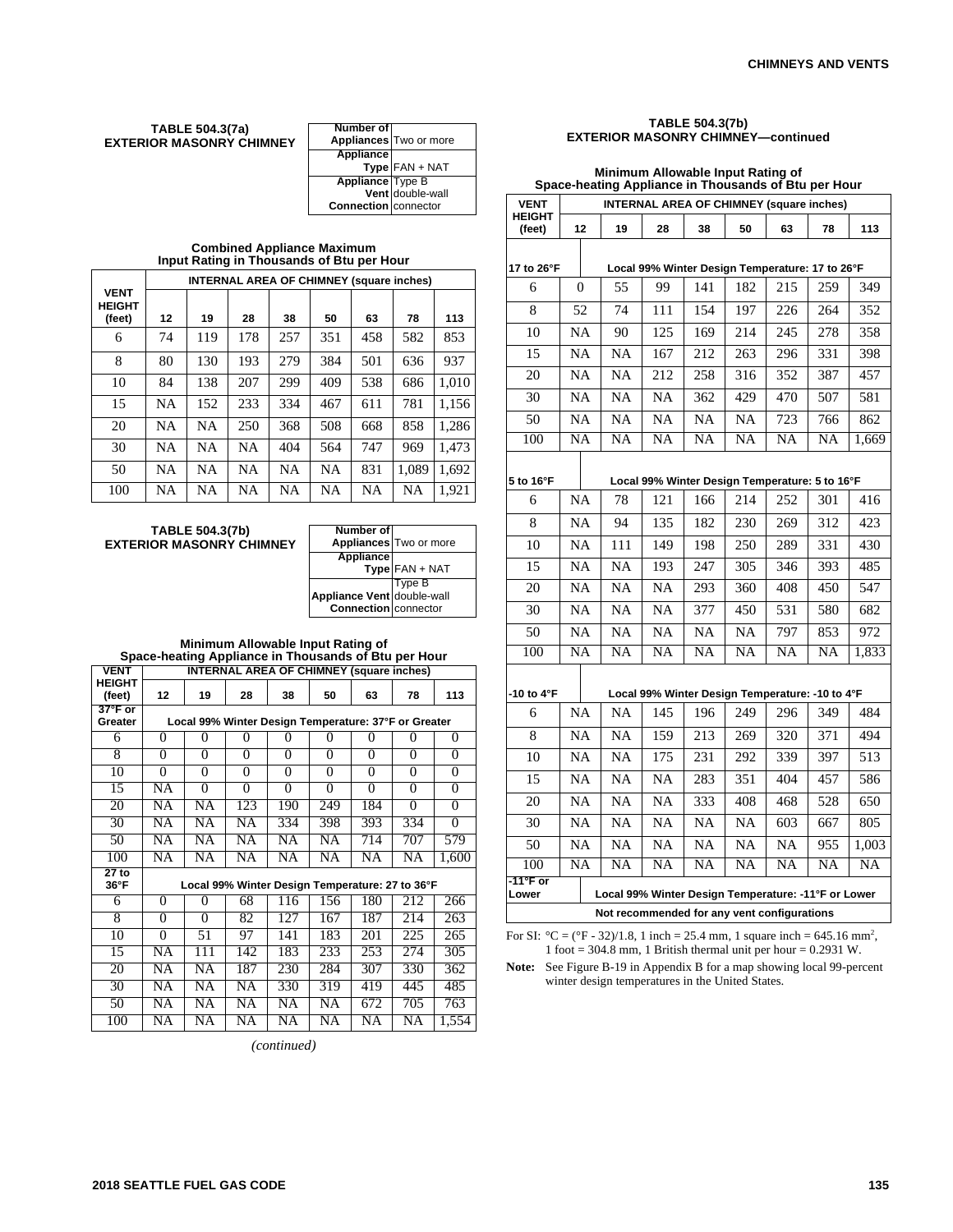**TABLE 504.3(7a)**
**EXTERIOR MASONRY CHIMNEY**

| | |
|---|---|
| **Number of Appliances** | Two or more |
| **Appliance Type** | FAN + NAT |
| **Appliance Vent Connection** | Type B double-wall connector |

**Combined Appliance Maximum Input Rating in Thousands of Btu per Hour**

| VENT HEIGHT (feet) | INTERNAL AREA OF CHIMNEY (square inches) | | | | | | | |
|---|---|---|---|---|---|---|---|---|
| | 12 | 19 | 28 | 38 | 50 | 63 | 78 | 113 |
| 6 | 74 | 119 | 178 | 257 | 351 | 458 | 582 | 853 |
| 8 | 80 | 130 | 193 | 279 | 384 | 501 | 636 | 937 |
| 10 | 84 | 138 | 207 | 299 | 409 | 538 | 686 | 1,010 |
| 15 | NA | 152 | 233 | 334 | 467 | 611 | 781 | 1,156 |
| 20 | NA | NA | 250 | 368 | 508 | 668 | 858 | 1,286 |
| 30 | NA | NA | NA | 404 | 564 | 747 | 969 | 1,473 |
| 50 | NA | NA | NA | NA | NA | 831 | 1,089 | 1,692 |
| 100 | NA | NA | NA | NA | NA | NA | NA | 1,921 |

**TABLE 504.3(7b)**
**EXTERIOR MASONRY CHIMNEY**

| | |
|---|---|
| **Number of Appliances** | Two or more |
| **Appliance Type** | FAN + NAT |
| **Appliance Vent Connection** | Type B double-wall connector |

**Minimum Allowable Input Rating of Space-heating Appliance in Thousands of Btu per Hour**

| VENT HEIGHT (feet) | INTERNAL AREA OF CHIMNEY (square inches) | | | | | | | |
|---|---|---|---|---|---|---|---|---|
| | 12 | 19 | 28 | 38 | 50 | 63 | 78 | 113 |
| **37°F or Greater** | **Local 99% Winter Design Temperature: 37°F or Greater** | | | | | | | |
| 6 | 0 | 0 | 0 | 0 | 0 | 0 | 0 | 0 |
| 8 | 0 | 0 | 0 | 0 | 0 | 0 | 0 | 0 |
| 10 | 0 | 0 | 0 | 0 | 0 | 0 | 0 | 0 |
| 15 | NA | 0 | 0 | 0 | 0 | 0 | 0 | 0 |
| 20 | NA | NA | 123 | 190 | 249 | 184 | 0 | 0 |
| 30 | NA | NA | NA | 334 | 398 | 393 | 334 | 0 |
| 50 | NA | NA | NA | NA | NA | 714 | 707 | 579 |
| 100 | NA | NA | NA | NA | NA | NA | NA | 1,600 |
| **27 to 36°F** | **Local 99% Winter Design Temperature: 27 to 36°F** | | | | | | | |
| 6 | 0 | 0 | 68 | 116 | 156 | 180 | 212 | 266 |
| 8 | 0 | 0 | 82 | 127 | 167 | 187 | 214 | 263 |
| 10 | 0 | 51 | 97 | 141 | 183 | 201 | 225 | 265 |
| 15 | NA | 111 | 142 | 183 | 233 | 253 | 274 | 305 |
| 20 | NA | NA | 187 | 230 | 284 | 307 | 330 | 362 |
| 30 | NA | NA | NA | 330 | 319 | 419 | 445 | 485 |
| 50 | NA | NA | NA | NA | NA | 672 | 705 | 763 |
| 100 | NA | NA | NA | NA | NA | NA | NA | 1,554 |

*(continued)*

**TABLE 504.3(7b)**
**EXTERIOR MASONRY CHIMNEY—continued**

**Minimum Allowable Input Rating of Space-heating Appliance in Thousands of Btu per Hour**

| VENT HEIGHT (feet) | INTERNAL AREA OF CHIMNEY (square inches) | | | | | | | |
|---|---|---|---|---|---|---|---|---|
| | 12 | 19 | 28 | 38 | 50 | 63 | 78 | 113 |
| **17 to 26°F** | **Local 99% Winter Design Temperature: 17 to 26°F** | | | | | | | |
| 6 | 0 | 55 | 99 | 141 | 182 | 215 | 259 | 349 |
| 8 | 52 | 74 | 111 | 154 | 197 | 226 | 264 | 352 |
| 10 | NA | 90 | 125 | 169 | 214 | 245 | 278 | 358 |
| 15 | NA | NA | 167 | 212 | 263 | 296 | 331 | 398 |
| 20 | NA | NA | 212 | 258 | 316 | 352 | 387 | 457 |
| 30 | NA | NA | NA | 362 | 429 | 470 | 507 | 581 |
| 50 | NA | NA | NA | NA | NA | 723 | 766 | 862 |
| 100 | NA | NA | NA | NA | NA | NA | NA | 1,669 |
| **5 to 16°F** | **Local 99% Winter Design Temperature: 5 to 16°F** | | | | | | | |
| 6 | NA | 78 | 121 | 166 | 214 | 252 | 301 | 416 |
| 8 | NA | 94 | 135 | 182 | 230 | 269 | 312 | 423 |
| 10 | NA | 111 | 149 | 198 | 250 | 289 | 331 | 430 |
| 15 | NA | NA | 193 | 247 | 305 | 346 | 393 | 485 |
| 20 | NA | NA | NA | 293 | 360 | 408 | 450 | 547 |
| 30 | NA | NA | NA | 377 | 450 | 531 | 580 | 682 |
| 50 | NA | NA | NA | NA | NA | 797 | 853 | 972 |
| 100 | NA | NA | NA | NA | NA | NA | NA | 1,833 |
| **-10 to 4°F** | **Local 99% Winter Design Temperature: -10 to 4°F** | | | | | | | |
| 6 | NA | NA | 145 | 196 | 249 | 296 | 349 | 484 |
| 8 | NA | NA | 159 | 213 | 269 | 320 | 371 | 494 |
| 10 | NA | NA | 175 | 231 | 292 | 339 | 397 | 513 |
| 15 | NA | NA | NA | 283 | 351 | 404 | 457 | 586 |
| 20 | NA | NA | NA | 333 | 408 | 468 | 528 | 650 |
| 30 | NA | NA | NA | NA | NA | 603 | 667 | 805 |
| 50 | NA | NA | NA | NA | NA | NA | 955 | 1,003 |
| 100 | NA | NA | NA | NA | NA | NA | NA | NA |
| **-11°F or Lower** | **Local 99% Winter Design Temperature: -11°F or Lower** | | | | | | | |
| | **Not recommended for any vent configurations** | | | | | | | |

For SI: °C = (°F - 32)/1.8, 1 inch = 25.4 mm, 1 square inch = 645.16 mm$^2$, 1 foot = 304.8 mm, 1 British thermal unit per hour = 0.2931 W.

**Note:** See Figure B-19 in Appendix B for a map showing local 99-percent winter design temperatures in the United States.